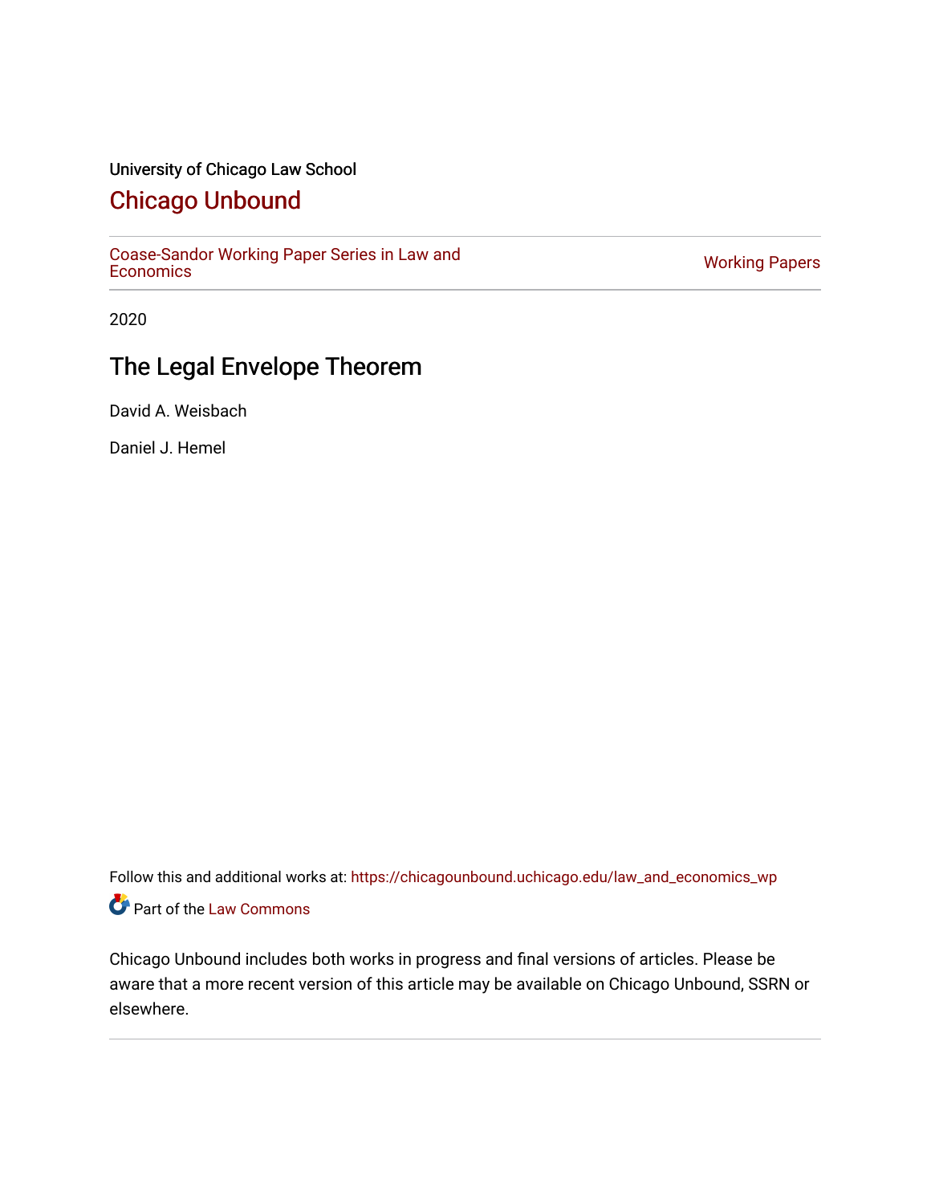University of Chicago Law School

# Chicago Unbound

Coase-Sandor Working Paper Series in Law and Economics | Working Papers

2020

## The Legal Envelope Theorem

David A. Weisbach

Daniel J. Hemel

Follow this and additional works at: https://chicagounbound.uchicago.edu/law_and_economics_wp

Part of the Law Commons

Chicago Unbound includes both works in progress and final versions of articles. Please be aware that a more recent version of this article may be available on Chicago Unbound, SSRN or elsewhere.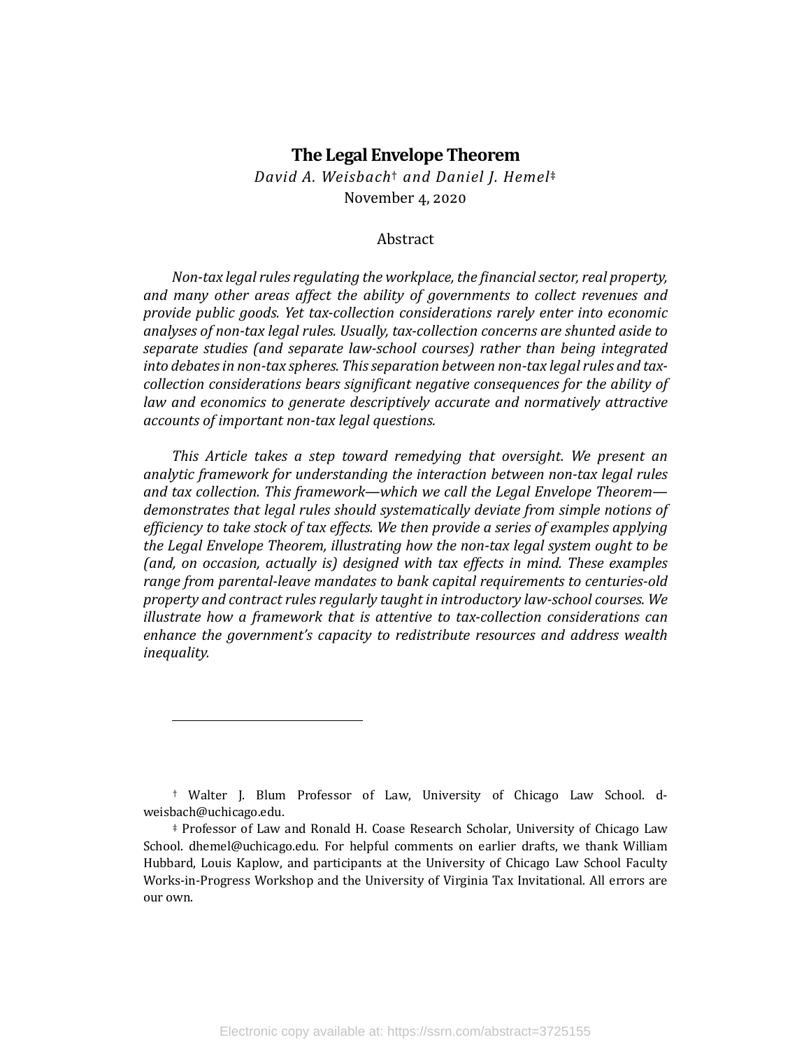# The Legal Envelope Theorem

*David A. Weisbach*[†] *and Daniel J. Hemel*[‡]

November 4, 2020

## Abstract

*Non-tax legal rules regulating the workplace, the financial sector, real property, and many other areas affect the ability of governments to collect revenues and provide public goods. Yet tax-collection considerations rarely enter into economic analyses of non-tax legal rules. Usually, tax-collection concerns are shunted aside to separate studies (and separate law-school courses) rather than being integrated into debates in non-tax spheres. This separation between non-tax legal rules and tax-collection considerations bears significant negative consequences for the ability of law and economics to generate descriptively accurate and normatively attractive accounts of important non-tax legal questions.*

*This Article takes a step toward remedying that oversight. We present an analytic framework for understanding the interaction between non-tax legal rules and tax collection. This framework—which we call the Legal Envelope Theorem—demonstrates that legal rules should systematically deviate from simple notions of efficiency to take stock of tax effects. We then provide a series of examples applying the Legal Envelope Theorem, illustrating how the non-tax legal system ought to be (and, on occasion, actually is) designed with tax effects in mind. These examples range from parental-leave mandates to bank capital requirements to centuries-old property and contract rules regularly taught in introductory law-school courses. We illustrate how a framework that is attentive to tax-collection considerations can enhance the government's capacity to redistribute resources and address wealth inequality.*

---

[†] Walter J. Blum Professor of Law, University of Chicago Law School. d-weisbach@uchicago.edu.

[‡] Professor of Law and Ronald H. Coase Research Scholar, University of Chicago Law School. dhemel@uchicago.edu. For helpful comments on earlier drafts, we thank William Hubbard, Louis Kaplow, and participants at the University of Chicago Law School Faculty Works-in-Progress Workshop and the University of Virginia Tax Invitational. All errors are our own.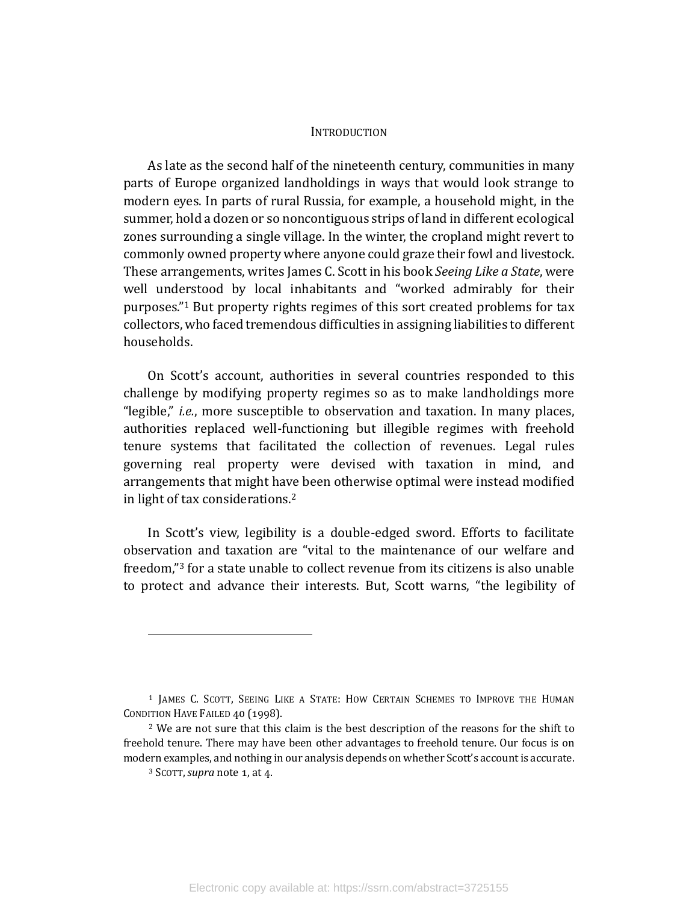## INTRODUCTION

As late as the second half of the nineteenth century, communities in many parts of Europe organized landholdings in ways that would look strange to modern eyes. In parts of rural Russia, for example, a household might, in the summer, hold a dozen or so noncontiguous strips of land in different ecological zones surrounding a single village. In the winter, the cropland might revert to commonly owned property where anyone could graze their fowl and livestock. These arrangements, writes James C. Scott in his book *Seeing Like a State*, were well understood by local inhabitants and "worked admirably for their purposes."[1] But property rights regimes of this sort created problems for tax collectors, who faced tremendous difficulties in assigning liabilities to different households.

On Scott's account, authorities in several countries responded to this challenge by modifying property regimes so as to make landholdings more "legible," *i.e.*, more susceptible to observation and taxation. In many places, authorities replaced well-functioning but illegible regimes with freehold tenure systems that facilitated the collection of revenues. Legal rules governing real property were devised with taxation in mind, and arrangements that might have been otherwise optimal were instead modified in light of tax considerations.[2]

In Scott's view, legibility is a double-edged sword. Efforts to facilitate observation and taxation are "vital to the maintenance of our welfare and freedom,"[3] for a state unable to collect revenue from its citizens is also unable to protect and advance their interests. But, Scott warns, "the legibility of

---

[1] JAMES C. SCOTT, SEEING LIKE A STATE: HOW CERTAIN SCHEMES TO IMPROVE THE HUMAN CONDITION HAVE FAILED 40 (1998).

[2] We are not sure that this claim is the best description of the reasons for the shift to freehold tenure. There may have been other advantages to freehold tenure. Our focus is on modern examples, and nothing in our analysis depends on whether Scott's account is accurate.

[3] SCOTT, *supra* note 1, at 4.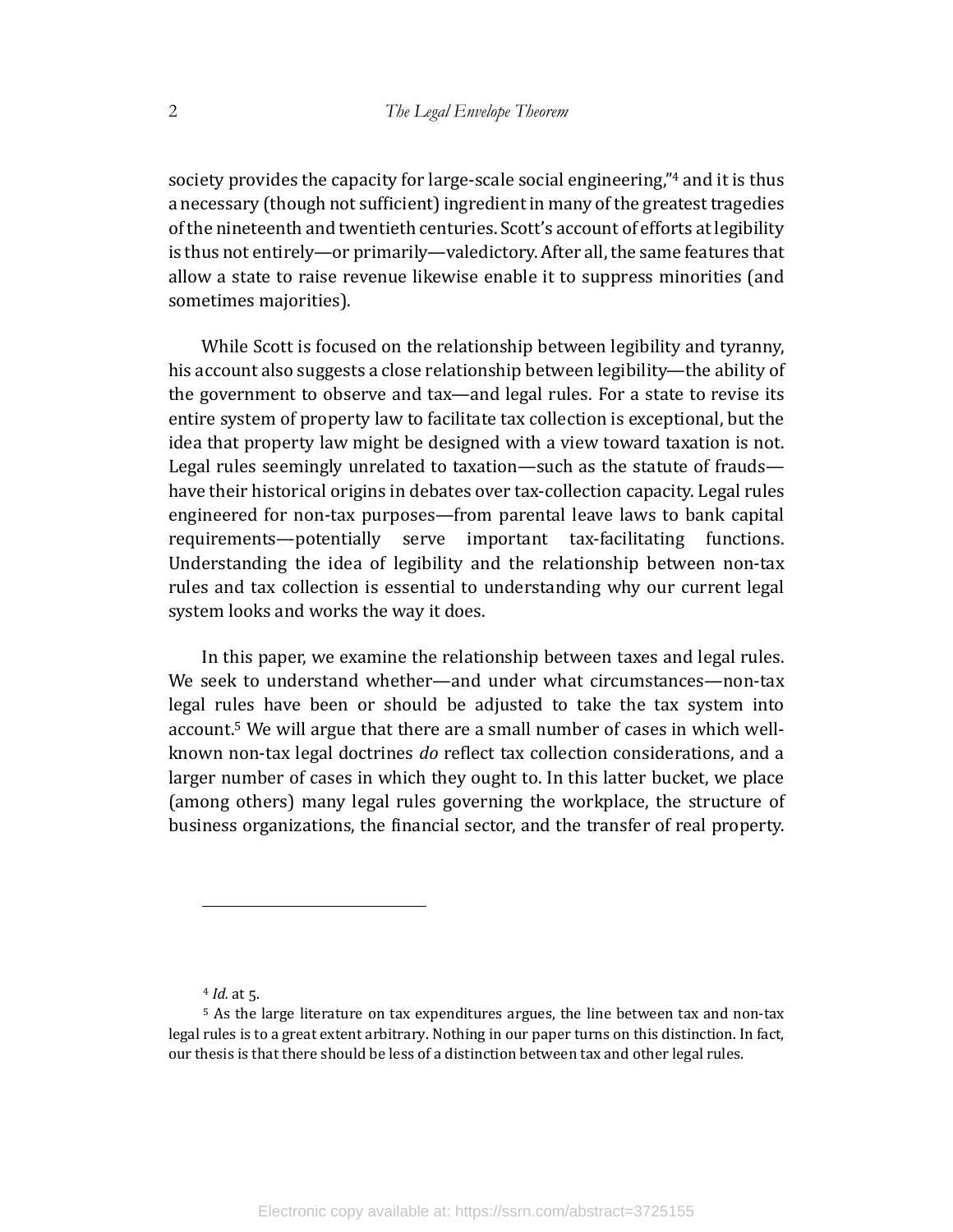society provides the capacity for large-scale social engineering,"[4] and it is thus a necessary (though not sufficient) ingredient in many of the greatest tragedies of the nineteenth and twentieth centuries. Scott's account of efforts at legibility is thus not entirely—or primarily—valedictory. After all, the same features that allow a state to raise revenue likewise enable it to suppress minorities (and sometimes majorities).

While Scott is focused on the relationship between legibility and tyranny, his account also suggests a close relationship between legibility—the ability of the government to observe and tax—and legal rules. For a state to revise its entire system of property law to facilitate tax collection is exceptional, but the idea that property law might be designed with a view toward taxation is not. Legal rules seemingly unrelated to taxation—such as the statute of frauds—have their historical origins in debates over tax-collection capacity. Legal rules engineered for non-tax purposes—from parental leave laws to bank capital requirements—potentially serve important tax-facilitating functions. Understanding the idea of legibility and the relationship between non-tax rules and tax collection is essential to understanding why our current legal system looks and works the way it does.

In this paper, we examine the relationship between taxes and legal rules. We seek to understand whether—and under what circumstances—non-tax legal rules have been or should be adjusted to take the tax system into account.[5] We will argue that there are a small number of cases in which well-known non-tax legal doctrines *do* reflect tax collection considerations, and a larger number of cases in which they ought to. In this latter bucket, we place (among others) many legal rules governing the workplace, the structure of business organizations, the financial sector, and the transfer of real property.

---

[4] *Id.* at 5.

[5] As the large literature on tax expenditures argues, the line between tax and non-tax legal rules is to a great extent arbitrary. Nothing in our paper turns on this distinction. In fact, our thesis is that there should be less of a distinction between tax and other legal rules.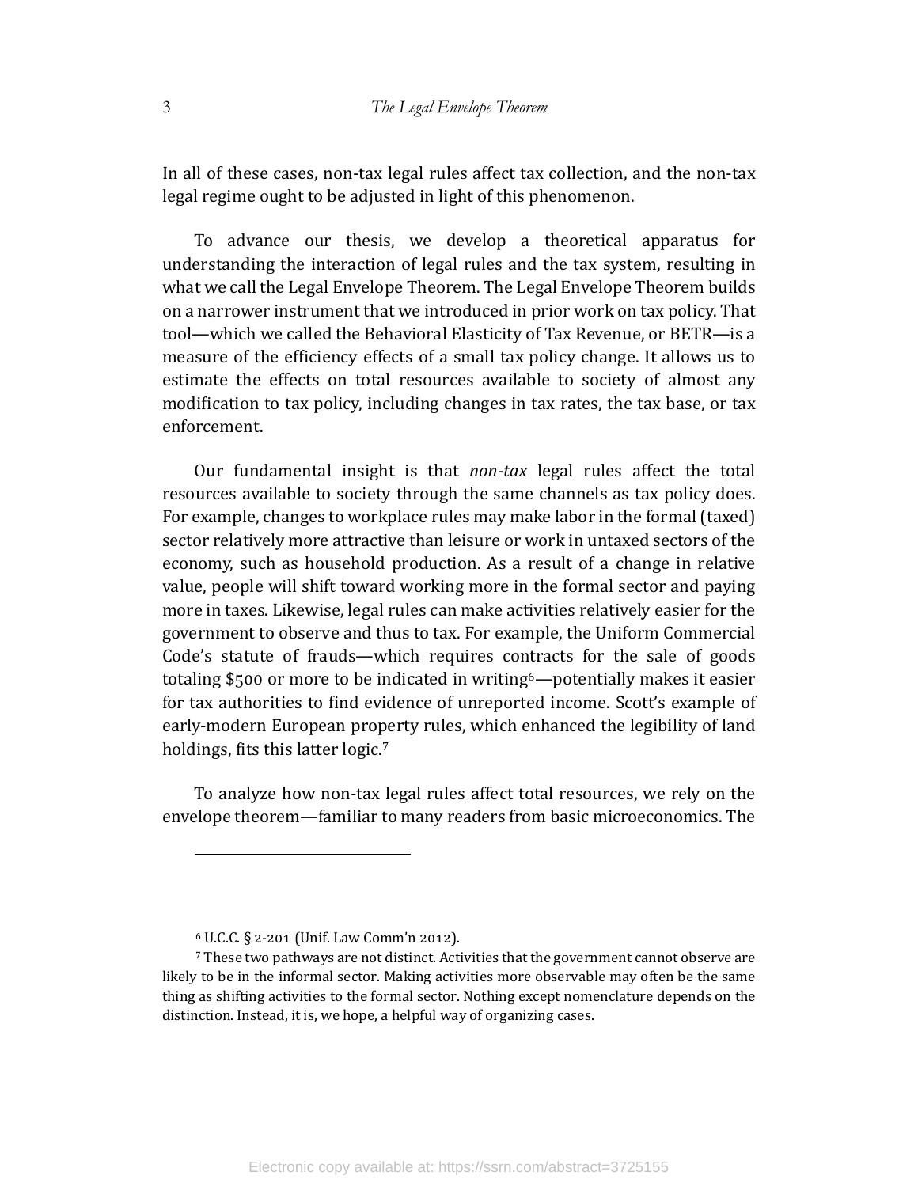In all of these cases, non-tax legal rules affect tax collection, and the non-tax legal regime ought to be adjusted in light of this phenomenon.

To advance our thesis, we develop a theoretical apparatus for understanding the interaction of legal rules and the tax system, resulting in what we call the Legal Envelope Theorem. The Legal Envelope Theorem builds on a narrower instrument that we introduced in prior work on tax policy. That tool—which we called the Behavioral Elasticity of Tax Revenue, or BETR—is a measure of the efficiency effects of a small tax policy change. It allows us to estimate the effects on total resources available to society of almost any modification to tax policy, including changes in tax rates, the tax base, or tax enforcement.

Our fundamental insight is that *non-tax* legal rules affect the total resources available to society through the same channels as tax policy does. For example, changes to workplace rules may make labor in the formal (taxed) sector relatively more attractive than leisure or work in untaxed sectors of the economy, such as household production. As a result of a change in relative value, people will shift toward working more in the formal sector and paying more in taxes. Likewise, legal rules can make activities relatively easier for the government to observe and thus to tax. For example, the Uniform Commercial Code's statute of frauds—which requires contracts for the sale of goods totaling $500 or more to be indicated in writing[6]—potentially makes it easier for tax authorities to find evidence of unreported income. Scott's example of early-modern European property rules, which enhanced the legibility of land holdings, fits this latter logic.[7]

To analyze how non-tax legal rules affect total resources, we rely on the envelope theorem—familiar to many readers from basic microeconomics. The

---

[6] U.C.C. § 2-201 (Unif. Law Comm'n 2012).

[7] These two pathways are not distinct. Activities that the government cannot observe are likely to be in the informal sector. Making activities more observable may often be the same thing as shifting activities to the formal sector. Nothing except nomenclature depends on the distinction. Instead, it is, we hope, a helpful way of organizing cases.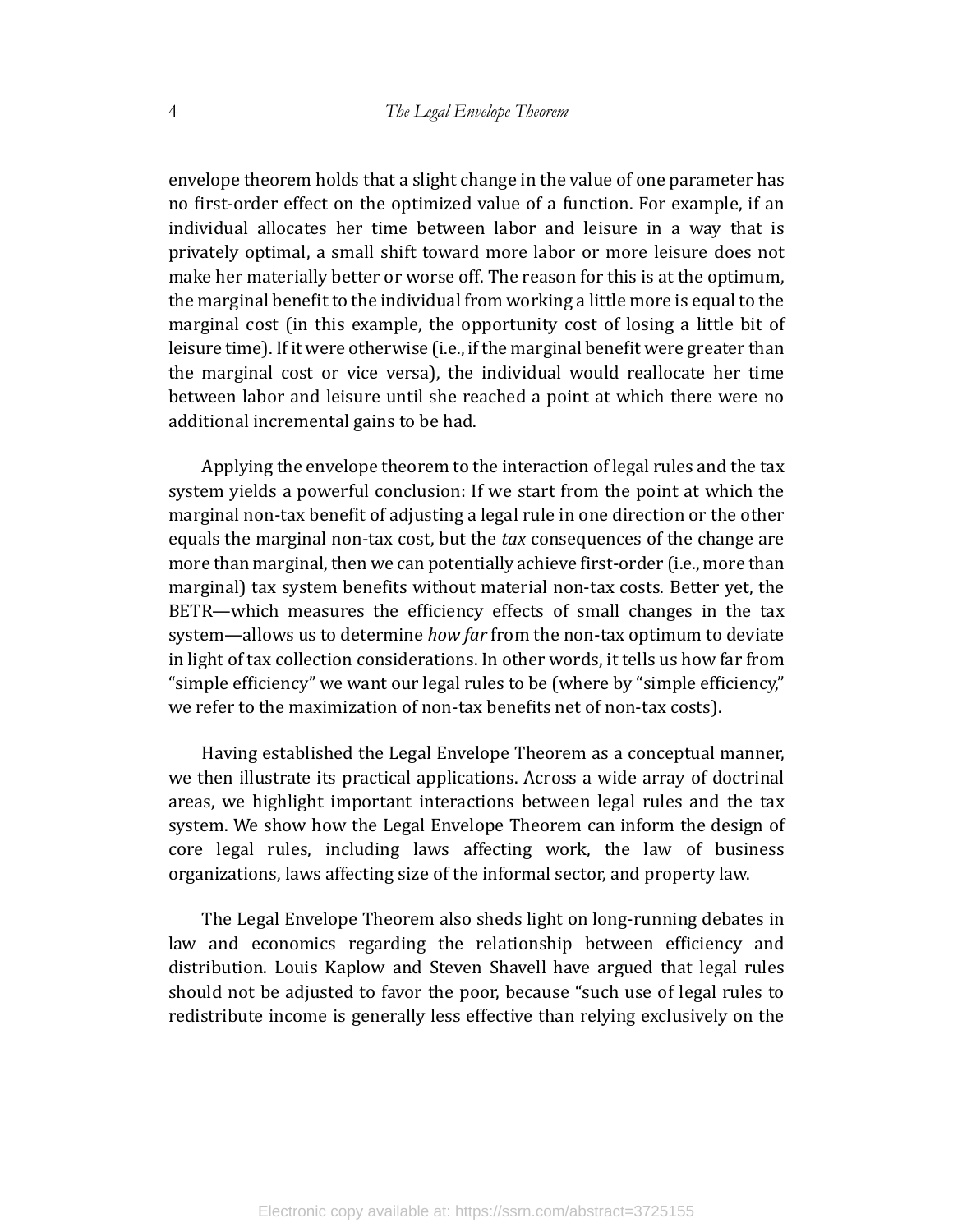envelope theorem holds that a slight change in the value of one parameter has no first-order effect on the optimized value of a function. For example, if an individual allocates her time between labor and leisure in a way that is privately optimal, a small shift toward more labor or more leisure does not make her materially better or worse off. The reason for this is at the optimum, the marginal benefit to the individual from working a little more is equal to the marginal cost (in this example, the opportunity cost of losing a little bit of leisure time). If it were otherwise (i.e., if the marginal benefit were greater than the marginal cost or vice versa), the individual would reallocate her time between labor and leisure until she reached a point at which there were no additional incremental gains to be had.

Applying the envelope theorem to the interaction of legal rules and the tax system yields a powerful conclusion: If we start from the point at which the marginal non-tax benefit of adjusting a legal rule in one direction or the other equals the marginal non-tax cost, but the *tax* consequences of the change are more than marginal, then we can potentially achieve first-order (i.e., more than marginal) tax system benefits without material non-tax costs. Better yet, the BETR—which measures the efficiency effects of small changes in the tax system—allows us to determine *how far* from the non-tax optimum to deviate in light of tax collection considerations. In other words, it tells us how far from "simple efficiency" we want our legal rules to be (where by "simple efficiency," we refer to the maximization of non-tax benefits net of non-tax costs).

Having established the Legal Envelope Theorem as a conceptual manner, we then illustrate its practical applications. Across a wide array of doctrinal areas, we highlight important interactions between legal rules and the tax system. We show how the Legal Envelope Theorem can inform the design of core legal rules, including laws affecting work, the law of business organizations, laws affecting size of the informal sector, and property law.

The Legal Envelope Theorem also sheds light on long-running debates in law and economics regarding the relationship between efficiency and distribution. Louis Kaplow and Steven Shavell have argued that legal rules should not be adjusted to favor the poor, because "such use of legal rules to redistribute income is generally less effective than relying exclusively on the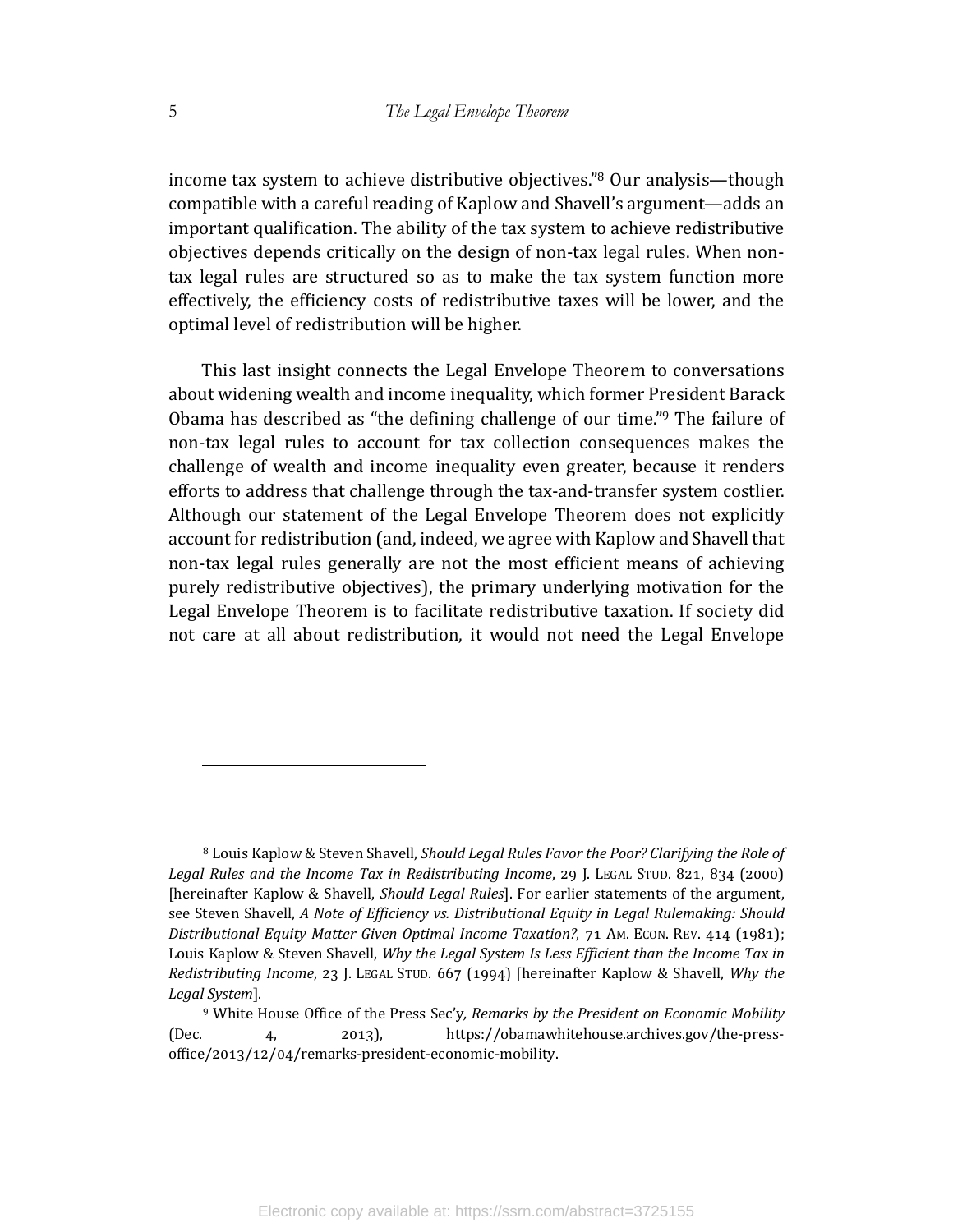income tax system to achieve distributive objectives."[8] Our analysis—though compatible with a careful reading of Kaplow and Shavell's argument—adds an important qualification. The ability of the tax system to achieve redistributive objectives depends critically on the design of non-tax legal rules. When non-tax legal rules are structured so as to make the tax system function more effectively, the efficiency costs of redistributive taxes will be lower, and the optimal level of redistribution will be higher.

This last insight connects the Legal Envelope Theorem to conversations about widening wealth and income inequality, which former President Barack Obama has described as "the defining challenge of our time."[9] The failure of non-tax legal rules to account for tax collection consequences makes the challenge of wealth and income inequality even greater, because it renders efforts to address that challenge through the tax-and-transfer system costlier. Although our statement of the Legal Envelope Theorem does not explicitly account for redistribution (and, indeed, we agree with Kaplow and Shavell that non-tax legal rules generally are not the most efficient means of achieving purely redistributive objectives), the primary underlying motivation for the Legal Envelope Theorem is to facilitate redistributive taxation. If society did not care at all about redistribution, it would not need the Legal Envelope

---

[8] Louis Kaplow & Steven Shavell, *Should Legal Rules Favor the Poor? Clarifying the Role of Legal Rules and the Income Tax in Redistributing Income*, 29 J. LEGAL STUD. 821, 834 (2000) [hereinafter Kaplow & Shavell, *Should Legal Rules*]. For earlier statements of the argument, see Steven Shavell, *A Note of Efficiency vs. Distributional Equity in Legal Rulemaking: Should Distributional Equity Matter Given Optimal Income Taxation?*, 71 AM. ECON. REV. 414 (1981); Louis Kaplow & Steven Shavell, *Why the Legal System Is Less Efficient than the Income Tax in Redistributing Income*, 23 J. LEGAL STUD. 667 (1994) [hereinafter Kaplow & Shavell, *Why the Legal System*].

[9] White House Office of the Press Sec'y, *Remarks by the President on Economic Mobility* (Dec. 4, 2013), https://obamawhitehouse.archives.gov/the-press-office/2013/12/04/remarks-president-economic-mobility.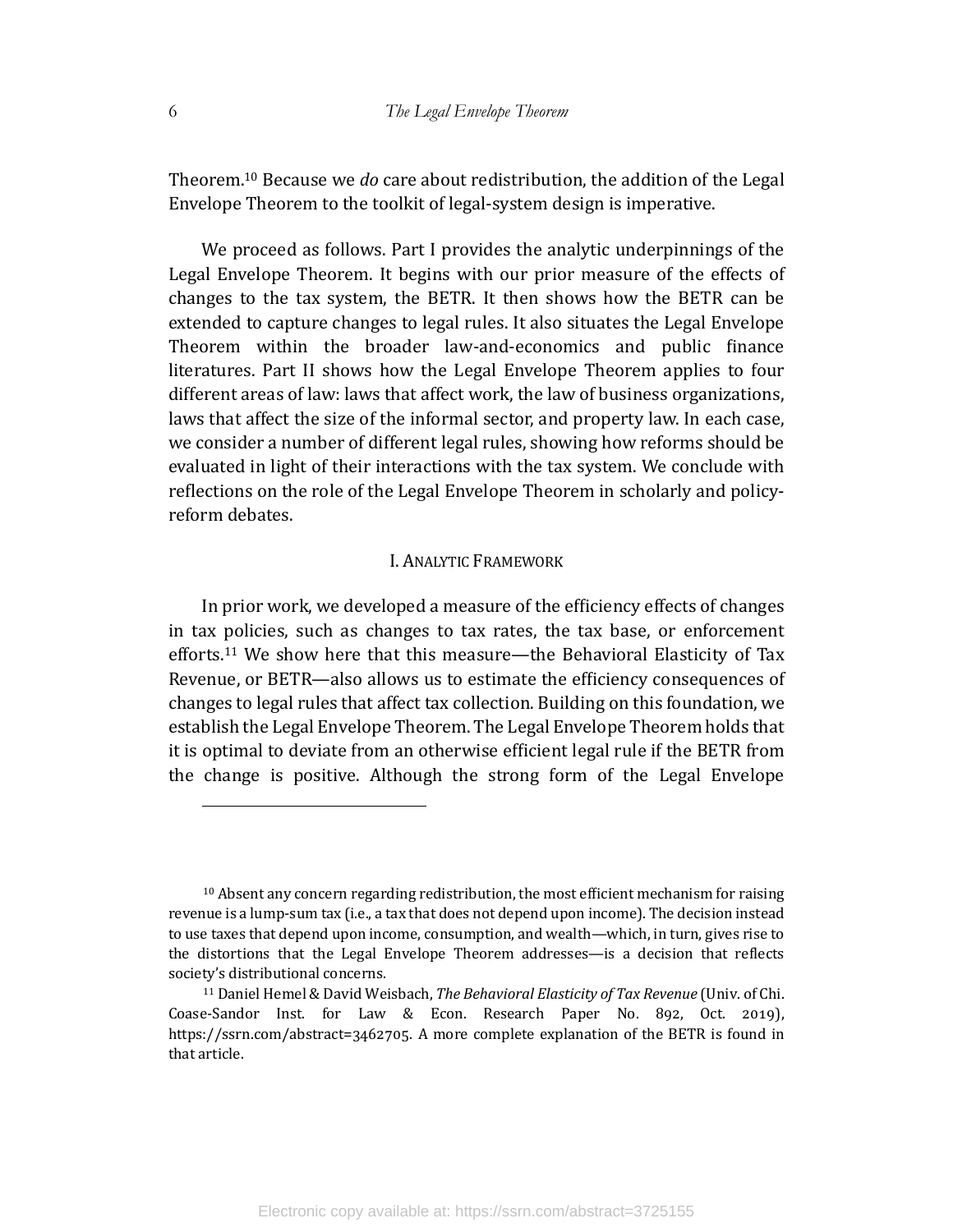Theorem.[10] Because we *do* care about redistribution, the addition of the Legal Envelope Theorem to the toolkit of legal-system design is imperative.

We proceed as follows. Part I provides the analytic underpinnings of the Legal Envelope Theorem. It begins with our prior measure of the effects of changes to the tax system, the BETR. It then shows how the BETR can be extended to capture changes to legal rules. It also situates the Legal Envelope Theorem within the broader law-and-economics and public finance literatures. Part II shows how the Legal Envelope Theorem applies to four different areas of law: laws that affect work, the law of business organizations, laws that affect the size of the informal sector, and property law. In each case, we consider a number of different legal rules, showing how reforms should be evaluated in light of their interactions with the tax system. We conclude with reflections on the role of the Legal Envelope Theorem in scholarly and policy-reform debates.

## I. Analytic Framework

In prior work, we developed a measure of the efficiency effects of changes in tax policies, such as changes to tax rates, the tax base, or enforcement efforts.[11] We show here that this measure—the Behavioral Elasticity of Tax Revenue, or BETR—also allows us to estimate the efficiency consequences of changes to legal rules that affect tax collection. Building on this foundation, we establish the Legal Envelope Theorem. The Legal Envelope Theorem holds that it is optimal to deviate from an otherwise efficient legal rule if the BETR from the change is positive. Although the strong form of the Legal Envelope

---

[10] Absent any concern regarding redistribution, the most efficient mechanism for raising revenue is a lump-sum tax (i.e., a tax that does not depend upon income). The decision instead to use taxes that depend upon income, consumption, and wealth—which, in turn, gives rise to the distortions that the Legal Envelope Theorem addresses—is a decision that reflects society's distributional concerns.

[11] Daniel Hemel & David Weisbach, *The Behavioral Elasticity of Tax Revenue* (Univ. of Chi. Coase-Sandor Inst. for Law & Econ. Research Paper No. 892, Oct. 2019), https://ssrn.com/abstract=3462705. A more complete explanation of the BETR is found in that article.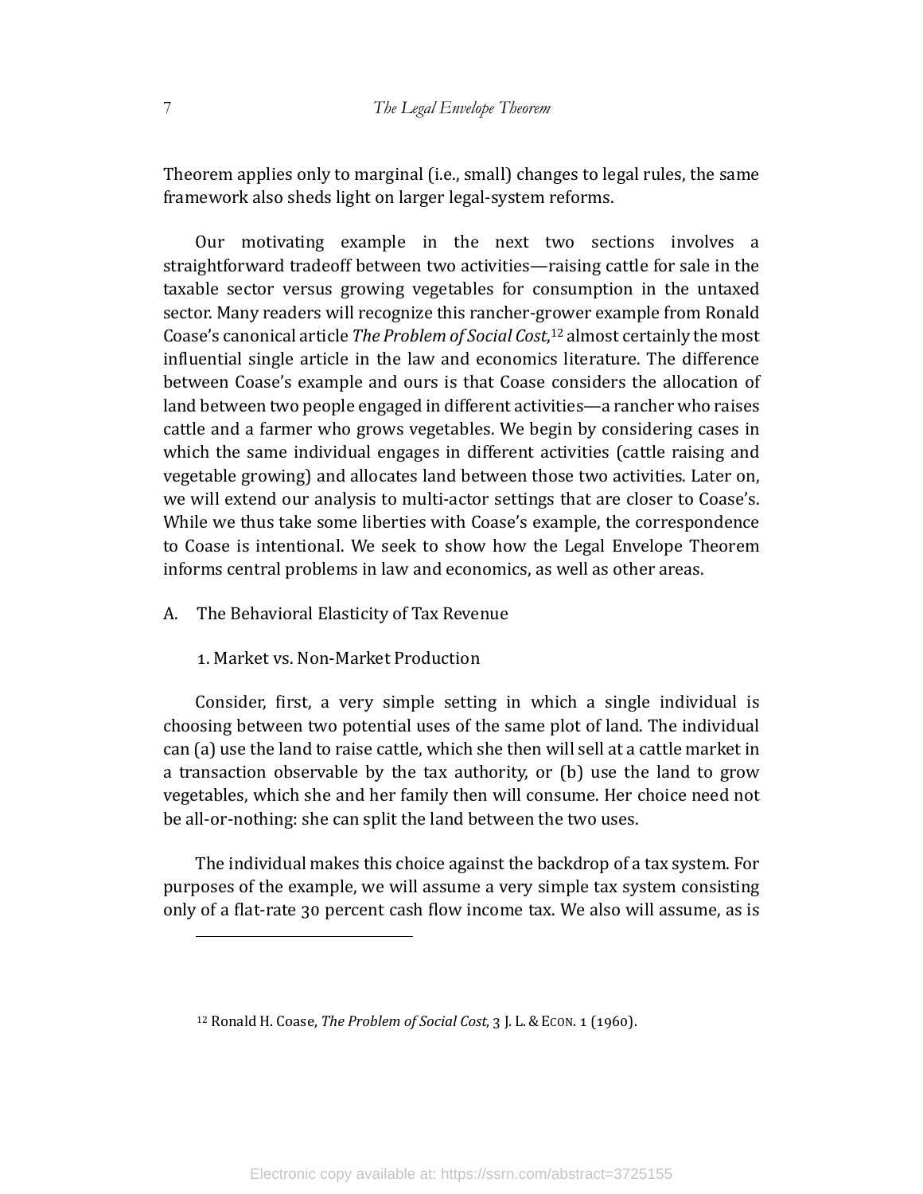Theorem applies only to marginal (i.e., small) changes to legal rules, the same framework also sheds light on larger legal-system reforms.

Our motivating example in the next two sections involves a straightforward tradeoff between two activities—raising cattle for sale in the taxable sector versus growing vegetables for consumption in the untaxed sector. Many readers will recognize this rancher-grower example from Ronald Coase's canonical article *The Problem of Social Cost*,[12] almost certainly the most influential single article in the law and economics literature. The difference between Coase's example and ours is that Coase considers the allocation of land between two people engaged in different activities—a rancher who raises cattle and a farmer who grows vegetables. We begin by considering cases in which the same individual engages in different activities (cattle raising and vegetable growing) and allocates land between those two activities. Later on, we will extend our analysis to multi-actor settings that are closer to Coase's. While we thus take some liberties with Coase's example, the correspondence to Coase is intentional. We seek to show how the Legal Envelope Theorem informs central problems in law and economics, as well as other areas.

## A. The Behavioral Elasticity of Tax Revenue

### 1. Market vs. Non-Market Production

Consider, first, a very simple setting in which a single individual is choosing between two potential uses of the same plot of land. The individual can (a) use the land to raise cattle, which she then will sell at a cattle market in a transaction observable by the tax authority, or (b) use the land to grow vegetables, which she and her family then will consume. Her choice need not be all-or-nothing: she can split the land between the two uses.

The individual makes this choice against the backdrop of a tax system. For purposes of the example, we will assume a very simple tax system consisting only of a flat-rate 30 percent cash flow income tax. We also will assume, as is

---

[12] Ronald H. Coase, *The Problem of Social Cost*, 3 J. L. & ECON. 1 (1960).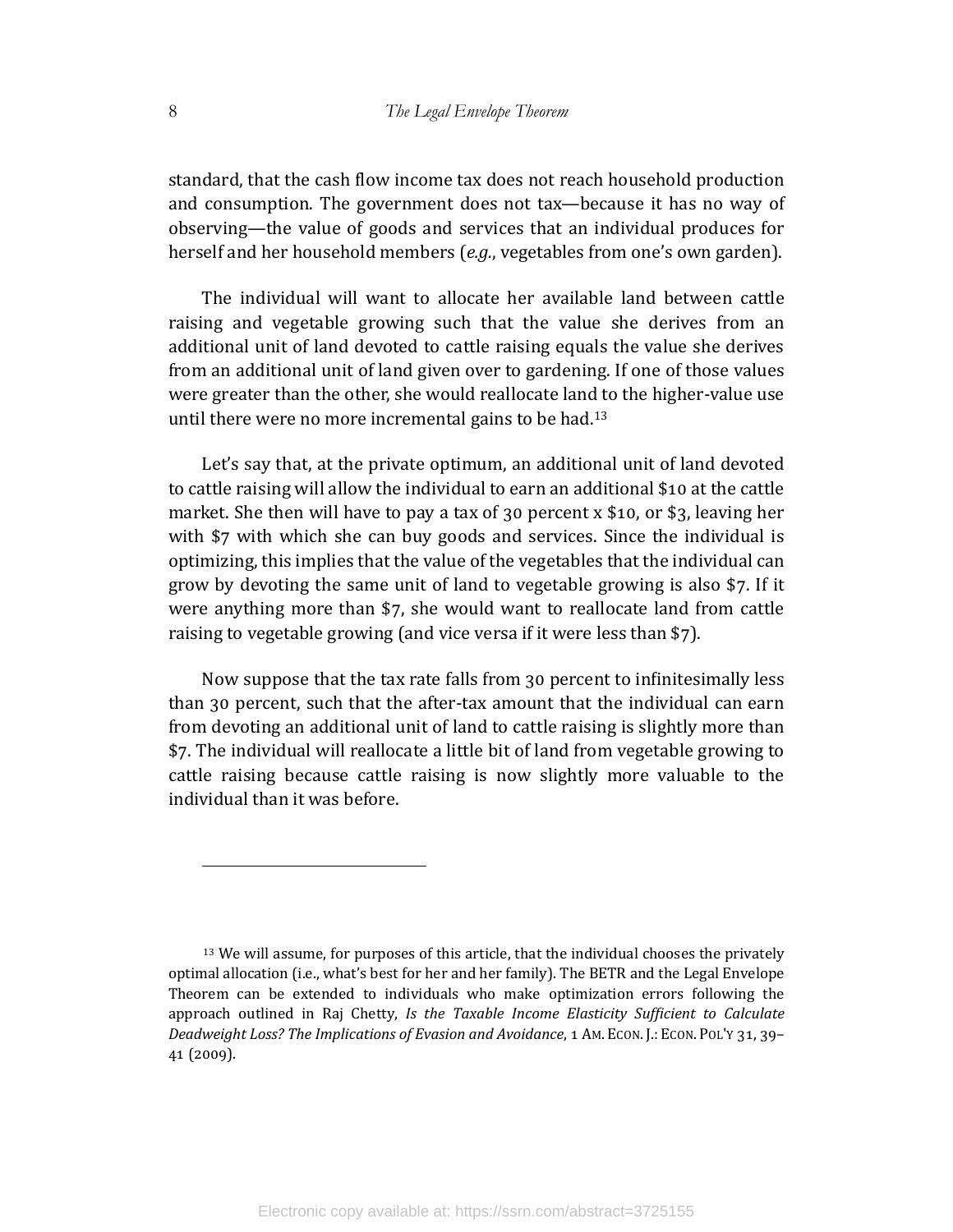standard, that the cash flow income tax does not reach household production and consumption. The government does not tax—because it has no way of observing—the value of goods and services that an individual produces for herself and her household members (*e.g.*, vegetables from one's own garden).

The individual will want to allocate her available land between cattle raising and vegetable growing such that the value she derives from an additional unit of land devoted to cattle raising equals the value she derives from an additional unit of land given over to gardening. If one of those values were greater than the other, she would reallocate land to the higher-value use until there were no more incremental gains to be had.[13]

Let's say that, at the private optimum, an additional unit of land devoted to cattle raising will allow the individual to earn an additional $10 at the cattle market. She then will have to pay a tax of 30 percent x $10, or $3, leaving her with $7 with which she can buy goods and services. Since the individual is optimizing, this implies that the value of the vegetables that the individual can grow by devoting the same unit of land to vegetable growing is also $7. If it were anything more than $7, she would want to reallocate land from cattle raising to vegetable growing (and vice versa if it were less than $7).

Now suppose that the tax rate falls from 30 percent to infinitesimally less than 30 percent, such that the after-tax amount that the individual can earn from devoting an additional unit of land to cattle raising is slightly more than $7. The individual will reallocate a little bit of land from vegetable growing to cattle raising because cattle raising is now slightly more valuable to the individual than it was before.

---

[13] We will assume, for purposes of this article, that the individual chooses the privately optimal allocation (i.e., what's best for her and her family). The BETR and the Legal Envelope Theorem can be extended to individuals who make optimization errors following the approach outlined in Raj Chetty, *Is the Taxable Income Elasticity Sufficient to Calculate Deadweight Loss? The Implications of Evasion and Avoidance*, 1 AM. ECON. J.: ECON. POL'Y 31, 39–41 (2009).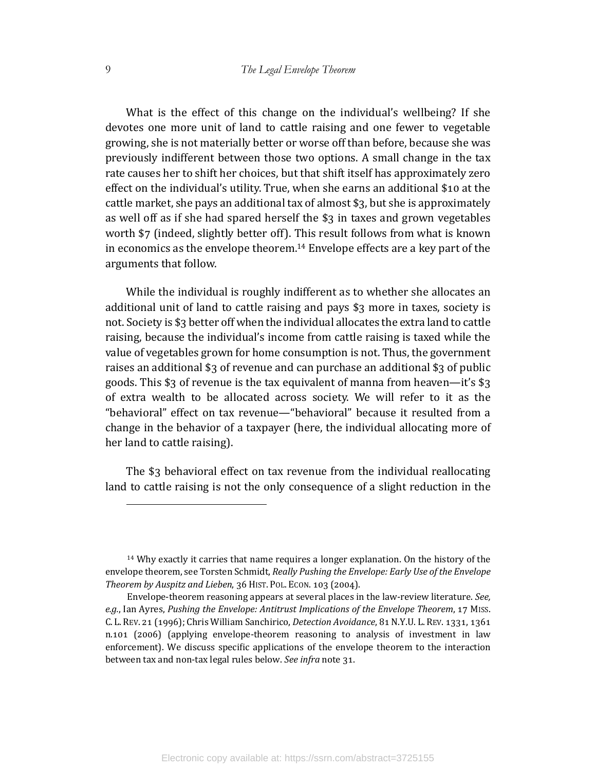What is the effect of this change on the individual's wellbeing? If she devotes one more unit of land to cattle raising and one fewer to vegetable growing, she is not materially better or worse off than before, because she was previously indifferent between those two options. A small change in the tax rate causes her to shift her choices, but that shift itself has approximately zero effect on the individual's utility. True, when she earns an additional $10 at the cattle market, she pays an additional tax of almost $3, but she is approximately as well off as if she had spared herself the $3 in taxes and grown vegetables worth $7 (indeed, slightly better off). This result follows from what is known in economics as the envelope theorem.[14] Envelope effects are a key part of the arguments that follow.

While the individual is roughly indifferent as to whether she allocates an additional unit of land to cattle raising and pays $3 more in taxes, society is not. Society is $3 better off when the individual allocates the extra land to cattle raising, because the individual's income from cattle raising is taxed while the value of vegetables grown for home consumption is not. Thus, the government raises an additional $3 of revenue and can purchase an additional $3 of public goods. This $3 of revenue is the tax equivalent of manna from heaven—it's $3 of extra wealth to be allocated across society. We will refer to it as the "behavioral" effect on tax revenue—"behavioral" because it resulted from a change in the behavior of a taxpayer (here, the individual allocating more of her land to cattle raising).

The $3 behavioral effect on tax revenue from the individual reallocating land to cattle raising is not the only consequence of a slight reduction in the

---

[14] Why exactly it carries that name requires a longer explanation. On the history of the envelope theorem, see Torsten Schmidt, *Really Pushing the Envelope: Early Use of the Envelope Theorem by Auspitz and Lieben*, 36 HIST. POL. ECON. 103 (2004).

Envelope-theorem reasoning appears at several places in the law-review literature. *See, e.g.*, Ian Ayres, *Pushing the Envelope: Antitrust Implications of the Envelope Theorem*, 17 MISS. C. L. REV. 21 (1996); Chris William Sanchirico, *Detection Avoidance*, 81 N.Y.U. L. REV. 1331, 1361 n.101 (2006) (applying envelope-theorem reasoning to analysis of investment in law enforcement). We discuss specific applications of the envelope theorem to the interaction between tax and non-tax legal rules below. *See infra* note 31.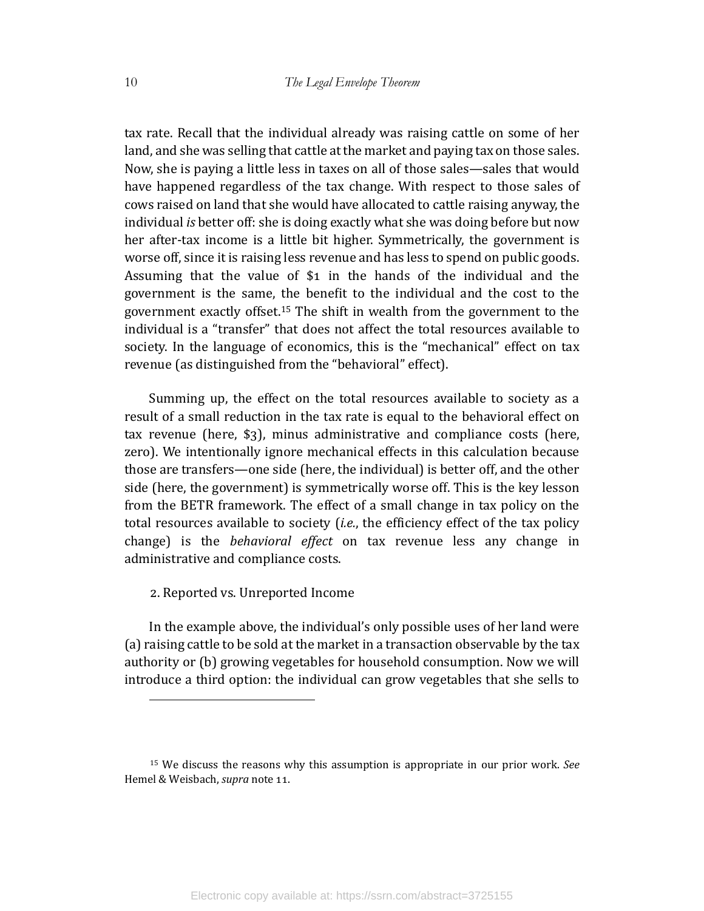tax rate. Recall that the individual already was raising cattle on some of her land, and she was selling that cattle at the market and paying tax on those sales. Now, she is paying a little less in taxes on all of those sales—sales that would have happened regardless of the tax change. With respect to those sales of cows raised on land that she would have allocated to cattle raising anyway, the individual *is* better off: she is doing exactly what she was doing before but now her after-tax income is a little bit higher. Symmetrically, the government is worse off, since it is raising less revenue and has less to spend on public goods. Assuming that the value of $1 in the hands of the individual and the government is the same, the benefit to the individual and the cost to the government exactly offset.[15] The shift in wealth from the government to the individual is a "transfer" that does not affect the total resources available to society. In the language of economics, this is the "mechanical" effect on tax revenue (as distinguished from the "behavioral" effect).

Summing up, the effect on the total resources available to society as a result of a small reduction in the tax rate is equal to the behavioral effect on tax revenue (here, $3), minus administrative and compliance costs (here, zero). We intentionally ignore mechanical effects in this calculation because those are transfers—one side (here, the individual) is better off, and the other side (here, the government) is symmetrically worse off. This is the key lesson from the BETR framework. The effect of a small change in tax policy on the total resources available to society (*i.e.*, the efficiency effect of the tax policy change) is the *behavioral effect* on tax revenue less any change in administrative and compliance costs.

2. Reported vs. Unreported Income

In the example above, the individual's only possible uses of her land were (a) raising cattle to be sold at the market in a transaction observable by the tax authority or (b) growing vegetables for household consumption. Now we will introduce a third option: the individual can grow vegetables that she sells to

---

[15] We discuss the reasons why this assumption is appropriate in our prior work. *See* Hemel & Weisbach, *supra* note 11.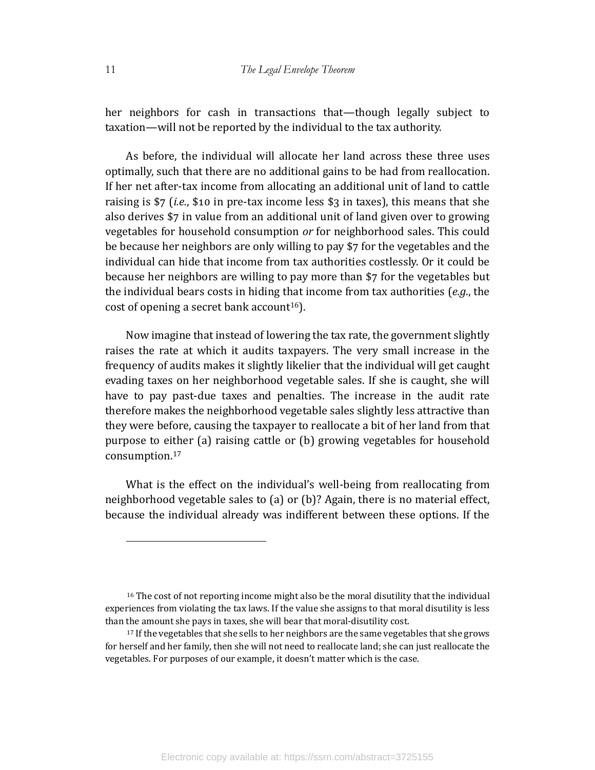her neighbors for cash in transactions that—though legally subject to taxation—will not be reported by the individual to the tax authority.

As before, the individual will allocate her land across these three uses optimally, such that there are no additional gains to be had from reallocation. If her net after-tax income from allocating an additional unit of land to cattle raising is $7 (*i.e.*, $10 in pre-tax income less $3 in taxes), this means that she also derives $7 in value from an additional unit of land given over to growing vegetables for household consumption *or* for neighborhood sales. This could be because her neighbors are only willing to pay $7 for the vegetables and the individual can hide that income from tax authorities costlessly. Or it could be because her neighbors are willing to pay more than $7 for the vegetables but the individual bears costs in hiding that income from tax authorities (*e.g.*, the cost of opening a secret bank account[16]).

Now imagine that instead of lowering the tax rate, the government slightly raises the rate at which it audits taxpayers. The very small increase in the frequency of audits makes it slightly likelier that the individual will get caught evading taxes on her neighborhood vegetable sales. If she is caught, she will have to pay past-due taxes and penalties. The increase in the audit rate therefore makes the neighborhood vegetable sales slightly less attractive than they were before, causing the taxpayer to reallocate a bit of her land from that purpose to either (a) raising cattle or (b) growing vegetables for household consumption.[17]

What is the effect on the individual's well-being from reallocating from neighborhood vegetable sales to (a) or (b)? Again, there is no material effect, because the individual already was indifferent between these options. If the

---

[16] The cost of not reporting income might also be the moral disutility that the individual experiences from violating the tax laws. If the value she assigns to that moral disutility is less than the amount she pays in taxes, she will bear that moral-disutility cost.

[17] If the vegetables that she sells to her neighbors are the same vegetables that she grows for herself and her family, then she will not need to reallocate land; she can just reallocate the vegetables. For purposes of our example, it doesn't matter which is the case.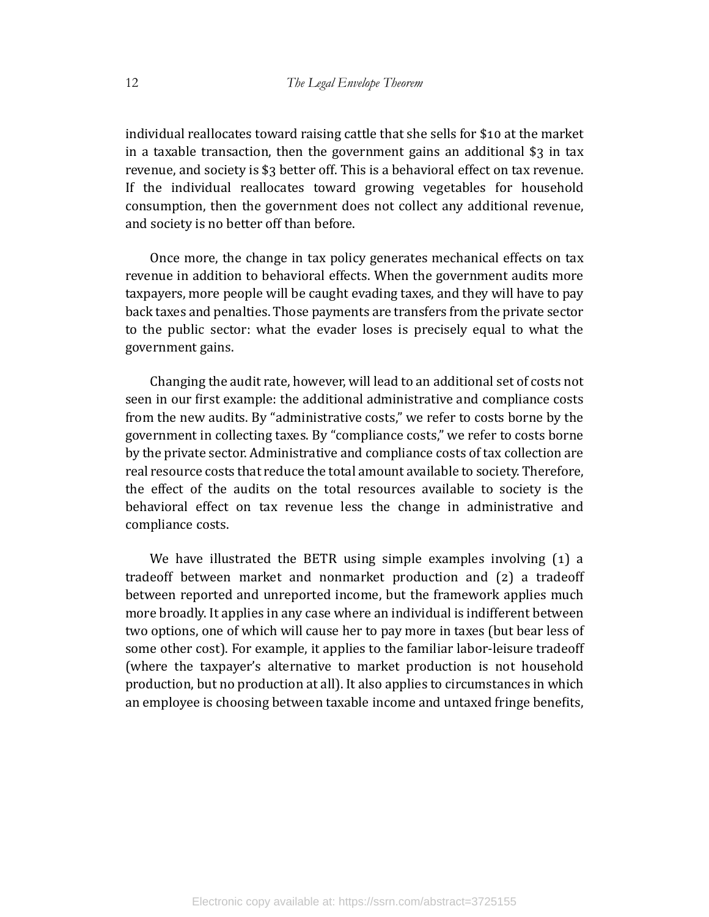individual reallocates toward raising cattle that she sells for $10 at the market in a taxable transaction, then the government gains an additional $3 in tax revenue, and society is $3 better off. This is a behavioral effect on tax revenue. If the individual reallocates toward growing vegetables for household consumption, then the government does not collect any additional revenue, and society is no better off than before.

Once more, the change in tax policy generates mechanical effects on tax revenue in addition to behavioral effects. When the government audits more taxpayers, more people will be caught evading taxes, and they will have to pay back taxes and penalties. Those payments are transfers from the private sector to the public sector: what the evader loses is precisely equal to what the government gains.

Changing the audit rate, however, will lead to an additional set of costs not seen in our first example: the additional administrative and compliance costs from the new audits. By "administrative costs," we refer to costs borne by the government in collecting taxes. By "compliance costs," we refer to costs borne by the private sector. Administrative and compliance costs of tax collection are real resource costs that reduce the total amount available to society. Therefore, the effect of the audits on the total resources available to society is the behavioral effect on tax revenue less the change in administrative and compliance costs.

We have illustrated the BETR using simple examples involving (1) a tradeoff between market and nonmarket production and (2) a tradeoff between reported and unreported income, but the framework applies much more broadly. It applies in any case where an individual is indifferent between two options, one of which will cause her to pay more in taxes (but bear less of some other cost). For example, it applies to the familiar labor-leisure tradeoff (where the taxpayer's alternative to market production is not household production, but no production at all). It also applies to circumstances in which an employee is choosing between taxable income and untaxed fringe benefits,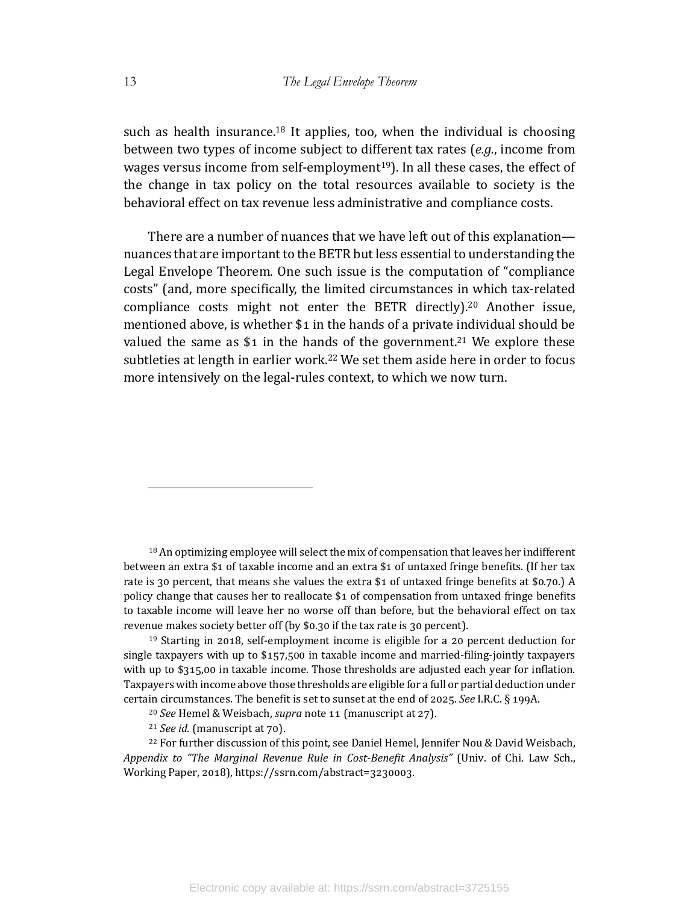such as health insurance.[18] It applies, too, when the individual is choosing between two types of income subject to different tax rates (*e.g.*, income from wages versus income from self-employment[19]). In all these cases, the effect of the change in tax policy on the total resources available to society is the behavioral effect on tax revenue less administrative and compliance costs.

There are a number of nuances that we have left out of this explanation—nuances that are important to the BETR but less essential to understanding the Legal Envelope Theorem. One such issue is the computation of "compliance costs" (and, more specifically, the limited circumstances in which tax-related compliance costs might not enter the BETR directly).[20] Another issue, mentioned above, is whether $1 in the hands of a private individual should be valued the same as $1 in the hands of the government.[21] We explore these subtleties at length in earlier work.[22] We set them aside here in order to focus more intensively on the legal-rules context, to which we now turn.

---

[18] An optimizing employee will select the mix of compensation that leaves her indifferent between an extra $1 of taxable income and an extra $1 of untaxed fringe benefits. (If her tax rate is 30 percent, that means she values the extra $1 of untaxed fringe benefits at $0.70.) A policy change that causes her to reallocate $1 of compensation from untaxed fringe benefits to taxable income will leave her no worse off than before, but the behavioral effect on tax revenue makes society better off (by $0.30 if the tax rate is 30 percent).

[19] Starting in 2018, self-employment income is eligible for a 20 percent deduction for single taxpayers with up to $157,500 in taxable income and married-filing-jointly taxpayers with up to $315,00 in taxable income. Those thresholds are adjusted each year for inflation. Taxpayers with income above those thresholds are eligible for a full or partial deduction under certain circumstances. The benefit is set to sunset at the end of 2025. *See* I.R.C. § 199A.

[20] *See* Hemel & Weisbach, *supra* note 11 (manuscript at 27).

[21] *See id.* (manuscript at 70).

[22] For further discussion of this point, see Daniel Hemel, Jennifer Nou & David Weisbach, *Appendix to "The Marginal Revenue Rule in Cost-Benefit Analysis"* (Univ. of Chi. Law Sch., Working Paper, 2018), https://ssrn.com/abstract=3230003.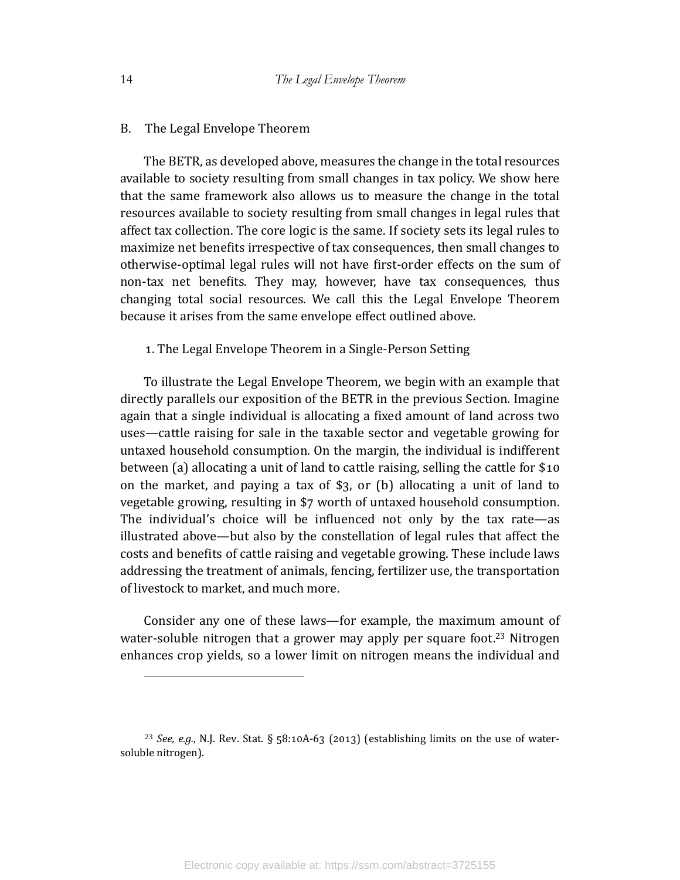## B. The Legal Envelope Theorem

The BETR, as developed above, measures the change in the total resources available to society resulting from small changes in tax policy. We show here that the same framework also allows us to measure the change in the total resources available to society resulting from small changes in legal rules that affect tax collection. The core logic is the same. If society sets its legal rules to maximize net benefits irrespective of tax consequences, then small changes to otherwise-optimal legal rules will not have first-order effects on the sum of non-tax net benefits. They may, however, have tax consequences, thus changing total social resources. We call this the Legal Envelope Theorem because it arises from the same envelope effect outlined above.

### 1. The Legal Envelope Theorem in a Single-Person Setting

To illustrate the Legal Envelope Theorem, we begin with an example that directly parallels our exposition of the BETR in the previous Section. Imagine again that a single individual is allocating a fixed amount of land across two uses—cattle raising for sale in the taxable sector and vegetable growing for untaxed household consumption. On the margin, the individual is indifferent between (a) allocating a unit of land to cattle raising, selling the cattle for $10 on the market, and paying a tax of $3, or (b) allocating a unit of land to vegetable growing, resulting in $7 worth of untaxed household consumption. The individual's choice will be influenced not only by the tax rate—as illustrated above—but also by the constellation of legal rules that affect the costs and benefits of cattle raising and vegetable growing. These include laws addressing the treatment of animals, fencing, fertilizer use, the transportation of livestock to market, and much more.

Consider any one of these laws—for example, the maximum amount of water-soluble nitrogen that a grower may apply per square foot.[23] Nitrogen enhances crop yields, so a lower limit on nitrogen means the individual and

---

[23] *See, e.g.*, N.J. Rev. Stat. § 58:10A-63 (2013) (establishing limits on the use of water-soluble nitrogen).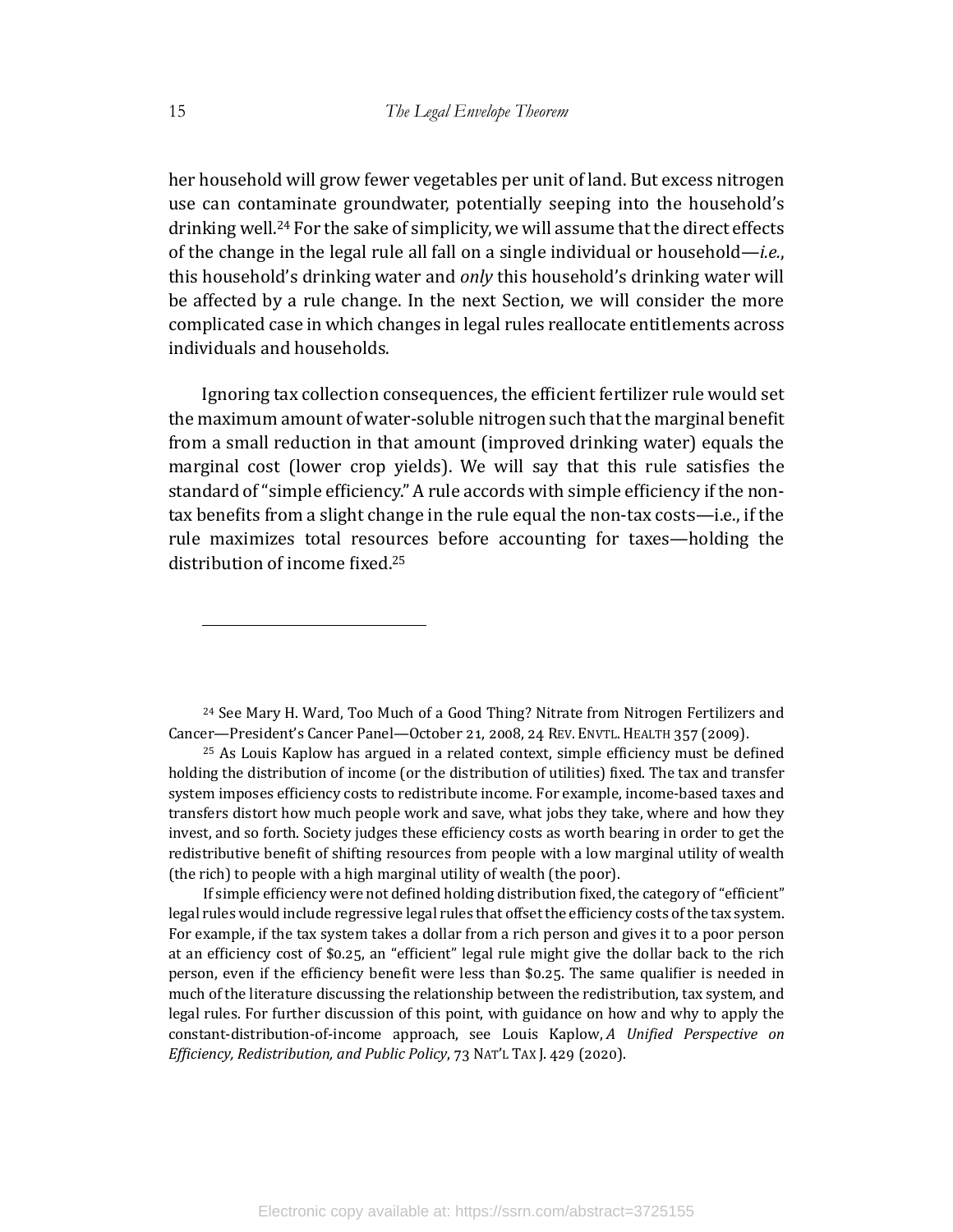her household will grow fewer vegetables per unit of land. But excess nitrogen use can contaminate groundwater, potentially seeping into the household's drinking well.[24] For the sake of simplicity, we will assume that the direct effects of the change in the legal rule all fall on a single individual or household—*i.e.*, this household's drinking water and *only* this household's drinking water will be affected by a rule change. In the next Section, we will consider the more complicated case in which changes in legal rules reallocate entitlements across individuals and households.

Ignoring tax collection consequences, the efficient fertilizer rule would set the maximum amount of water-soluble nitrogen such that the marginal benefit from a small reduction in that amount (improved drinking water) equals the marginal cost (lower crop yields). We will say that this rule satisfies the standard of "simple efficiency." A rule accords with simple efficiency if the non-tax benefits from a slight change in the rule equal the non-tax costs—i.e., if the rule maximizes total resources before accounting for taxes—holding the distribution of income fixed.[25]

---

[24] See Mary H. Ward, Too Much of a Good Thing? Nitrate from Nitrogen Fertilizers and Cancer—President's Cancer Panel—October 21, 2008, 24 REV. ENVTL. HEALTH 357 (2009).

[25] As Louis Kaplow has argued in a related context, simple efficiency must be defined holding the distribution of income (or the distribution of utilities) fixed. The tax and transfer system imposes efficiency costs to redistribute income. For example, income-based taxes and transfers distort how much people work and save, what jobs they take, where and how they invest, and so forth. Society judges these efficiency costs as worth bearing in order to get the redistributive benefit of shifting resources from people with a low marginal utility of wealth (the rich) to people with a high marginal utility of wealth (the poor).

If simple efficiency were not defined holding distribution fixed, the category of "efficient" legal rules would include regressive legal rules that offset the efficiency costs of the tax system. For example, if the tax system takes a dollar from a rich person and gives it to a poor person at an efficiency cost of $0.25, an "efficient" legal rule might give the dollar back to the rich person, even if the efficiency benefit were less than $0.25. The same qualifier is needed in much of the literature discussing the relationship between the redistribution, tax system, and legal rules. For further discussion of this point, with guidance on how and why to apply the constant-distribution-of-income approach, see Louis Kaplow, *A Unified Perspective on Efficiency, Redistribution, and Public Policy*, 73 NAT'L TAX J. 429 (2020).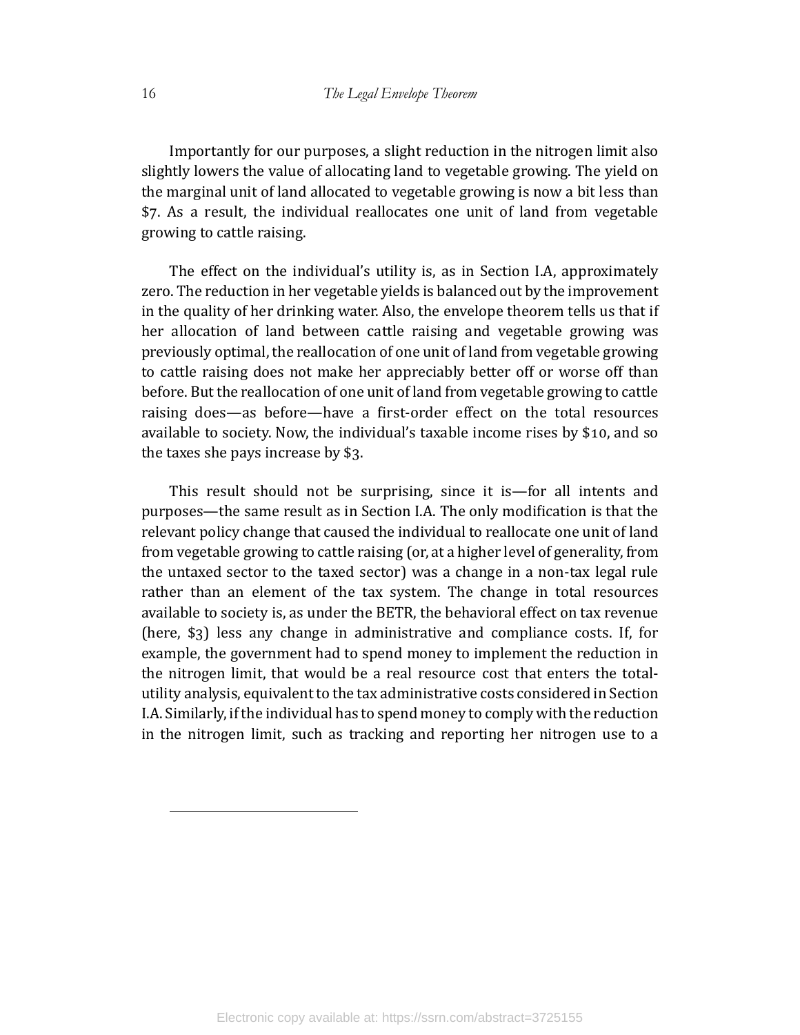Importantly for our purposes, a slight reduction in the nitrogen limit also slightly lowers the value of allocating land to vegetable growing. The yield on the marginal unit of land allocated to vegetable growing is now a bit less than $7. As a result, the individual reallocates one unit of land from vegetable growing to cattle raising.

The effect on the individual's utility is, as in Section I.A, approximately zero. The reduction in her vegetable yields is balanced out by the improvement in the quality of her drinking water. Also, the envelope theorem tells us that if her allocation of land between cattle raising and vegetable growing was previously optimal, the reallocation of one unit of land from vegetable growing to cattle raising does not make her appreciably better off or worse off than before. But the reallocation of one unit of land from vegetable growing to cattle raising does—as before—have a first-order effect on the total resources available to society. Now, the individual's taxable income rises by $10, and so the taxes she pays increase by $3.

This result should not be surprising, since it is—for all intents and purposes—the same result as in Section I.A. The only modification is that the relevant policy change that caused the individual to reallocate one unit of land from vegetable growing to cattle raising (or, at a higher level of generality, from the untaxed sector to the taxed sector) was a change in a non-tax legal rule rather than an element of the tax system. The change in total resources available to society is, as under the BETR, the behavioral effect on tax revenue (here, $3) less any change in administrative and compliance costs. If, for example, the government had to spend money to implement the reduction in the nitrogen limit, that would be a real resource cost that enters the total-utility analysis, equivalent to the tax administrative costs considered in Section I.A. Similarly, if the individual has to spend money to comply with the reduction in the nitrogen limit, such as tracking and reporting her nitrogen use to a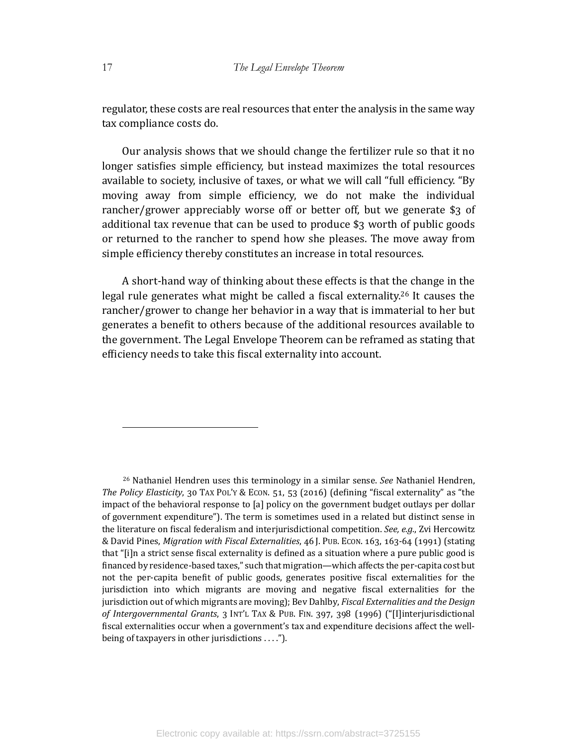regulator, these costs are real resources that enter the analysis in the same way tax compliance costs do.

Our analysis shows that we should change the fertilizer rule so that it no longer satisfies simple efficiency, but instead maximizes the total resources available to society, inclusive of taxes, or what we will call "full efficiency. "By moving away from simple efficiency, we do not make the individual rancher/grower appreciably worse off or better off, but we generate $3 of additional tax revenue that can be used to produce $3 worth of public goods or returned to the rancher to spend how she pleases. The move away from simple efficiency thereby constitutes an increase in total resources.

A short-hand way of thinking about these effects is that the change in the legal rule generates what might be called a fiscal externality.[26] It causes the rancher/grower to change her behavior in a way that is immaterial to her but generates a benefit to others because of the additional resources available to the government. The Legal Envelope Theorem can be reframed as stating that efficiency needs to take this fiscal externality into account.

---

[26] Nathaniel Hendren uses this terminology in a similar sense. *See* Nathaniel Hendren, *The Policy Elasticity*, 30 TAX POL'Y & ECON. 51, 53 (2016) (defining "fiscal externality" as "the impact of the behavioral response to [a] policy on the government budget outlays per dollar of government expenditure"). The term is sometimes used in a related but distinct sense in the literature on fiscal federalism and interjurisdictional competition. *See, e.g.*, Zvi Hercowitz & David Pines, *Migration with Fiscal Externalities*, 46 J. PUB. ECON. 163, 163-64 (1991) (stating that "[i]n a strict sense fiscal externality is defined as a situation where a pure public good is financed by residence-based taxes," such that migration—which affects the per-capita cost but not the per-capita benefit of public goods, generates positive fiscal externalities for the jurisdiction into which migrants are moving and negative fiscal externalities for the jurisdiction out of which migrants are moving); Bev Dahlby, *Fiscal Externalities and the Design of Intergovernmental Grants*, 3 INT'L TAX & PUB. FIN. 397, 398 (1996) ("[I]interjurisdictional fiscal externalities occur when a government's tax and expenditure decisions affect the well-being of taxpayers in other jurisdictions . . . .").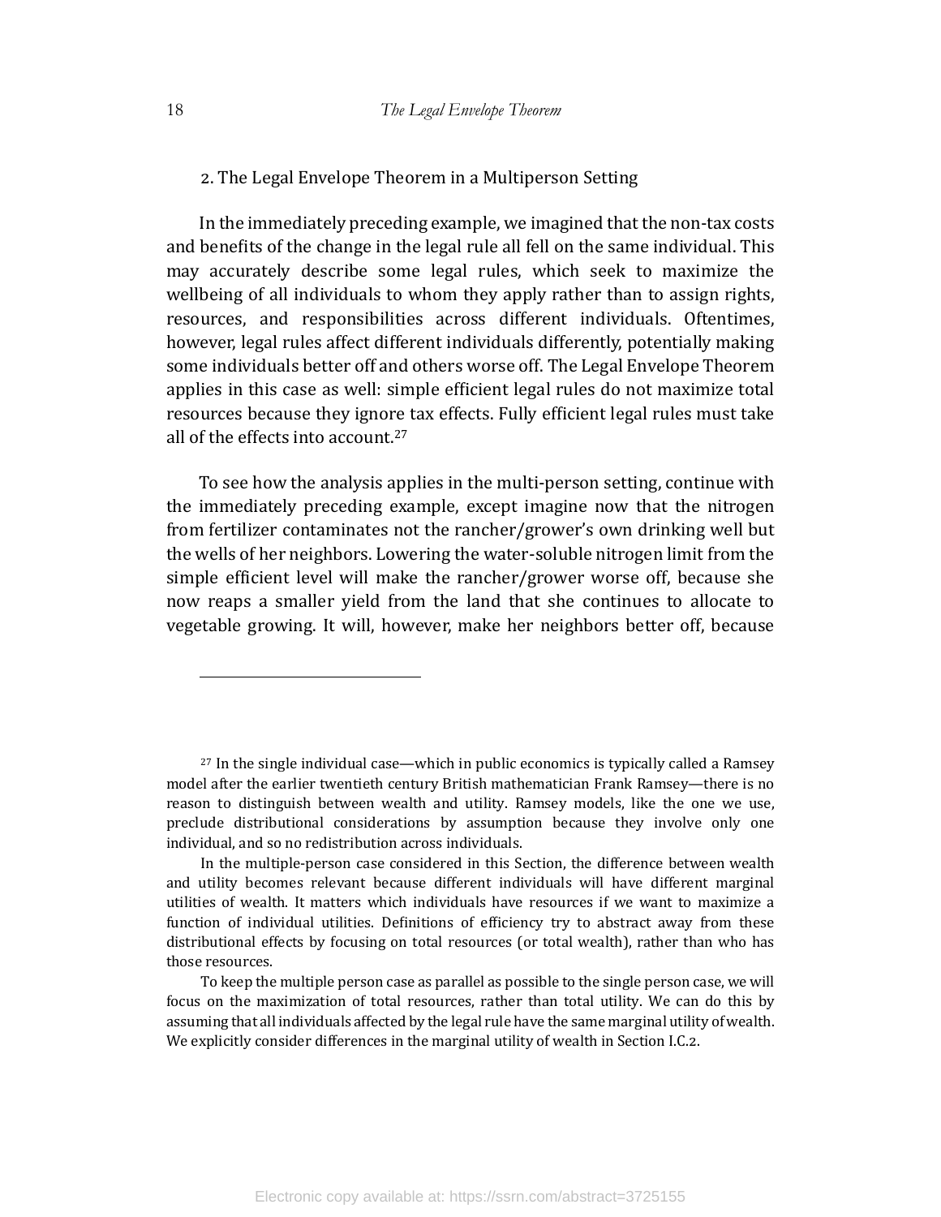### 2. The Legal Envelope Theorem in a Multiperson Setting

In the immediately preceding example, we imagined that the non-tax costs and benefits of the change in the legal rule all fell on the same individual. This may accurately describe some legal rules, which seek to maximize the wellbeing of all individuals to whom they apply rather than to assign rights, resources, and responsibilities across different individuals. Oftentimes, however, legal rules affect different individuals differently, potentially making some individuals better off and others worse off. The Legal Envelope Theorem applies in this case as well: simple efficient legal rules do not maximize total resources because they ignore tax effects. Fully efficient legal rules must take all of the effects into account.[27]

To see how the analysis applies in the multi-person setting, continue with the immediately preceding example, except imagine now that the nitrogen from fertilizer contaminates not the rancher/grower's own drinking well but the wells of her neighbors. Lowering the water-soluble nitrogen limit from the simple efficient level will make the rancher/grower worse off, because she now reaps a smaller yield from the land that she continues to allocate to vegetable growing. It will, however, make her neighbors better off, because

---

[27] In the single individual case—which in public economics is typically called a Ramsey model after the earlier twentieth century British mathematician Frank Ramsey—there is no reason to distinguish between wealth and utility. Ramsey models, like the one we use, preclude distributional considerations by assumption because they involve only one individual, and so no redistribution across individuals.

In the multiple-person case considered in this Section, the difference between wealth and utility becomes relevant because different individuals will have different marginal utilities of wealth. It matters which individuals have resources if we want to maximize a function of individual utilities. Definitions of efficiency try to abstract away from these distributional effects by focusing on total resources (or total wealth), rather than who has those resources.

To keep the multiple person case as parallel as possible to the single person case, we will focus on the maximization of total resources, rather than total utility. We can do this by assuming that all individuals affected by the legal rule have the same marginal utility of wealth. We explicitly consider differences in the marginal utility of wealth in Section I.C.2.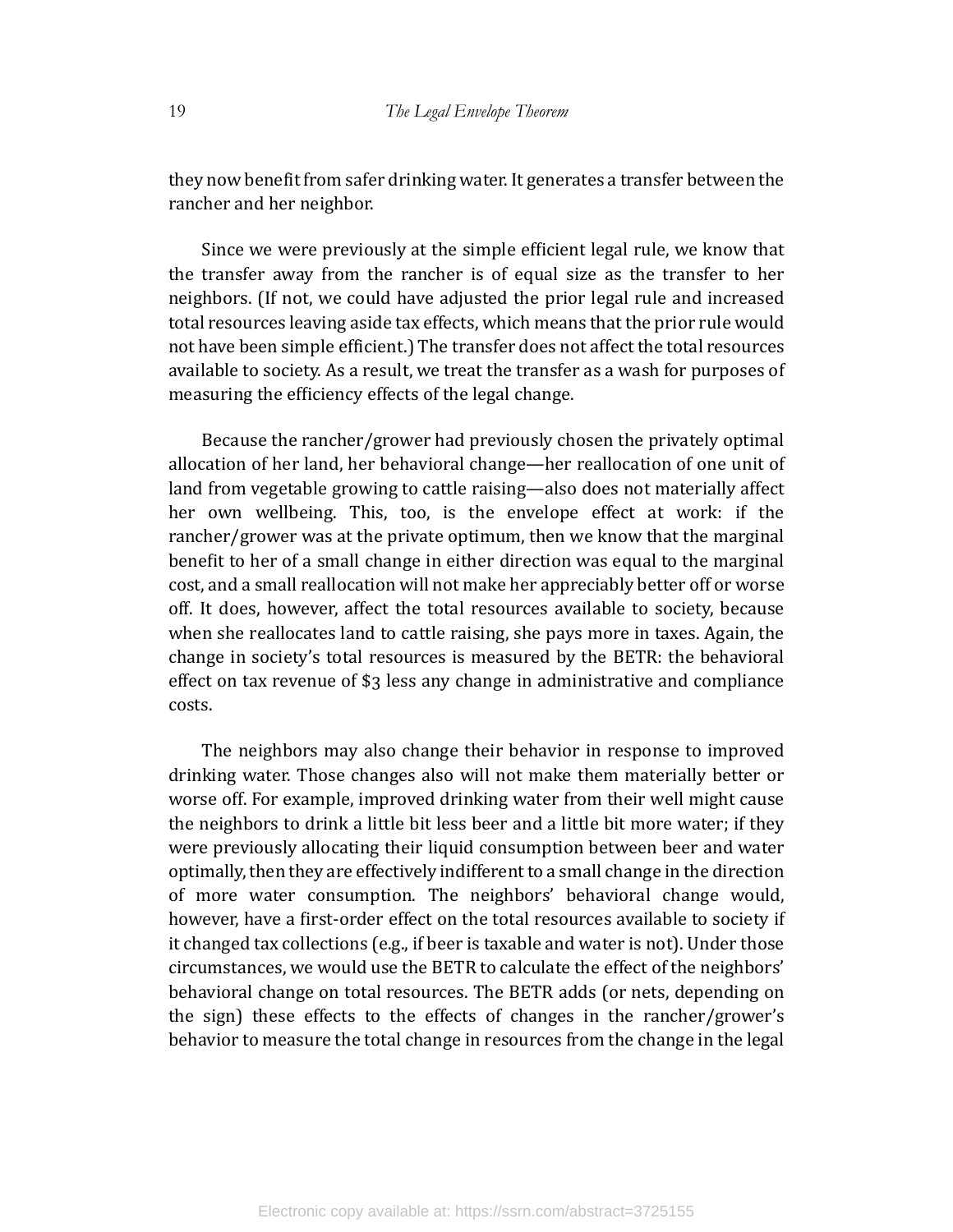they now benefit from safer drinking water. It generates a transfer between the rancher and her neighbor.

Since we were previously at the simple efficient legal rule, we know that the transfer away from the rancher is of equal size as the transfer to her neighbors. (If not, we could have adjusted the prior legal rule and increased total resources leaving aside tax effects, which means that the prior rule would not have been simple efficient.) The transfer does not affect the total resources available to society. As a result, we treat the transfer as a wash for purposes of measuring the efficiency effects of the legal change.

Because the rancher/grower had previously chosen the privately optimal allocation of her land, her behavioral change—her reallocation of one unit of land from vegetable growing to cattle raising—also does not materially affect her own wellbeing. This, too, is the envelope effect at work: if the rancher/grower was at the private optimum, then we know that the marginal benefit to her of a small change in either direction was equal to the marginal cost, and a small reallocation will not make her appreciably better off or worse off. It does, however, affect the total resources available to society, because when she reallocates land to cattle raising, she pays more in taxes. Again, the change in society's total resources is measured by the BETR: the behavioral effect on tax revenue of $3 less any change in administrative and compliance costs.

The neighbors may also change their behavior in response to improved drinking water. Those changes also will not make them materially better or worse off. For example, improved drinking water from their well might cause the neighbors to drink a little bit less beer and a little bit more water; if they were previously allocating their liquid consumption between beer and water optimally, then they are effectively indifferent to a small change in the direction of more water consumption. The neighbors' behavioral change would, however, have a first-order effect on the total resources available to society if it changed tax collections (e.g., if beer is taxable and water is not). Under those circumstances, we would use the BETR to calculate the effect of the neighbors' behavioral change on total resources. The BETR adds (or nets, depending on the sign) these effects to the effects of changes in the rancher/grower's behavior to measure the total change in resources from the change in the legal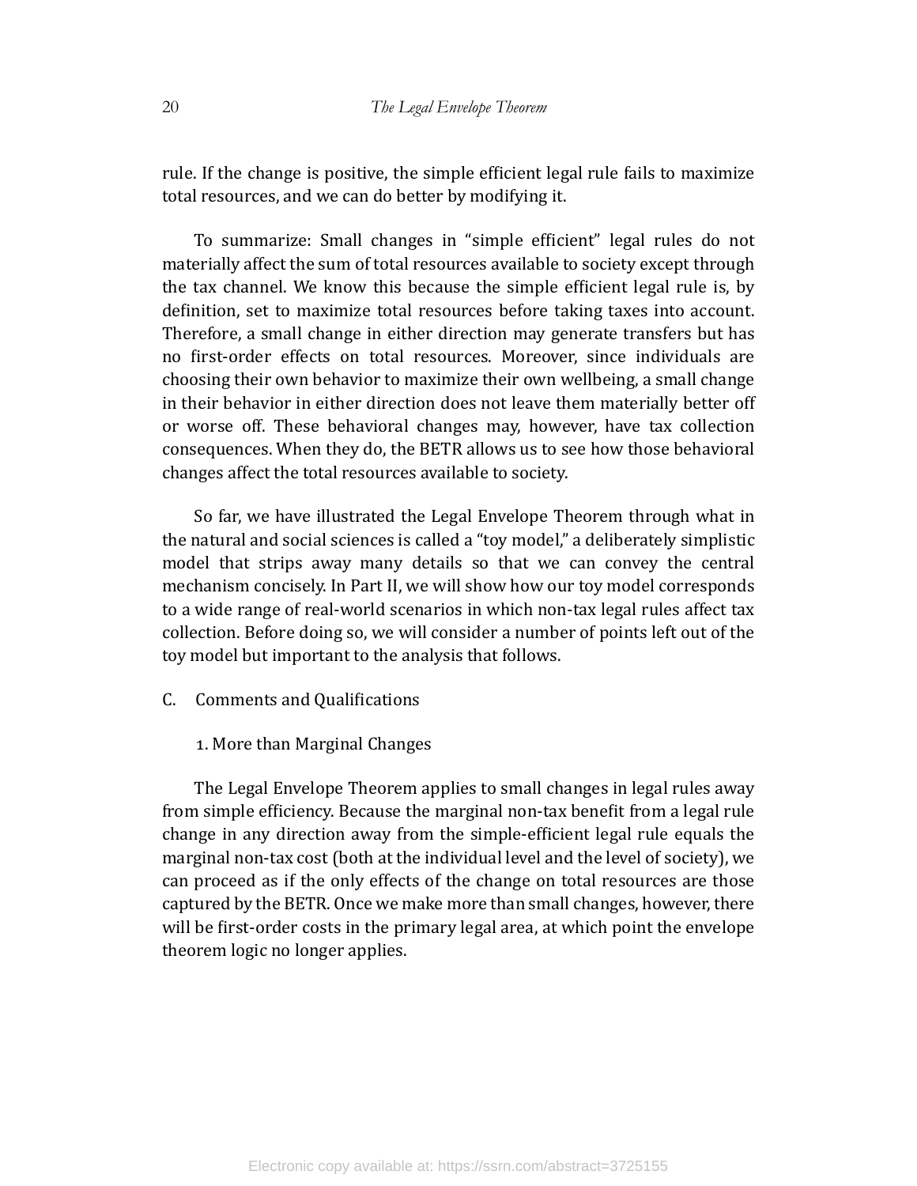rule. If the change is positive, the simple efficient legal rule fails to maximize total resources, and we can do better by modifying it.

To summarize: Small changes in "simple efficient" legal rules do not materially affect the sum of total resources available to society except through the tax channel. We know this because the simple efficient legal rule is, by definition, set to maximize total resources before taking taxes into account. Therefore, a small change in either direction may generate transfers but has no first-order effects on total resources. Moreover, since individuals are choosing their own behavior to maximize their own wellbeing, a small change in their behavior in either direction does not leave them materially better off or worse off. These behavioral changes may, however, have tax collection consequences. When they do, the BETR allows us to see how those behavioral changes affect the total resources available to society.

So far, we have illustrated the Legal Envelope Theorem through what in the natural and social sciences is called a "toy model," a deliberately simplistic model that strips away many details so that we can convey the central mechanism concisely. In Part II, we will show how our toy model corresponds to a wide range of real-world scenarios in which non-tax legal rules affect tax collection. Before doing so, we will consider a number of points left out of the toy model but important to the analysis that follows.

## C. Comments and Qualifications

### 1. More than Marginal Changes

The Legal Envelope Theorem applies to small changes in legal rules away from simple efficiency. Because the marginal non-tax benefit from a legal rule change in any direction away from the simple-efficient legal rule equals the marginal non-tax cost (both at the individual level and the level of society), we can proceed as if the only effects of the change on total resources are those captured by the BETR. Once we make more than small changes, however, there will be first-order costs in the primary legal area, at which point the envelope theorem logic no longer applies.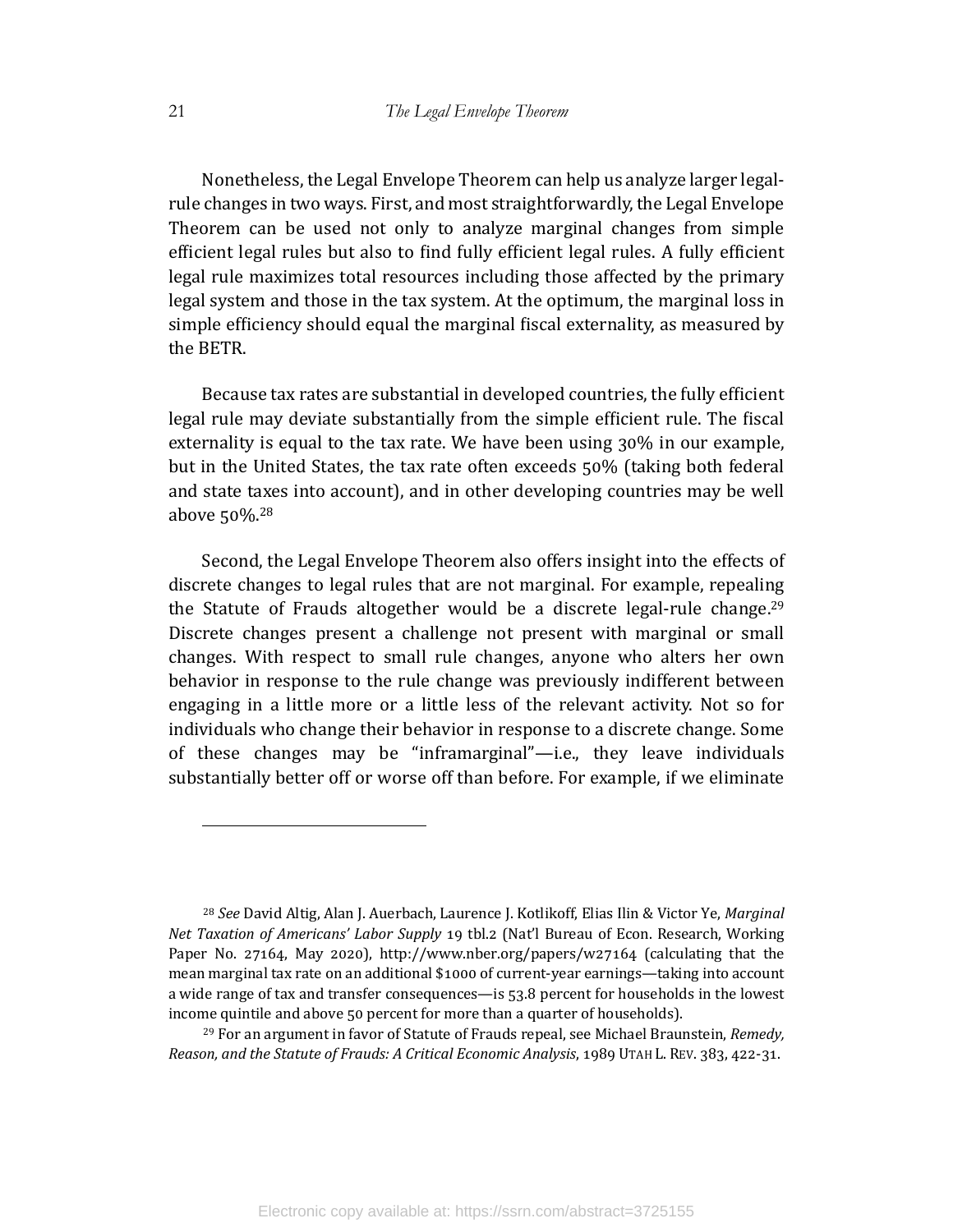Nonetheless, the Legal Envelope Theorem can help us analyze larger legal-rule changes in two ways. First, and most straightforwardly, the Legal Envelope Theorem can be used not only to analyze marginal changes from simple efficient legal rules but also to find fully efficient legal rules. A fully efficient legal rule maximizes total resources including those affected by the primary legal system and those in the tax system. At the optimum, the marginal loss in simple efficiency should equal the marginal fiscal externality, as measured by the BETR.

Because tax rates are substantial in developed countries, the fully efficient legal rule may deviate substantially from the simple efficient rule. The fiscal externality is equal to the tax rate. We have been using 30% in our example, but in the United States, the tax rate often exceeds 50% (taking both federal and state taxes into account), and in other developing countries may be well above 50%.[28]

Second, the Legal Envelope Theorem also offers insight into the effects of discrete changes to legal rules that are not marginal. For example, repealing the Statute of Frauds altogether would be a discrete legal-rule change.[29] Discrete changes present a challenge not present with marginal or small changes. With respect to small rule changes, anyone who alters her own behavior in response to the rule change was previously indifferent between engaging in a little more or a little less of the relevant activity. Not so for individuals who change their behavior in response to a discrete change. Some of these changes may be "inframarginal"—i.e., they leave individuals substantially better off or worse off than before. For example, if we eliminate

---

[28] *See* David Altig, Alan J. Auerbach, Laurence J. Kotlikoff, Elias Ilin & Victor Ye, *Marginal Net Taxation of Americans' Labor Supply* 19 tbl.2 (Nat'l Bureau of Econ. Research, Working Paper No. 27164, May 2020), http://www.nber.org/papers/w27164 (calculating that the mean marginal tax rate on an additional $1000 of current-year earnings—taking into account a wide range of tax and transfer consequences—is 53.8 percent for households in the lowest income quintile and above 50 percent for more than a quarter of households).

[29] For an argument in favor of Statute of Frauds repeal, see Michael Braunstein, *Remedy, Reason, and the Statute of Frauds: A Critical Economic Analysis*, 1989 UTAH L. REV. 383, 422-31.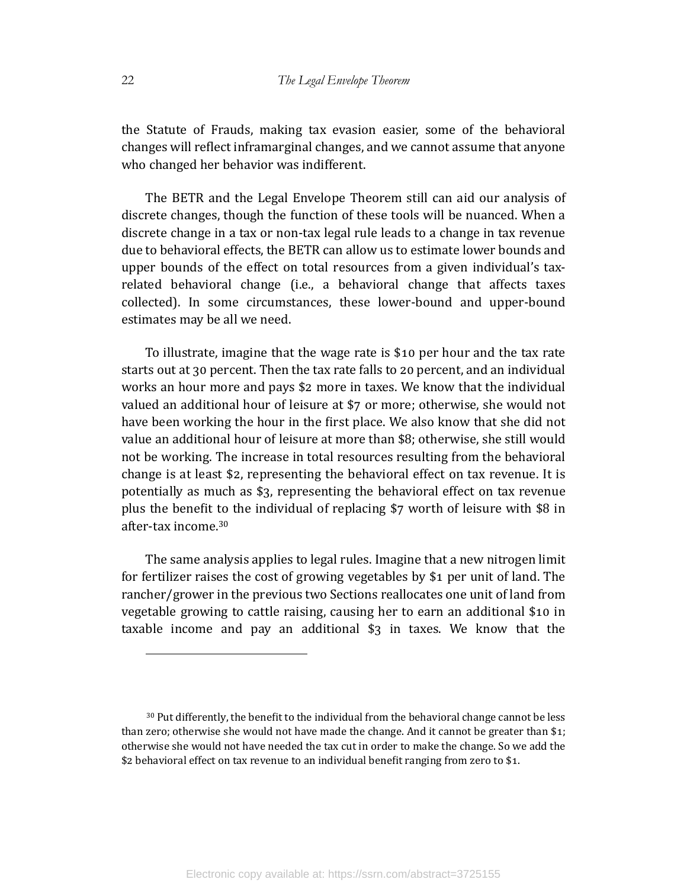the Statute of Frauds, making tax evasion easier, some of the behavioral changes will reflect inframarginal changes, and we cannot assume that anyone who changed her behavior was indifferent.

The BETR and the Legal Envelope Theorem still can aid our analysis of discrete changes, though the function of these tools will be nuanced. When a discrete change in a tax or non-tax legal rule leads to a change in tax revenue due to behavioral effects, the BETR can allow us to estimate lower bounds and upper bounds of the effect on total resources from a given individual's tax-related behavioral change (i.e., a behavioral change that affects taxes collected). In some circumstances, these lower-bound and upper-bound estimates may be all we need.

To illustrate, imagine that the wage rate is $10 per hour and the tax rate starts out at 30 percent. Then the tax rate falls to 20 percent, and an individual works an hour more and pays $2 more in taxes. We know that the individual valued an additional hour of leisure at $7 or more; otherwise, she would not have been working the hour in the first place. We also know that she did not value an additional hour of leisure at more than $8; otherwise, she still would not be working. The increase in total resources resulting from the behavioral change is at least $2, representing the behavioral effect on tax revenue. It is potentially as much as $3, representing the behavioral effect on tax revenue plus the benefit to the individual of replacing $7 worth of leisure with $8 in after-tax income.[30]

The same analysis applies to legal rules. Imagine that a new nitrogen limit for fertilizer raises the cost of growing vegetables by $1 per unit of land. The rancher/grower in the previous two Sections reallocates one unit of land from vegetable growing to cattle raising, causing her to earn an additional $10 in taxable income and pay an additional $3 in taxes. We know that the

[30] Put differently, the benefit to the individual from the behavioral change cannot be less than zero; otherwise she would not have made the change. And it cannot be greater than $1; otherwise she would not have needed the tax cut in order to make the change. So we add the $2 behavioral effect on tax revenue to an individual benefit ranging from zero to $1.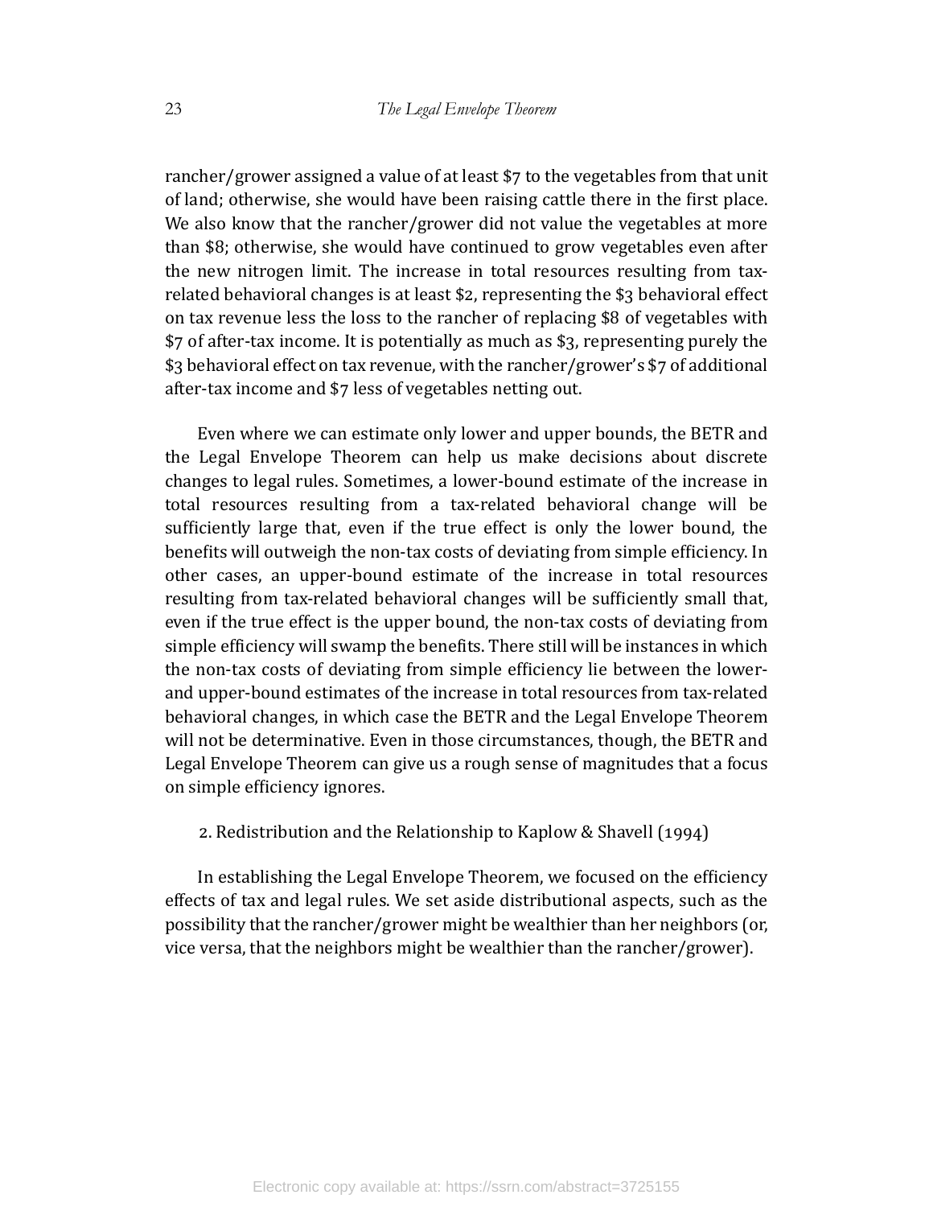rancher/grower assigned a value of at least $7 to the vegetables from that unit of land; otherwise, she would have been raising cattle there in the first place. We also know that the rancher/grower did not value the vegetables at more than $8; otherwise, she would have continued to grow vegetables even after the new nitrogen limit. The increase in total resources resulting from tax-related behavioral changes is at least $2, representing the $3 behavioral effect on tax revenue less the loss to the rancher of replacing $8 of vegetables with $7 of after-tax income. It is potentially as much as $3, representing purely the $3 behavioral effect on tax revenue, with the rancher/grower's $7 of additional after-tax income and $7 less of vegetables netting out.

Even where we can estimate only lower and upper bounds, the BETR and the Legal Envelope Theorem can help us make decisions about discrete changes to legal rules. Sometimes, a lower-bound estimate of the increase in total resources resulting from a tax-related behavioral change will be sufficiently large that, even if the true effect is only the lower bound, the benefits will outweigh the non-tax costs of deviating from simple efficiency. In other cases, an upper-bound estimate of the increase in total resources resulting from tax-related behavioral changes will be sufficiently small that, even if the true effect is the upper bound, the non-tax costs of deviating from simple efficiency will swamp the benefits. There still will be instances in which the non-tax costs of deviating from simple efficiency lie between the lower- and upper-bound estimates of the increase in total resources from tax-related behavioral changes, in which case the BETR and the Legal Envelope Theorem will not be determinative. Even in those circumstances, though, the BETR and Legal Envelope Theorem can give us a rough sense of magnitudes that a focus on simple efficiency ignores.

### 2. Redistribution and the Relationship to Kaplow & Shavell (1994)

In establishing the Legal Envelope Theorem, we focused on the efficiency effects of tax and legal rules. We set aside distributional aspects, such as the possibility that the rancher/grower might be wealthier than her neighbors (or, vice versa, that the neighbors might be wealthier than the rancher/grower).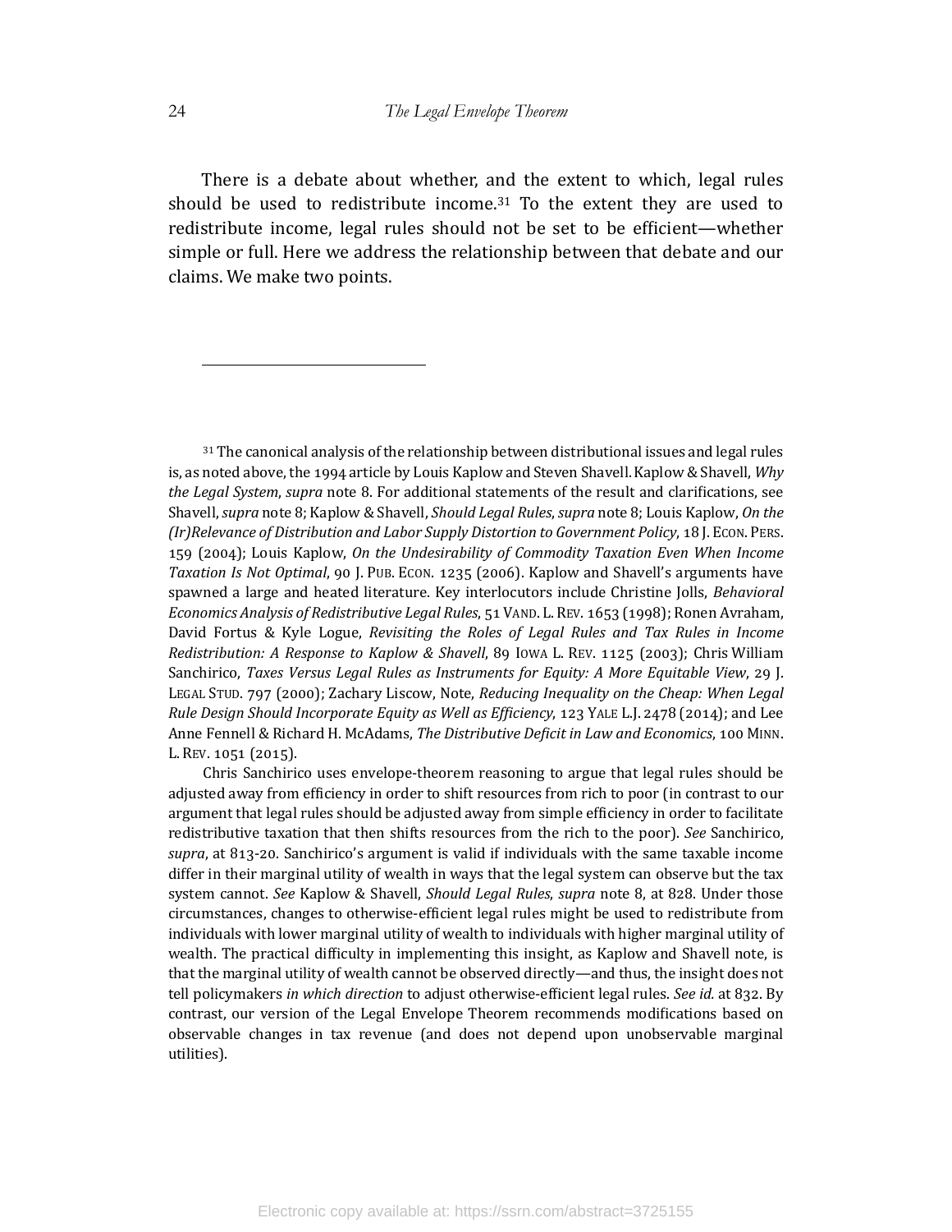There is a debate about whether, and the extent to which, legal rules should be used to redistribute income.[31] To the extent they are used to redistribute income, legal rules should not be set to be efficient—whether simple or full. Here we address the relationship between that debate and our claims. We make two points.

---

[31] The canonical analysis of the relationship between distributional issues and legal rules is, as noted above, the 1994 article by Louis Kaplow and Steven Shavell. Kaplow & Shavell, *Why the Legal System*, *supra* note 8. For additional statements of the result and clarifications, see Shavell, *supra* note 8; Kaplow & Shavell, *Should Legal Rules*, *supra* note 8; Louis Kaplow, *On the (Ir)Relevance of Distribution and Labor Supply Distortion to Government Policy*, 18 J. ECON. PERS. 159 (2004); Louis Kaplow, *On the Undesirability of Commodity Taxation Even When Income Taxation Is Not Optimal*, 90 J. PUB. ECON. 1235 (2006). Kaplow and Shavell's arguments have spawned a large and heated literature. Key interlocutors include Christine Jolls, *Behavioral Economics Analysis of Redistributive Legal Rules*, 51 VAND. L. REV. 1653 (1998); Ronen Avraham, David Fortus & Kyle Logue, *Revisiting the Roles of Legal Rules and Tax Rules in Income Redistribution: A Response to Kaplow & Shavell*, 89 IOWA L. REV. 1125 (2003); Chris William Sanchirico, *Taxes Versus Legal Rules as Instruments for Equity: A More Equitable View*, 29 J. LEGAL STUD. 797 (2000); Zachary Liscow, Note, *Reducing Inequality on the Cheap: When Legal Rule Design Should Incorporate Equity as Well as Efficiency*, 123 YALE L.J. 2478 (2014); and Lee Anne Fennell & Richard H. McAdams, *The Distributive Deficit in Law and Economics*, 100 MINN. L. REV. 1051 (2015).

Chris Sanchirico uses envelope-theorem reasoning to argue that legal rules should be adjusted away from efficiency in order to shift resources from rich to poor (in contrast to our argument that legal rules should be adjusted away from simple efficiency in order to facilitate redistributive taxation that then shifts resources from the rich to the poor). *See* Sanchirico, *supra*, at 813-20. Sanchirico's argument is valid if individuals with the same taxable income differ in their marginal utility of wealth in ways that the legal system can observe but the tax system cannot. *See* Kaplow & Shavell, *Should Legal Rules*, *supra* note 8, at 828. Under those circumstances, changes to otherwise-efficient legal rules might be used to redistribute from individuals with lower marginal utility of wealth to individuals with higher marginal utility of wealth. The practical difficulty in implementing this insight, as Kaplow and Shavell note, is that the marginal utility of wealth cannot be observed directly—and thus, the insight does not tell policymakers *in which direction* to adjust otherwise-efficient legal rules. *See id.* at 832. By contrast, our version of the Legal Envelope Theorem recommends modifications based on observable changes in tax revenue (and does not depend upon unobservable marginal utilities).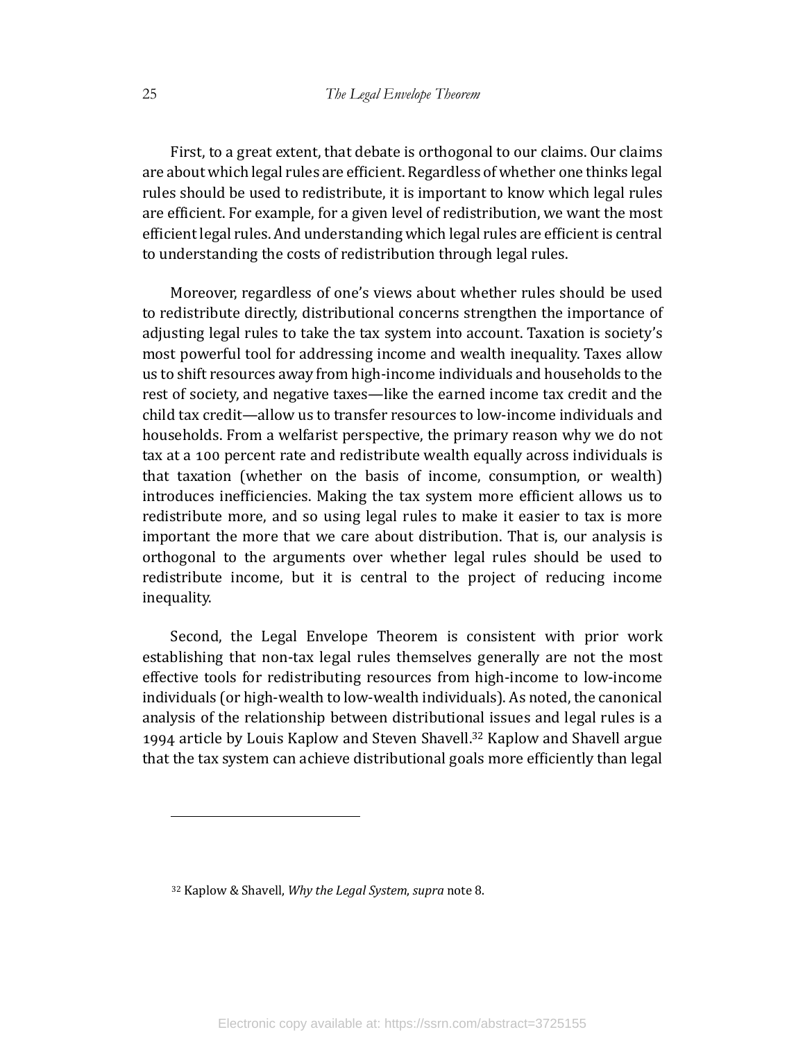First, to a great extent, that debate is orthogonal to our claims. Our claims are about which legal rules are efficient. Regardless of whether one thinks legal rules should be used to redistribute, it is important to know which legal rules are efficient. For example, for a given level of redistribution, we want the most efficient legal rules. And understanding which legal rules are efficient is central to understanding the costs of redistribution through legal rules.

Moreover, regardless of one's views about whether rules should be used to redistribute directly, distributional concerns strengthen the importance of adjusting legal rules to take the tax system into account. Taxation is society's most powerful tool for addressing income and wealth inequality. Taxes allow us to shift resources away from high-income individuals and households to the rest of society, and negative taxes—like the earned income tax credit and the child tax credit—allow us to transfer resources to low-income individuals and households. From a welfarist perspective, the primary reason why we do not tax at a 100 percent rate and redistribute wealth equally across individuals is that taxation (whether on the basis of income, consumption, or wealth) introduces inefficiencies. Making the tax system more efficient allows us to redistribute more, and so using legal rules to make it easier to tax is more important the more that we care about distribution. That is, our analysis is orthogonal to the arguments over whether legal rules should be used to redistribute income, but it is central to the project of reducing income inequality.

Second, the Legal Envelope Theorem is consistent with prior work establishing that non-tax legal rules themselves generally are not the most effective tools for redistributing resources from high-income to low-income individuals (or high-wealth to low-wealth individuals). As noted, the canonical analysis of the relationship between distributional issues and legal rules is a 1994 article by Louis Kaplow and Steven Shavell.[32] Kaplow and Shavell argue that the tax system can achieve distributional goals more efficiently than legal

---

[32] Kaplow & Shavell, *Why the Legal System*, *supra* note 8.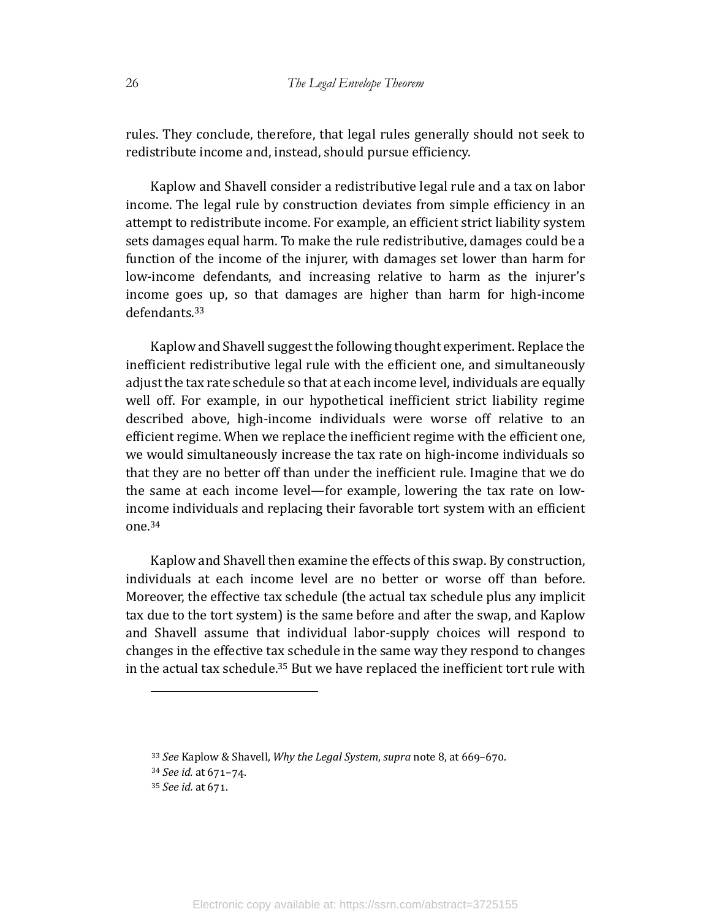rules. They conclude, therefore, that legal rules generally should not seek to redistribute income and, instead, should pursue efficiency.

Kaplow and Shavell consider a redistributive legal rule and a tax on labor income. The legal rule by construction deviates from simple efficiency in an attempt to redistribute income. For example, an efficient strict liability system sets damages equal harm. To make the rule redistributive, damages could be a function of the income of the injurer, with damages set lower than harm for low-income defendants, and increasing relative to harm as the injurer's income goes up, so that damages are higher than harm for high-income defendants.[33]

Kaplow and Shavell suggest the following thought experiment. Replace the inefficient redistributive legal rule with the efficient one, and simultaneously adjust the tax rate schedule so that at each income level, individuals are equally well off. For example, in our hypothetical inefficient strict liability regime described above, high-income individuals were worse off relative to an efficient regime. When we replace the inefficient regime with the efficient one, we would simultaneously increase the tax rate on high-income individuals so that they are no better off than under the inefficient rule. Imagine that we do the same at each income level—for example, lowering the tax rate on low-income individuals and replacing their favorable tort system with an efficient one.[34]

Kaplow and Shavell then examine the effects of this swap. By construction, individuals at each income level are no better or worse off than before. Moreover, the effective tax schedule (the actual tax schedule plus any implicit tax due to the tort system) is the same before and after the swap, and Kaplow and Shavell assume that individual labor-supply choices will respond to changes in the effective tax schedule in the same way they respond to changes in the actual tax schedule.[35] But we have replaced the inefficient tort rule with

---

[33] *See* Kaplow & Shavell, *Why the Legal System*, *supra* note 8, at 669–670.

[34] *See id.* at 671–74.

[35] *See id.* at 671.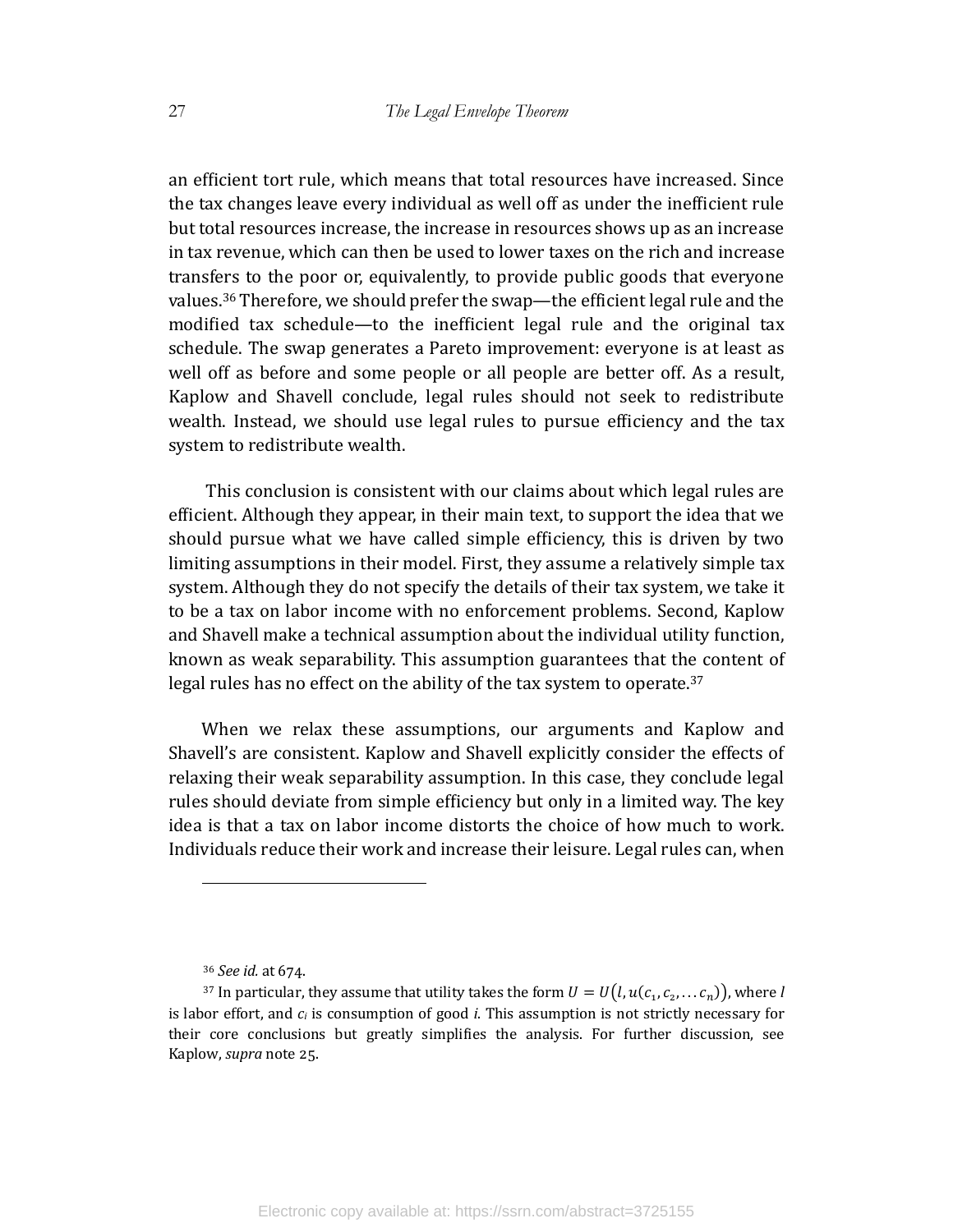an efficient tort rule, which means that total resources have increased. Since the tax changes leave every individual as well off as under the inefficient rule but total resources increase, the increase in resources shows up as an increase in tax revenue, which can then be used to lower taxes on the rich and increase transfers to the poor or, equivalently, to provide public goods that everyone values.[36] Therefore, we should prefer the swap—the efficient legal rule and the modified tax schedule—to the inefficient legal rule and the original tax schedule. The swap generates a Pareto improvement: everyone is at least as well off as before and some people or all people are better off. As a result, Kaplow and Shavell conclude, legal rules should not seek to redistribute wealth. Instead, we should use legal rules to pursue efficiency and the tax system to redistribute wealth.

This conclusion is consistent with our claims about which legal rules are efficient. Although they appear, in their main text, to support the idea that we should pursue what we have called simple efficiency, this is driven by two limiting assumptions in their model. First, they assume a relatively simple tax system. Although they do not specify the details of their tax system, we take it to be a tax on labor income with no enforcement problems. Second, Kaplow and Shavell make a technical assumption about the individual utility function, known as weak separability. This assumption guarantees that the content of legal rules has no effect on the ability of the tax system to operate.[37]

When we relax these assumptions, our arguments and Kaplow and Shavell's are consistent. Kaplow and Shavell explicitly consider the effects of relaxing their weak separability assumption. In this case, they conclude legal rules should deviate from simple efficiency but only in a limited way. The key idea is that a tax on labor income distorts the choice of how much to work. Individuals reduce their work and increase their leisure. Legal rules can, when

---

[36] *See id.* at 674.

[37] In particular, they assume that utility takes the form $U = U\big(l, u(c_1, c_2, \dots c_n)\big)$, where $l$ is labor effort, and $c_i$ is consumption of good $i$. This assumption is not strictly necessary for their core conclusions but greatly simplifies the analysis. For further discussion, see Kaplow, *supra* note 25.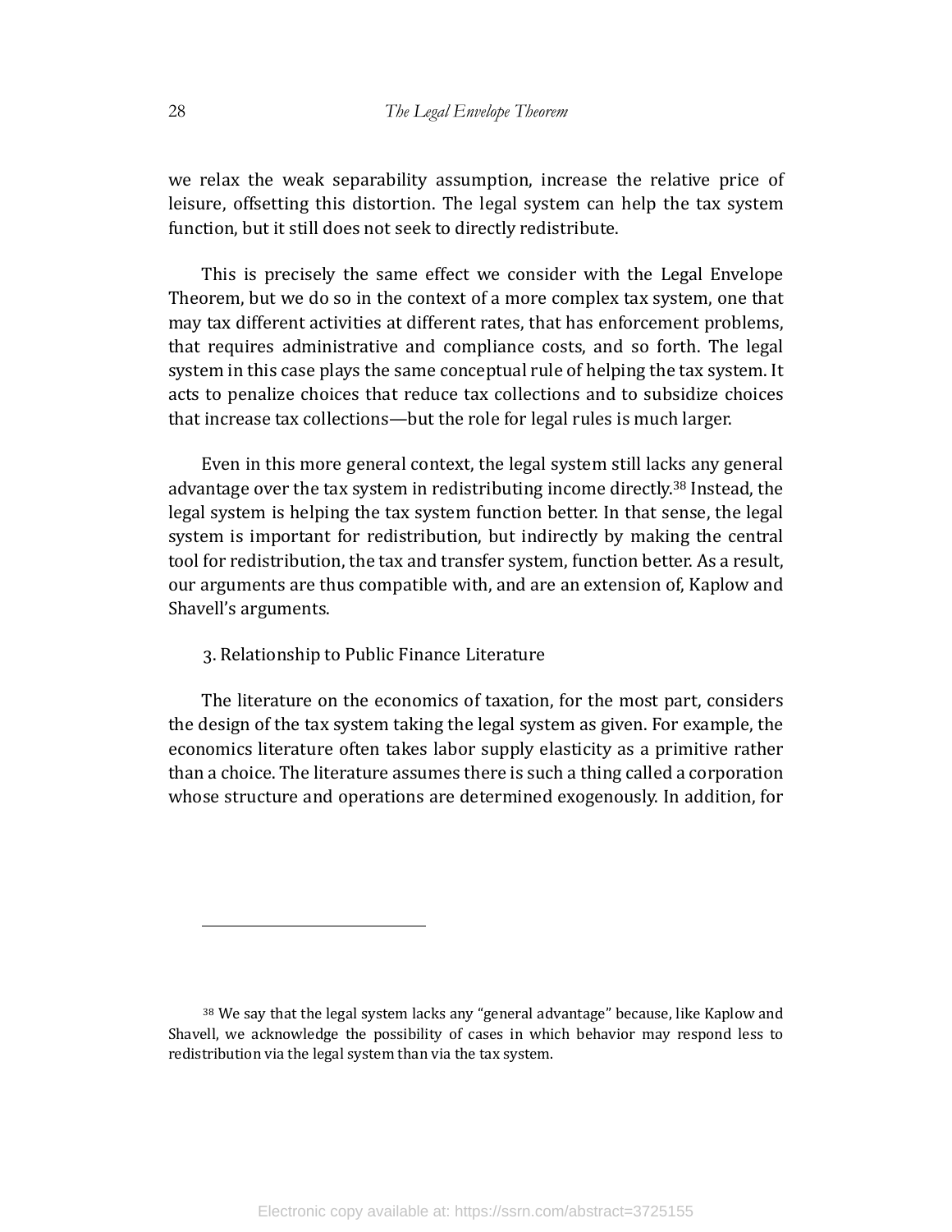we relax the weak separability assumption, increase the relative price of leisure, offsetting this distortion. The legal system can help the tax system function, but it still does not seek to directly redistribute.

This is precisely the same effect we consider with the Legal Envelope Theorem, but we do so in the context of a more complex tax system, one that may tax different activities at different rates, that has enforcement problems, that requires administrative and compliance costs, and so forth. The legal system in this case plays the same conceptual rule of helping the tax system. It acts to penalize choices that reduce tax collections and to subsidize choices that increase tax collections—but the role for legal rules is much larger.

Even in this more general context, the legal system still lacks any general advantage over the tax system in redistributing income directly.[38] Instead, the legal system is helping the tax system function better. In that sense, the legal system is important for redistribution, but indirectly by making the central tool for redistribution, the tax and transfer system, function better. As a result, our arguments are thus compatible with, and are an extension of, Kaplow and Shavell's arguments.

3. Relationship to Public Finance Literature

The literature on the economics of taxation, for the most part, considers the design of the tax system taking the legal system as given. For example, the economics literature often takes labor supply elasticity as a primitive rather than a choice. The literature assumes there is such a thing called a corporation whose structure and operations are determined exogenously. In addition, for

[38] We say that the legal system lacks any "general advantage" because, like Kaplow and Shavell, we acknowledge the possibility of cases in which behavior may respond less to redistribution via the legal system than via the tax system.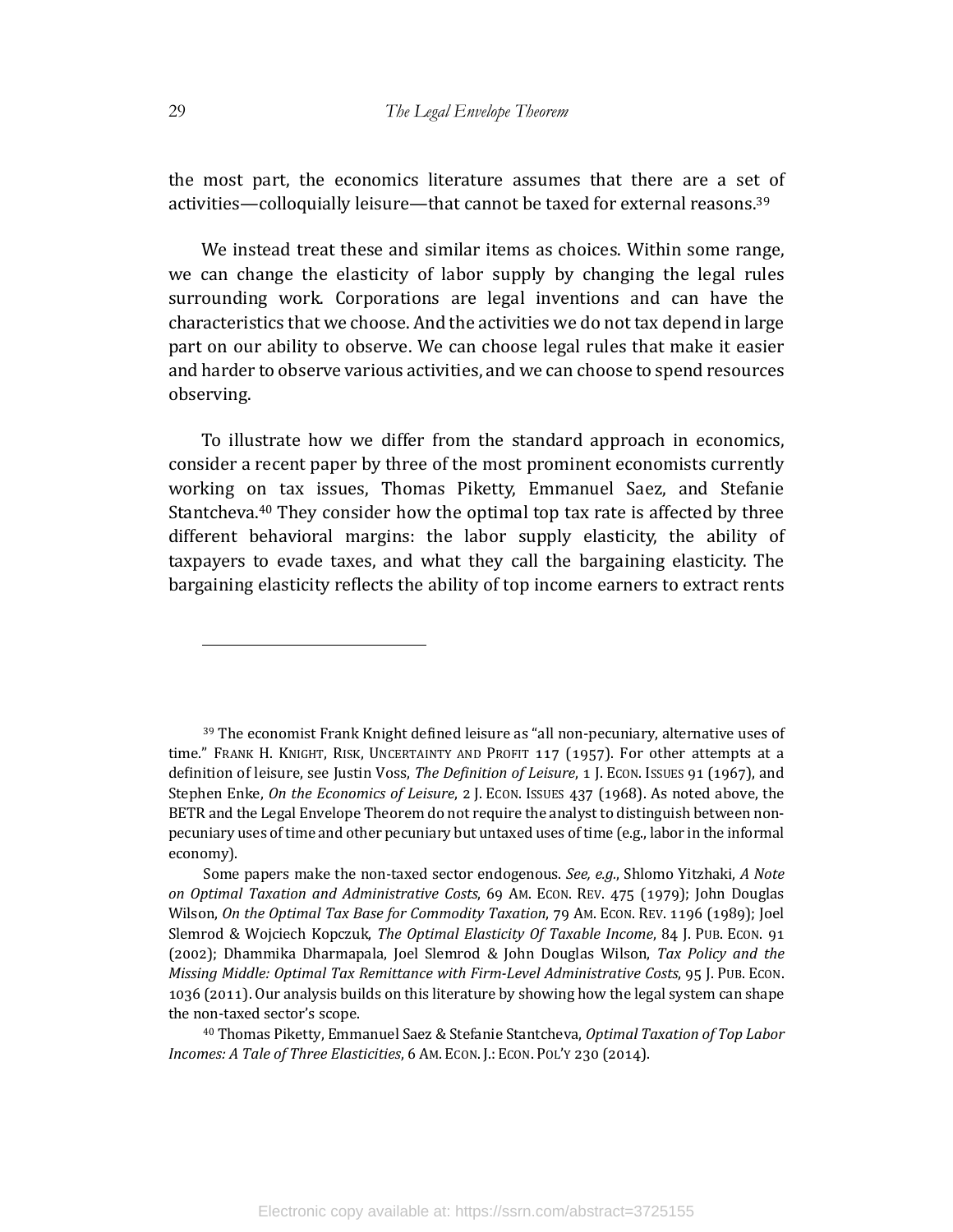the most part, the economics literature assumes that there are a set of activities—colloquially leisure—that cannot be taxed for external reasons.[39]

We instead treat these and similar items as choices. Within some range, we can change the elasticity of labor supply by changing the legal rules surrounding work. Corporations are legal inventions and can have the characteristics that we choose. And the activities we do not tax depend in large part on our ability to observe. We can choose legal rules that make it easier and harder to observe various activities, and we can choose to spend resources observing.

To illustrate how we differ from the standard approach in economics, consider a recent paper by three of the most prominent economists currently working on tax issues, Thomas Piketty, Emmanuel Saez, and Stefanie Stantcheva.[40] They consider how the optimal top tax rate is affected by three different behavioral margins: the labor supply elasticity, the ability of taxpayers to evade taxes, and what they call the bargaining elasticity. The bargaining elasticity reflects the ability of top income earners to extract rents

---

[39] The economist Frank Knight defined leisure as "all non-pecuniary, alternative uses of time." FRANK H. KNIGHT, RISK, UNCERTAINTY AND PROFIT 117 (1957). For other attempts at a definition of leisure, see Justin Voss, *The Definition of Leisure*, 1 J. ECON. ISSUES 91 (1967), and Stephen Enke, *On the Economics of Leisure*, 2 J. ECON. ISSUES 437 (1968). As noted above, the BETR and the Legal Envelope Theorem do not require the analyst to distinguish between non-pecuniary uses of time and other pecuniary but untaxed uses of time (e.g., labor in the informal economy).

Some papers make the non-taxed sector endogenous. *See, e.g.*, Shlomo Yitzhaki, *A Note on Optimal Taxation and Administrative Costs*, 69 AM. ECON. REV. 475 (1979); John Douglas Wilson, *On the Optimal Tax Base for Commodity Taxation*, 79 AM. ECON. REV. 1196 (1989); Joel Slemrod & Wojciech Kopczuk, *The Optimal Elasticity Of Taxable Income*, 84 J. PUB. ECON. 91 (2002); Dhammika Dharmapala, Joel Slemrod & John Douglas Wilson, *Tax Policy and the Missing Middle: Optimal Tax Remittance with Firm-Level Administrative Costs*, 95 J. PUB. ECON. 1036 (2011). Our analysis builds on this literature by showing how the legal system can shape the non-taxed sector's scope.

[40] Thomas Piketty, Emmanuel Saez & Stefanie Stantcheva, *Optimal Taxation of Top Labor Incomes: A Tale of Three Elasticities*, 6 AM. ECON. J.: ECON. POL'Y 230 (2014).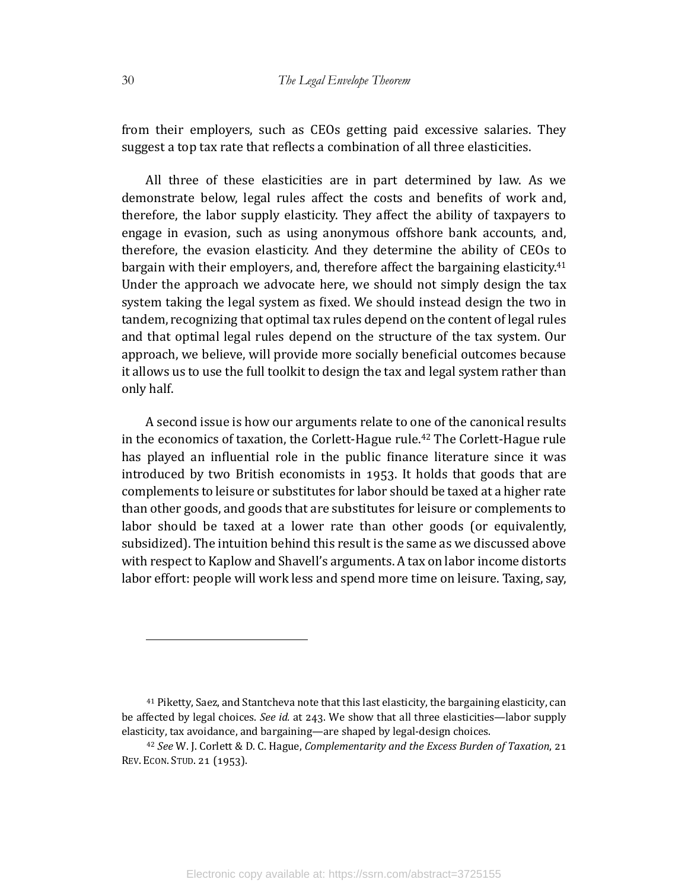from their employers, such as CEOs getting paid excessive salaries. They suggest a top tax rate that reflects a combination of all three elasticities.

All three of these elasticities are in part determined by law. As we demonstrate below, legal rules affect the costs and benefits of work and, therefore, the labor supply elasticity. They affect the ability of taxpayers to engage in evasion, such as using anonymous offshore bank accounts, and, therefore, the evasion elasticity. And they determine the ability of CEOs to bargain with their employers, and, therefore affect the bargaining elasticity.[41] Under the approach we advocate here, we should not simply design the tax system taking the legal system as fixed. We should instead design the two in tandem, recognizing that optimal tax rules depend on the content of legal rules and that optimal legal rules depend on the structure of the tax system. Our approach, we believe, will provide more socially beneficial outcomes because it allows us to use the full toolkit to design the tax and legal system rather than only half.

A second issue is how our arguments relate to one of the canonical results in the economics of taxation, the Corlett-Hague rule.[42] The Corlett-Hague rule has played an influential role in the public finance literature since it was introduced by two British economists in 1953. It holds that goods that are complements to leisure or substitutes for labor should be taxed at a higher rate than other goods, and goods that are substitutes for leisure or complements to labor should be taxed at a lower rate than other goods (or equivalently, subsidized). The intuition behind this result is the same as we discussed above with respect to Kaplow and Shavell's arguments. A tax on labor income distorts labor effort: people will work less and spend more time on leisure. Taxing, say,

---

[41] Piketty, Saez, and Stantcheva note that this last elasticity, the bargaining elasticity, can be affected by legal choices. *See id.* at 243. We show that all three elasticities—labor supply elasticity, tax avoidance, and bargaining—are shaped by legal-design choices.

[42] *See* W. J. Corlett & D. C. Hague, *Complementarity and the Excess Burden of Taxation*, 21 REV. ECON. STUD. 21 (1953).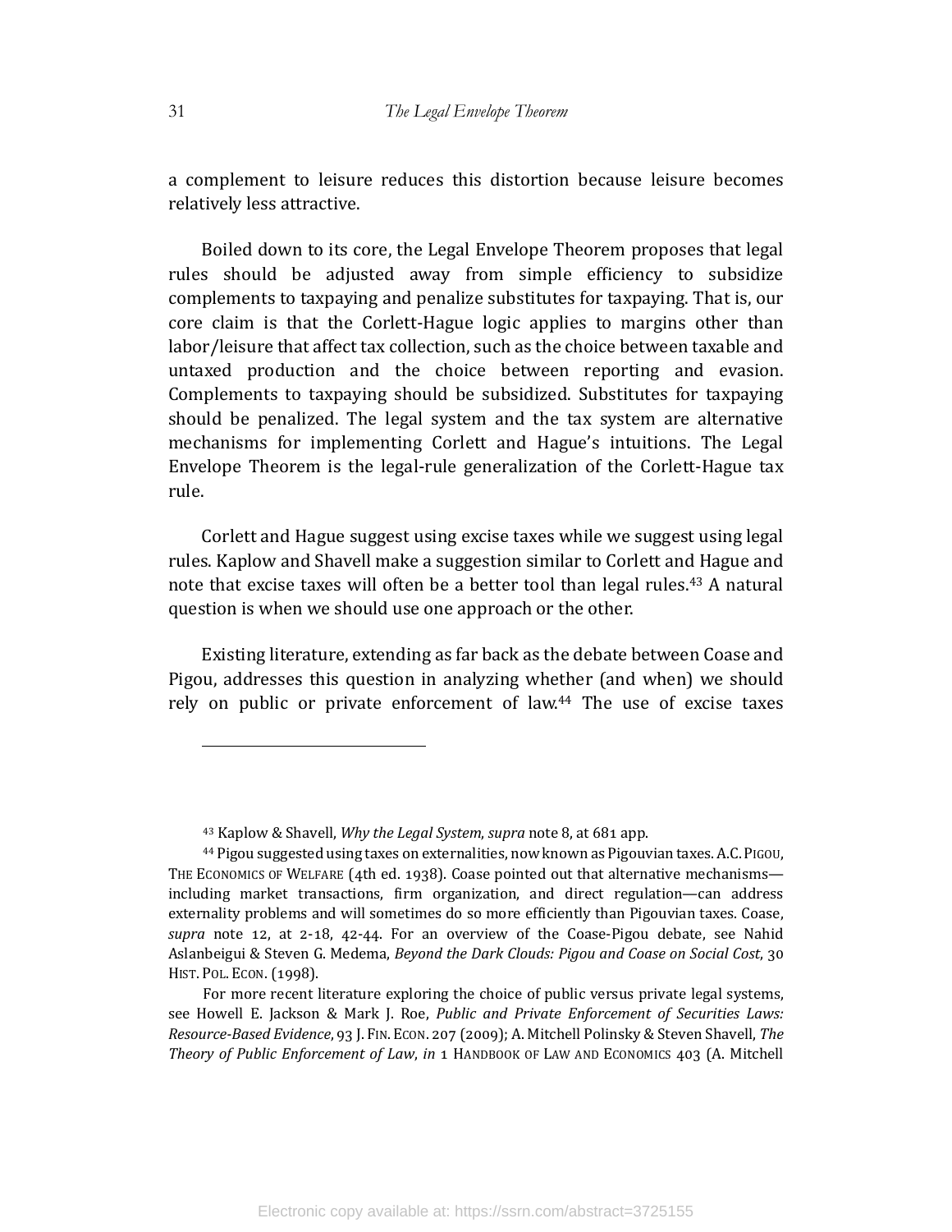a complement to leisure reduces this distortion because leisure becomes relatively less attractive.

Boiled down to its core, the Legal Envelope Theorem proposes that legal rules should be adjusted away from simple efficiency to subsidize complements to taxpaying and penalize substitutes for taxpaying. That is, our core claim is that the Corlett-Hague logic applies to margins other than labor/leisure that affect tax collection, such as the choice between taxable and untaxed production and the choice between reporting and evasion. Complements to taxpaying should be subsidized. Substitutes for taxpaying should be penalized. The legal system and the tax system are alternative mechanisms for implementing Corlett and Hague's intuitions. The Legal Envelope Theorem is the legal-rule generalization of the Corlett-Hague tax rule.

Corlett and Hague suggest using excise taxes while we suggest using legal rules. Kaplow and Shavell make a suggestion similar to Corlett and Hague and note that excise taxes will often be a better tool than legal rules.[43] A natural question is when we should use one approach or the other.

Existing literature, extending as far back as the debate between Coase and Pigou, addresses this question in analyzing whether (and when) we should rely on public or private enforcement of law.[44] The use of excise taxes

---

[43] Kaplow & Shavell, *Why the Legal System*, *supra* note 8, at 681 app.

[44] Pigou suggested using taxes on externalities, now known as Pigouvian taxes. A.C. PIGOU, THE ECONOMICS OF WELFARE (4th ed. 1938). Coase pointed out that alternative mechanisms—including market transactions, firm organization, and direct regulation—can address externality problems and will sometimes do so more efficiently than Pigouvian taxes. Coase, *supra* note 12, at 2-18, 42-44. For an overview of the Coase-Pigou debate, see Nahid Aslanbeigui & Steven G. Medema, *Beyond the Dark Clouds: Pigou and Coase on Social Cost*, 30 HIST. POL. ECON. (1998).

For more recent literature exploring the choice of public versus private legal systems, see Howell E. Jackson & Mark J. Roe, *Public and Private Enforcement of Securities Laws: Resource-Based Evidence*, 93 J. FIN. ECON. 207 (2009); A. Mitchell Polinsky & Steven Shavell, *The Theory of Public Enforcement of Law*, *in* 1 HANDBOOK OF LAW AND ECONOMICS 403 (A. Mitchell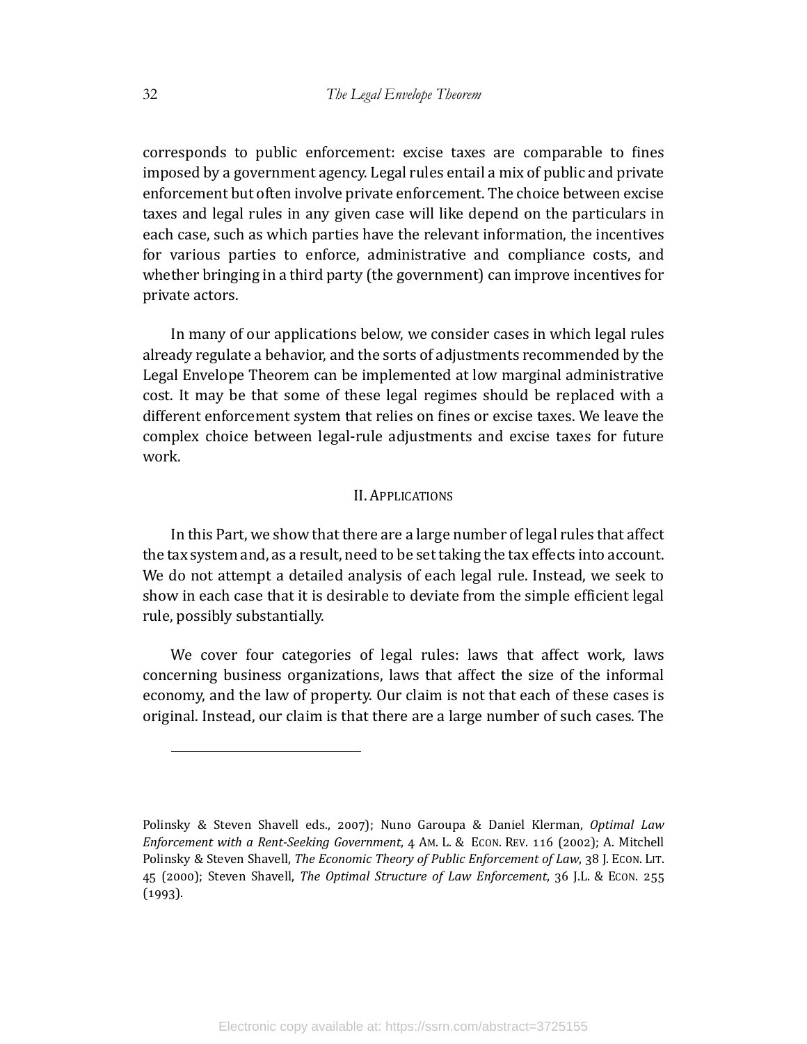corresponds to public enforcement: excise taxes are comparable to fines imposed by a government agency. Legal rules entail a mix of public and private enforcement but often involve private enforcement. The choice between excise taxes and legal rules in any given case will like depend on the particulars in each case, such as which parties have the relevant information, the incentives for various parties to enforce, administrative and compliance costs, and whether bringing in a third party (the government) can improve incentives for private actors.

In many of our applications below, we consider cases in which legal rules already regulate a behavior, and the sorts of adjustments recommended by the Legal Envelope Theorem can be implemented at low marginal administrative cost. It may be that some of these legal regimes should be replaced with a different enforcement system that relies on fines or excise taxes. We leave the complex choice between legal-rule adjustments and excise taxes for future work.

## II. Applications

In this Part, we show that there are a large number of legal rules that affect the tax system and, as a result, need to be set taking the tax effects into account. We do not attempt a detailed analysis of each legal rule. Instead, we seek to show in each case that it is desirable to deviate from the simple efficient legal rule, possibly substantially.

We cover four categories of legal rules: laws that affect work, laws concerning business organizations, laws that affect the size of the informal economy, and the law of property. Our claim is not that each of these cases is original. Instead, our claim is that there are a large number of such cases. The

---

Polinsky & Steven Shavell eds., 2007); Nuno Garoupa & Daniel Klerman, *Optimal Law Enforcement with a Rent-Seeking Government*, 4 Am. L. & Econ. Rev. 116 (2002); A. Mitchell Polinsky & Steven Shavell, *The Economic Theory of Public Enforcement of Law*, 38 J. Econ. Lit. 45 (2000); Steven Shavell, *The Optimal Structure of Law Enforcement*, 36 J.L. & Econ. 255 (1993).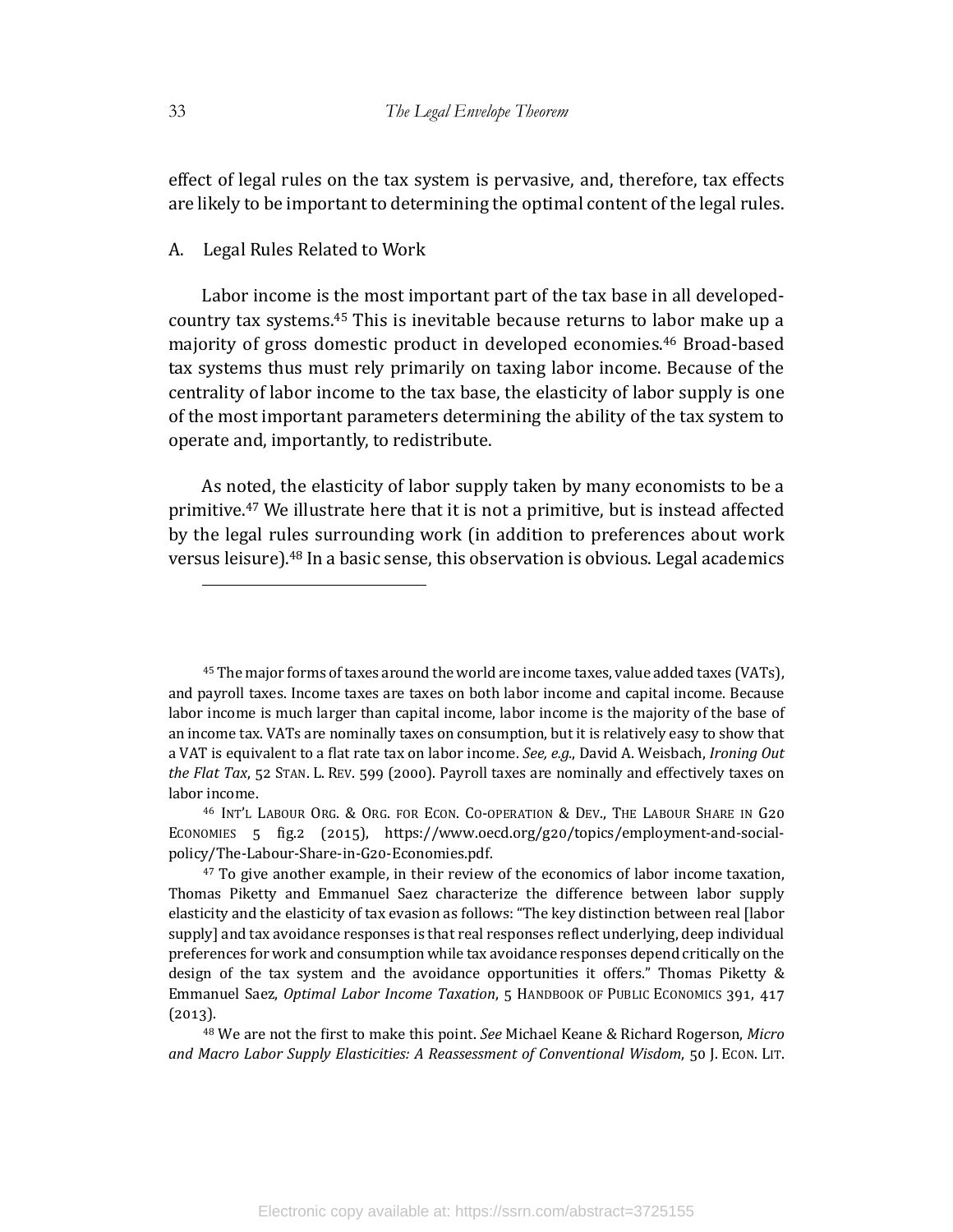effect of legal rules on the tax system is pervasive, and, therefore, tax effects are likely to be important to determining the optimal content of the legal rules.

## A. Legal Rules Related to Work

Labor income is the most important part of the tax base in all developed-country tax systems.[45] This is inevitable because returns to labor make up a majority of gross domestic product in developed economies.[46] Broad-based tax systems thus must rely primarily on taxing labor income. Because of the centrality of labor income to the tax base, the elasticity of labor supply is one of the most important parameters determining the ability of the tax system to operate and, importantly, to redistribute.

As noted, the elasticity of labor supply taken by many economists to be a primitive.[47] We illustrate here that it is not a primitive, but is instead affected by the legal rules surrounding work (in addition to preferences about work versus leisure).[48] In a basic sense, this observation is obvious. Legal academics

---

[45] The major forms of taxes around the world are income taxes, value added taxes (VATs), and payroll taxes. Income taxes are taxes on both labor income and capital income. Because labor income is much larger than capital income, labor income is the majority of the base of an income tax. VATs are nominally taxes on consumption, but it is relatively easy to show that a VAT is equivalent to a flat rate tax on labor income. *See, e.g.*, David A. Weisbach, *Ironing Out the Flat Tax*, 52 STAN. L. REV. 599 (2000). Payroll taxes are nominally and effectively taxes on labor income.

[46] INT'L LABOUR ORG. & ORG. FOR ECON. CO-OPERATION & DEV., THE LABOUR SHARE IN G20 ECONOMIES 5 fig.2 (2015), https://www.oecd.org/g20/topics/employment-and-social-policy/The-Labour-Share-in-G20-Economies.pdf.

[47] To give another example, in their review of the economics of labor income taxation, Thomas Piketty and Emmanuel Saez characterize the difference between labor supply elasticity and the elasticity of tax evasion as follows: "The key distinction between real [labor supply] and tax avoidance responses is that real responses reflect underlying, deep individual preferences for work and consumption while tax avoidance responses depend critically on the design of the tax system and the avoidance opportunities it offers." Thomas Piketty & Emmanuel Saez, *Optimal Labor Income Taxation*, 5 HANDBOOK OF PUBLIC ECONOMICS 391, 417 (2013).

[48] We are not the first to make this point. *See* Michael Keane & Richard Rogerson, *Micro and Macro Labor Supply Elasticities: A Reassessment of Conventional Wisdom*, 50 J. ECON. LIT.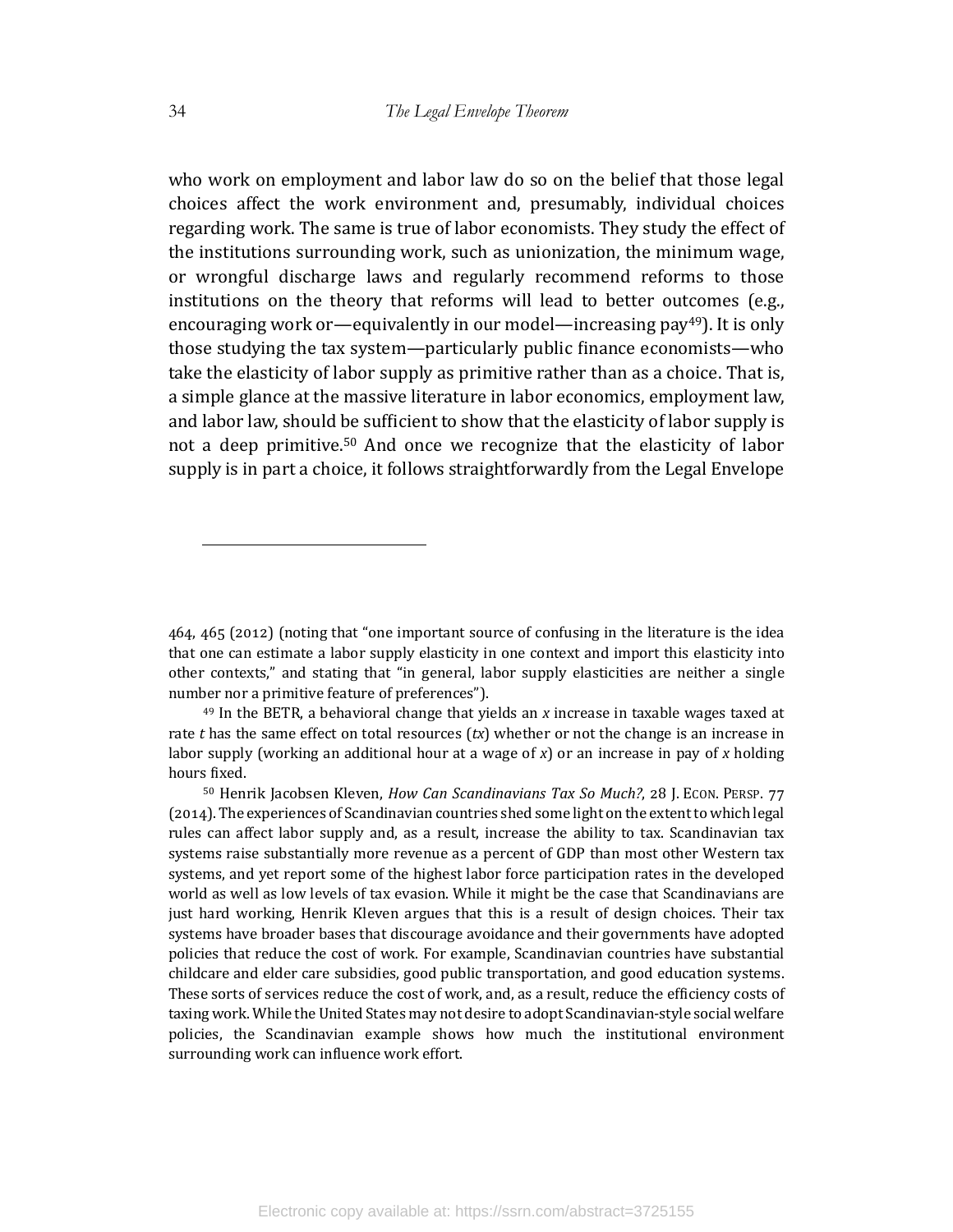who work on employment and labor law do so on the belief that those legal choices affect the work environment and, presumably, individual choices regarding work. The same is true of labor economists. They study the effect of the institutions surrounding work, such as unionization, the minimum wage, or wrongful discharge laws and regularly recommend reforms to those institutions on the theory that reforms will lead to better outcomes (e.g., encouraging work or—equivalently in our model—increasing pay[49]). It is only those studying the tax system—particularly public finance economists—who take the elasticity of labor supply as primitive rather than as a choice. That is, a simple glance at the massive literature in labor economics, employment law, and labor law, should be sufficient to show that the elasticity of labor supply is not a deep primitive.[50] And once we recognize that the elasticity of labor supply is in part a choice, it follows straightforwardly from the Legal Envelope

---

464, 465 (2012) (noting that "one important source of confusing in the literature is the idea that one can estimate a labor supply elasticity in one context and import this elasticity into other contexts," and stating that "in general, labor supply elasticities are neither a single number nor a primitive feature of preferences").

[49] In the BETR, a behavioral change that yields an $x$ increase in taxable wages taxed at rate $t$ has the same effect on total resources ($tx$) whether or not the change is an increase in labor supply (working an additional hour at a wage of $x$) or an increase in pay of $x$ holding hours fixed.

[50] Henrik Jacobsen Kleven, *How Can Scandinavians Tax So Much?*, 28 J. ECON. PERSP. 77 (2014). The experiences of Scandinavian countries shed some light on the extent to which legal rules can affect labor supply and, as a result, increase the ability to tax. Scandinavian tax systems raise substantially more revenue as a percent of GDP than most other Western tax systems, and yet report some of the highest labor force participation rates in the developed world as well as low levels of tax evasion. While it might be the case that Scandinavians are just hard working, Henrik Kleven argues that this is a result of design choices. Their tax systems have broader bases that discourage avoidance and their governments have adopted policies that reduce the cost of work. For example, Scandinavian countries have substantial childcare and elder care subsidies, good public transportation, and good education systems. These sorts of services reduce the cost of work, and, as a result, reduce the efficiency costs of taxing work. While the United States may not desire to adopt Scandinavian-style social welfare policies, the Scandinavian example shows how much the institutional environment surrounding work can influence work effort.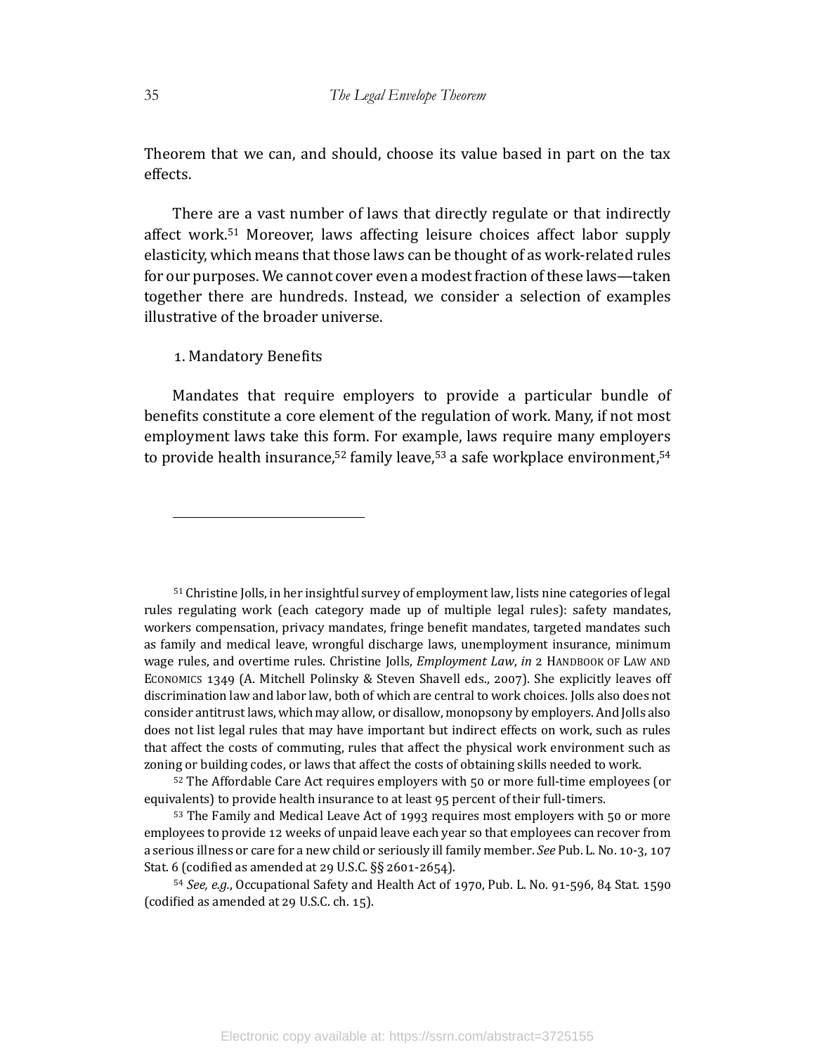Theorem that we can, and should, choose its value based in part on the tax effects.

There are a vast number of laws that directly regulate or that indirectly affect work.[51] Moreover, laws affecting leisure choices affect labor supply elasticity, which means that those laws can be thought of as work-related rules for our purposes. We cannot cover even a modest fraction of these laws—taken together there are hundreds. Instead, we consider a selection of examples illustrative of the broader universe.

1. Mandatory Benefits

Mandates that require employers to provide a particular bundle of benefits constitute a core element of the regulation of work. Many, if not most employment laws take this form. For example, laws require many employers to provide health insurance,[52] family leave,[53] a safe workplace environment,[54]

---

[51] Christine Jolls, in her insightful survey of employment law, lists nine categories of legal rules regulating work (each category made up of multiple legal rules): safety mandates, workers compensation, privacy mandates, fringe benefit mandates, targeted mandates such as family and medical leave, wrongful discharge laws, unemployment insurance, minimum wage rules, and overtime rules. Christine Jolls, *Employment Law*, *in* 2 HANDBOOK OF LAW AND ECONOMICS 1349 (A. Mitchell Polinsky & Steven Shavell eds., 2007). She explicitly leaves off discrimination law and labor law, both of which are central to work choices. Jolls also does not consider antitrust laws, which may allow, or disallow, monopsony by employers. And Jolls also does not list legal rules that may have important but indirect effects on work, such as rules that affect the costs of commuting, rules that affect the physical work environment such as zoning or building codes, or laws that affect the costs of obtaining skills needed to work.

[52] The Affordable Care Act requires employers with 50 or more full-time employees (or equivalents) to provide health insurance to at least 95 percent of their full-timers.

[53] The Family and Medical Leave Act of 1993 requires most employers with 50 or more employees to provide 12 weeks of unpaid leave each year so that employees can recover from a serious illness or care for a new child or seriously ill family member. *See* Pub. L. No. 10-3, 107 Stat. 6 (codified as amended at 29 U.S.C. §§ 2601-2654).

[54] *See, e.g.*, Occupational Safety and Health Act of 1970, Pub. L. No. 91-596, 84 Stat. 1590 (codified as amended at 29 U.S.C. ch. 15).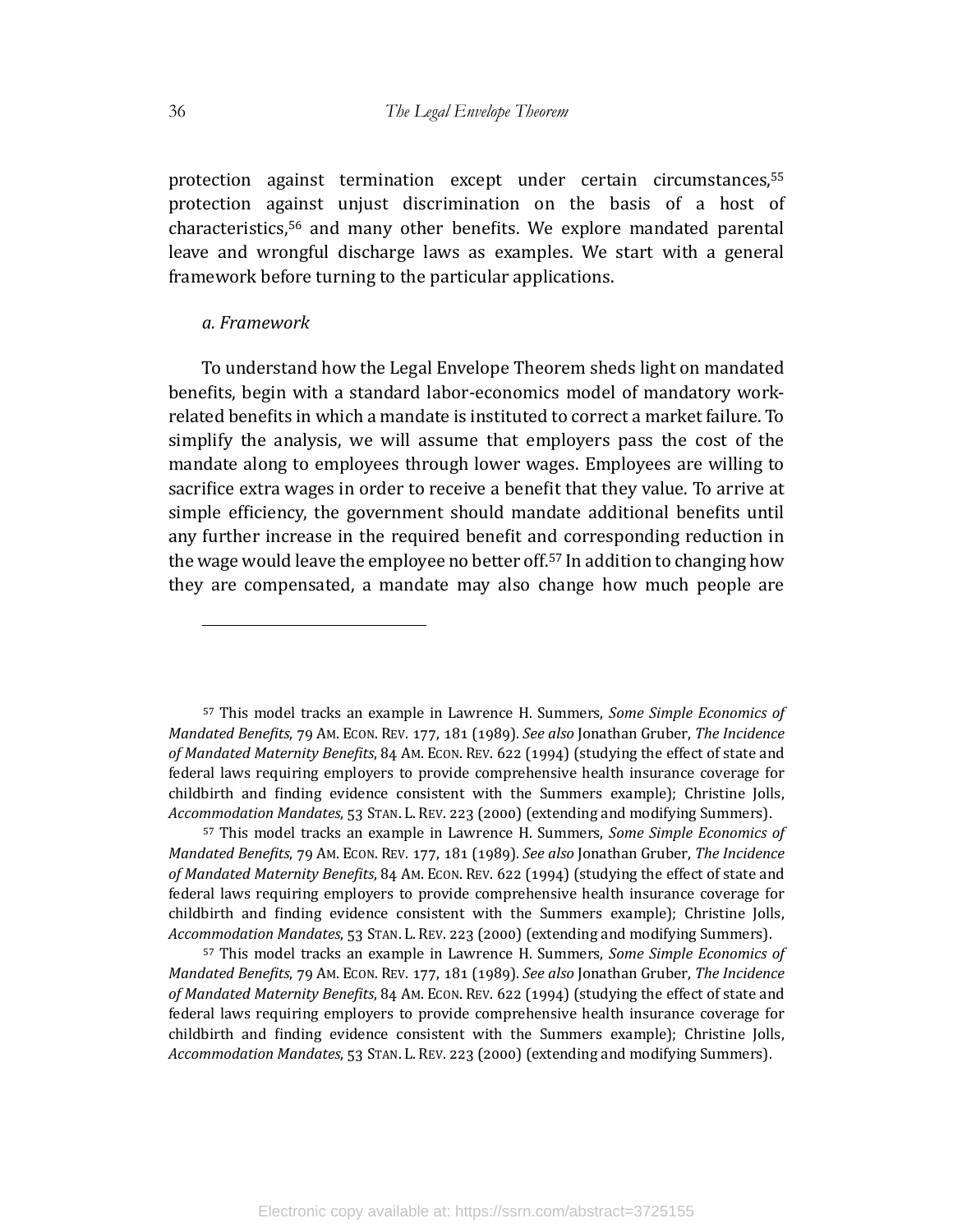protection against termination except under certain circumstances,[55] protection against unjust discrimination on the basis of a host of characteristics,[56] and many other benefits. We explore mandated parental leave and wrongful discharge laws as examples. We start with a general framework before turning to the particular applications.

*a. Framework*

To understand how the Legal Envelope Theorem sheds light on mandated benefits, begin with a standard labor-economics model of mandatory work-related benefits in which a mandate is instituted to correct a market failure. To simplify the analysis, we will assume that employers pass the cost of the mandate along to employees through lower wages. Employees are willing to sacrifice extra wages in order to receive a benefit that they value. To arrive at simple efficiency, the government should mandate additional benefits until any further increase in the required benefit and corresponding reduction in the wage would leave the employee no better off.[57] In addition to changing how they are compensated, a mandate may also change how much people are

---

[57] This model tracks an example in Lawrence H. Summers, *Some Simple Economics of Mandated Benefits*, 79 AM. ECON. REV. 177, 181 (1989). *See also* Jonathan Gruber, *The Incidence of Mandated Maternity Benefits*, 84 AM. ECON. REV. 622 (1994) (studying the effect of state and federal laws requiring employers to provide comprehensive health insurance coverage for childbirth and finding evidence consistent with the Summers example); Christine Jolls, *Accommodation Mandates*, 53 STAN. L. REV. 223 (2000) (extending and modifying Summers).

[57] This model tracks an example in Lawrence H. Summers, *Some Simple Economics of Mandated Benefits*, 79 AM. ECON. REV. 177, 181 (1989). *See also* Jonathan Gruber, *The Incidence of Mandated Maternity Benefits*, 84 AM. ECON. REV. 622 (1994) (studying the effect of state and federal laws requiring employers to provide comprehensive health insurance coverage for childbirth and finding evidence consistent with the Summers example); Christine Jolls, *Accommodation Mandates*, 53 STAN. L. REV. 223 (2000) (extending and modifying Summers).

[57] This model tracks an example in Lawrence H. Summers, *Some Simple Economics of Mandated Benefits*, 79 AM. ECON. REV. 177, 181 (1989). *See also* Jonathan Gruber, *The Incidence of Mandated Maternity Benefits*, 84 AM. ECON. REV. 622 (1994) (studying the effect of state and federal laws requiring employers to provide comprehensive health insurance coverage for childbirth and finding evidence consistent with the Summers example); Christine Jolls, *Accommodation Mandates*, 53 STAN. L. REV. 223 (2000) (extending and modifying Summers).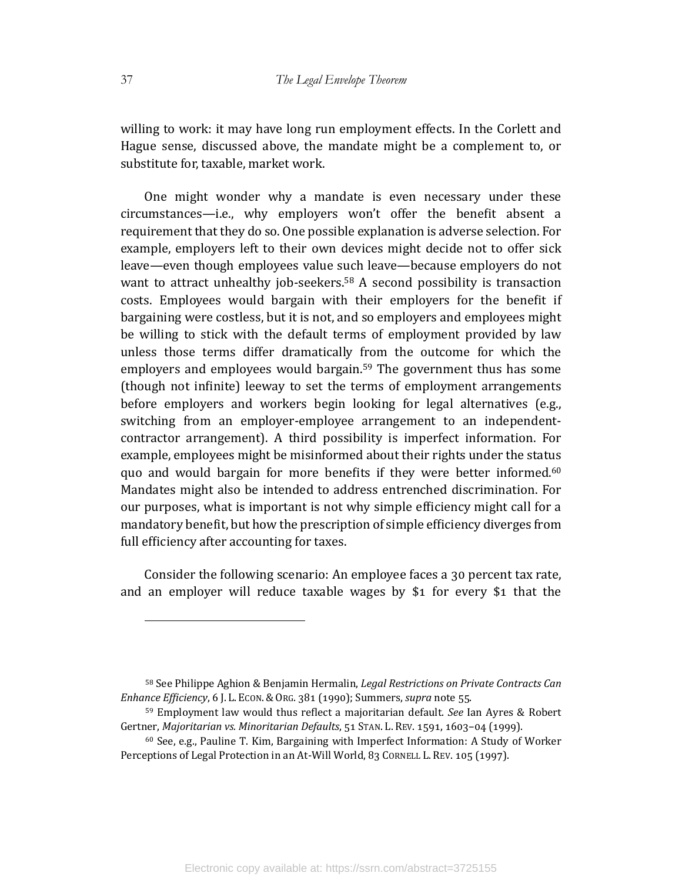willing to work: it may have long run employment effects. In the Corlett and Hague sense, discussed above, the mandate might be a complement to, or substitute for, taxable, market work.

One might wonder why a mandate is even necessary under these circumstances—i.e., why employers won't offer the benefit absent a requirement that they do so. One possible explanation is adverse selection. For example, employers left to their own devices might decide not to offer sick leave—even though employees value such leave—because employers do not want to attract unhealthy job-seekers.[58] A second possibility is transaction costs. Employees would bargain with their employers for the benefit if bargaining were costless, but it is not, and so employers and employees might be willing to stick with the default terms of employment provided by law unless those terms differ dramatically from the outcome for which the employers and employees would bargain.[59] The government thus has some (though not infinite) leeway to set the terms of employment arrangements before employers and workers begin looking for legal alternatives (e.g., switching from an employer-employee arrangement to an independent-contractor arrangement). A third possibility is imperfect information. For example, employees might be misinformed about their rights under the status quo and would bargain for more benefits if they were better informed.[60] Mandates might also be intended to address entrenched discrimination. For our purposes, what is important is not why simple efficiency might call for a mandatory benefit, but how the prescription of simple efficiency diverges from full efficiency after accounting for taxes.

Consider the following scenario: An employee faces a 30 percent tax rate, and an employer will reduce taxable wages by $1 for every $1 that the

---

[58] See Philippe Aghion & Benjamin Hermalin, *Legal Restrictions on Private Contracts Can Enhance Efficiency*, 6 J. L. ECON. & ORG. 381 (1990); Summers, *supra* note 55.

[59] Employment law would thus reflect a majoritarian default. *See* Ian Ayres & Robert Gertner, *Majoritarian vs. Minoritarian Defaults*, 51 STAN. L. REV. 1591, 1603–04 (1999).

[60] See, e.g., Pauline T. Kim, Bargaining with Imperfect Information: A Study of Worker Perceptions of Legal Protection in an At-Will World, 83 CORNELL L. REV. 105 (1997).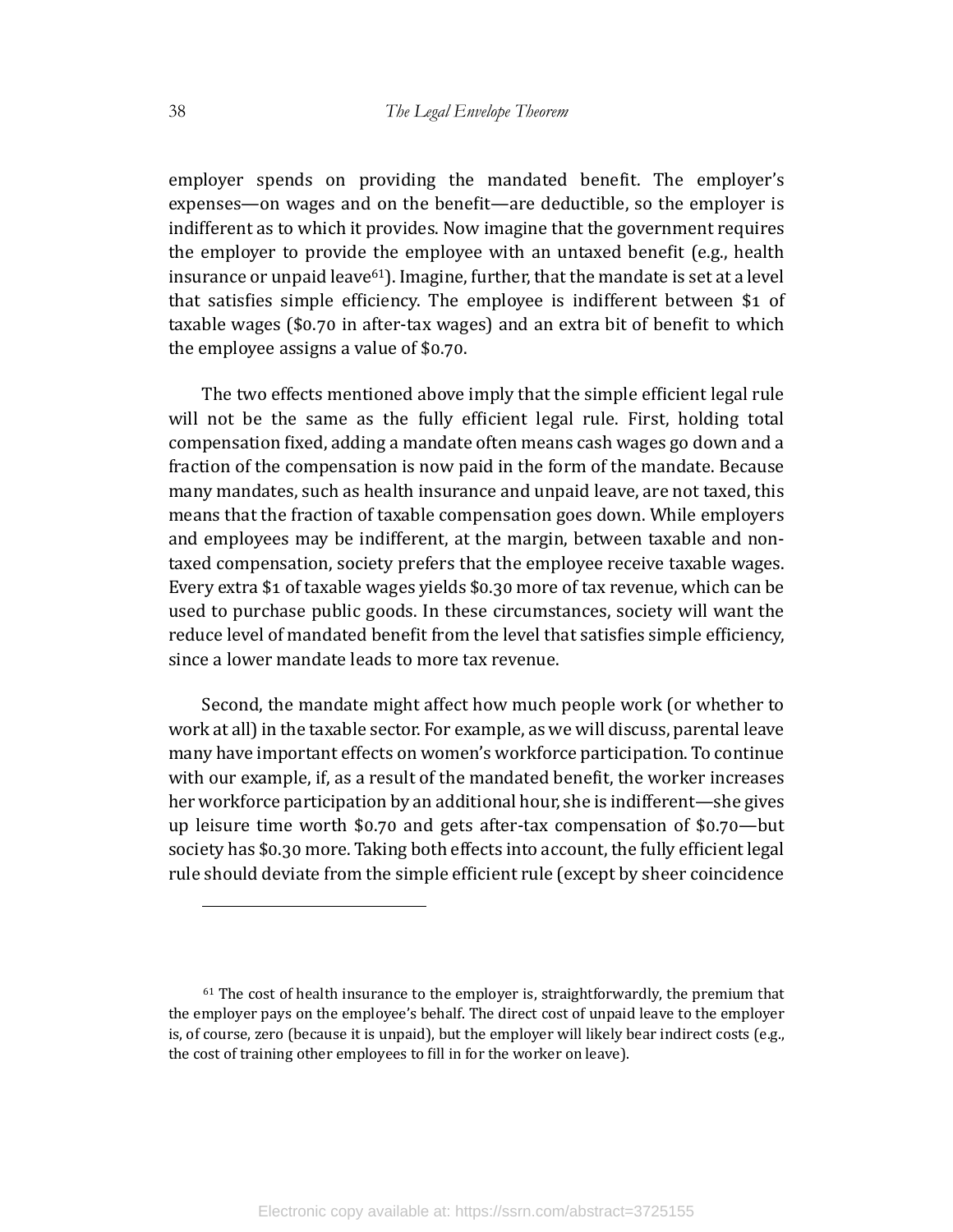employer spends on providing the mandated benefit. The employer's expenses—on wages and on the benefit—are deductible, so the employer is indifferent as to which it provides. Now imagine that the government requires the employer to provide the employee with an untaxed benefit (e.g., health insurance or unpaid leave[61]). Imagine, further, that the mandate is set at a level that satisfies simple efficiency. The employee is indifferent between $1 of taxable wages ($0.70 in after-tax wages) and an extra bit of benefit to which the employee assigns a value of $0.70.

The two effects mentioned above imply that the simple efficient legal rule will not be the same as the fully efficient legal rule. First, holding total compensation fixed, adding a mandate often means cash wages go down and a fraction of the compensation is now paid in the form of the mandate. Because many mandates, such as health insurance and unpaid leave, are not taxed, this means that the fraction of taxable compensation goes down. While employers and employees may be indifferent, at the margin, between taxable and non-taxed compensation, society prefers that the employee receive taxable wages. Every extra $1 of taxable wages yields $0.30 more of tax revenue, which can be used to purchase public goods. In these circumstances, society will want the reduce level of mandated benefit from the level that satisfies simple efficiency, since a lower mandate leads to more tax revenue.

Second, the mandate might affect how much people work (or whether to work at all) in the taxable sector. For example, as we will discuss, parental leave many have important effects on women's workforce participation. To continue with our example, if, as a result of the mandated benefit, the worker increases her workforce participation by an additional hour, she is indifferent—she gives up leisure time worth $0.70 and gets after-tax compensation of $0.70—but society has $0.30 more. Taking both effects into account, the fully efficient legal rule should deviate from the simple efficient rule (except by sheer coincidence

---

[61] The cost of health insurance to the employer is, straightforwardly, the premium that the employer pays on the employee's behalf. The direct cost of unpaid leave to the employer is, of course, zero (because it is unpaid), but the employer will likely bear indirect costs (e.g., the cost of training other employees to fill in for the worker on leave).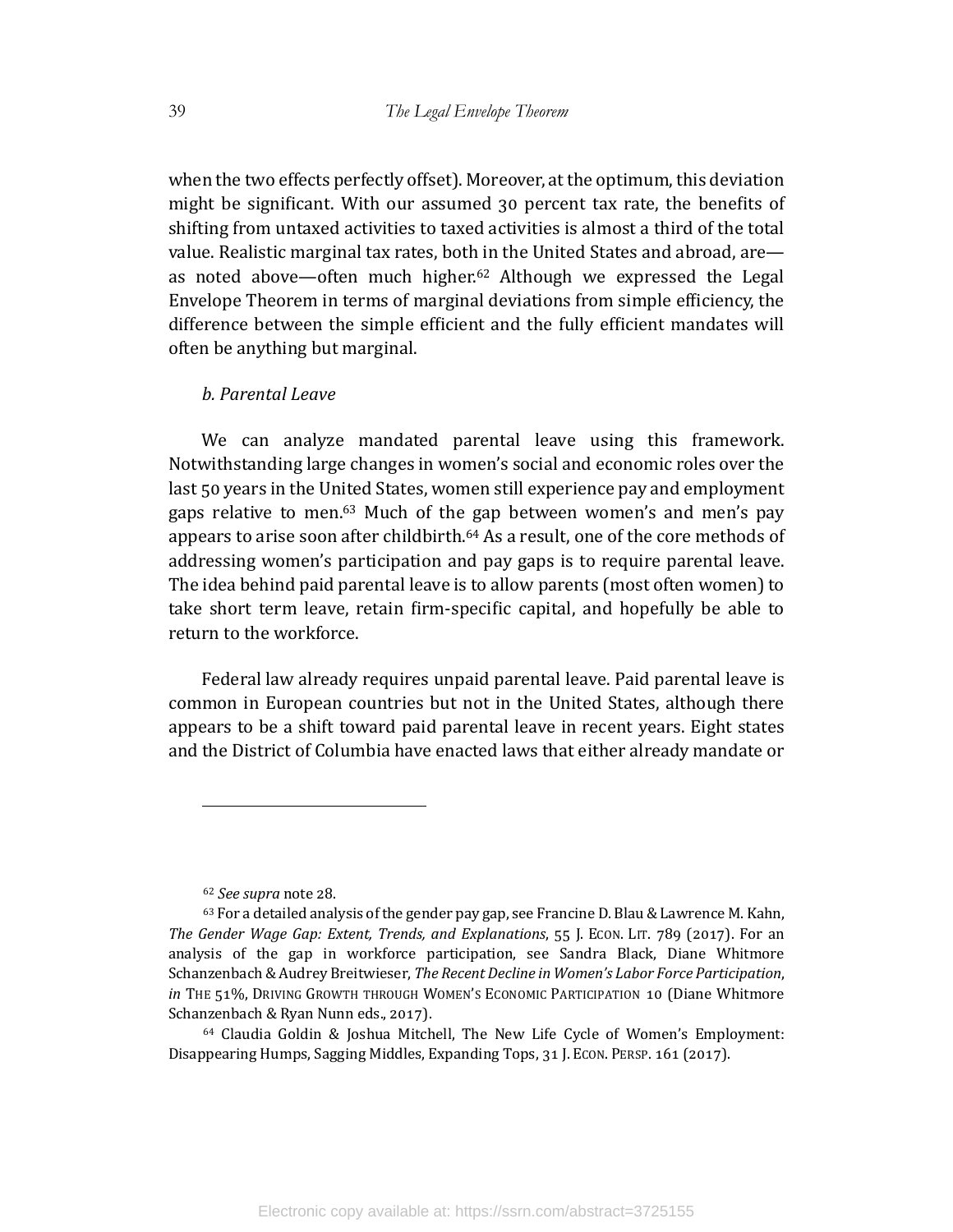when the two effects perfectly offset). Moreover, at the optimum, this deviation might be significant. With our assumed 30 percent tax rate, the benefits of shifting from untaxed activities to taxed activities is almost a third of the total value. Realistic marginal tax rates, both in the United States and abroad, are—as noted above—often much higher.[62] Although we expressed the Legal Envelope Theorem in terms of marginal deviations from simple efficiency, the difference between the simple efficient and the fully efficient mandates will often be anything but marginal.

*b. Parental Leave*

We can analyze mandated parental leave using this framework. Notwithstanding large changes in women's social and economic roles over the last 50 years in the United States, women still experience pay and employment gaps relative to men.[63] Much of the gap between women's and men's pay appears to arise soon after childbirth.[64] As a result, one of the core methods of addressing women's participation and pay gaps is to require parental leave. The idea behind paid parental leave is to allow parents (most often women) to take short term leave, retain firm-specific capital, and hopefully be able to return to the workforce.

Federal law already requires unpaid parental leave. Paid parental leave is common in European countries but not in the United States, although there appears to be a shift toward paid parental leave in recent years. Eight states and the District of Columbia have enacted laws that either already mandate or

---

[62] *See supra* note 28.

[63] For a detailed analysis of the gender pay gap, see Francine D. Blau & Lawrence M. Kahn, *The Gender Wage Gap: Extent, Trends, and Explanations*, 55 J. ECON. LIT. 789 (2017). For an analysis of the gap in workforce participation, see Sandra Black, Diane Whitmore Schanzenbach & Audrey Breitwieser, *The Recent Decline in Women's Labor Force Participation*, *in* THE 51%, DRIVING GROWTH THROUGH WOMEN'S ECONOMIC PARTICIPATION 10 (Diane Whitmore Schanzenbach & Ryan Nunn eds., 2017).

[64] Claudia Goldin & Joshua Mitchell, The New Life Cycle of Women's Employment: Disappearing Humps, Sagging Middles, Expanding Tops, 31 J. ECON. PERSP. 161 (2017).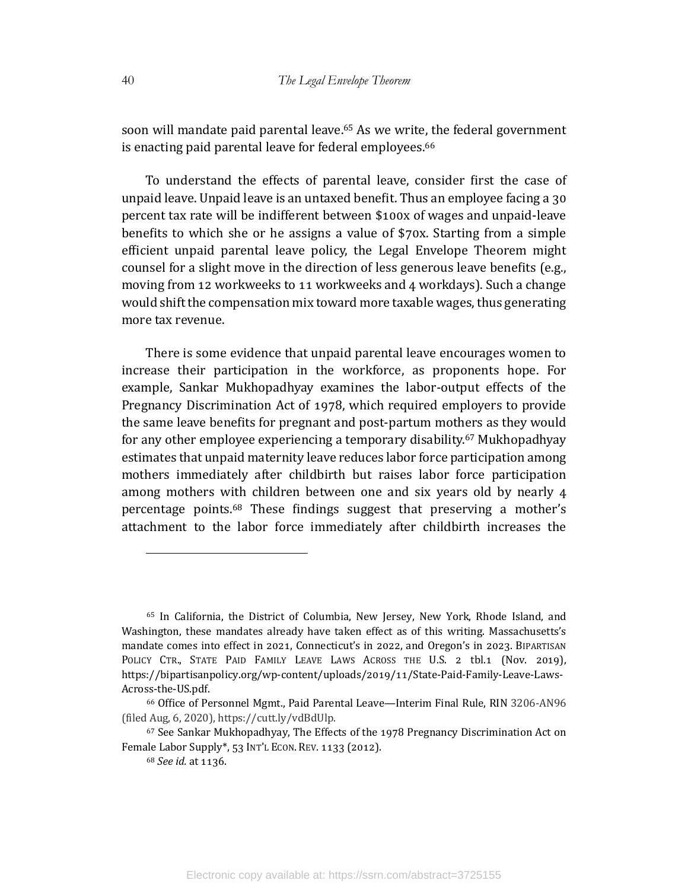soon will mandate paid parental leave.[65] As we write, the federal government is enacting paid parental leave for federal employees.[66]

To understand the effects of parental leave, consider first the case of unpaid leave. Unpaid leave is an untaxed benefit. Thus an employee facing a 30 percent tax rate will be indifferent between $100x of wages and unpaid-leave benefits to which she or he assigns a value of $70x. Starting from a simple efficient unpaid parental leave policy, the Legal Envelope Theorem might counsel for a slight move in the direction of less generous leave benefits (e.g., moving from 12 workweeks to 11 workweeks and 4 workdays). Such a change would shift the compensation mix toward more taxable wages, thus generating more tax revenue.

There is some evidence that unpaid parental leave encourages women to increase their participation in the workforce, as proponents hope. For example, Sankar Mukhopadhyay examines the labor-output effects of the Pregnancy Discrimination Act of 1978, which required employers to provide the same leave benefits for pregnant and post-partum mothers as they would for any other employee experiencing a temporary disability.[67] Mukhopadhyay estimates that unpaid maternity leave reduces labor force participation among mothers immediately after childbirth but raises labor force participation among mothers with children between one and six years old by nearly 4 percentage points.[68] These findings suggest that preserving a mother's attachment to the labor force immediately after childbirth increases the

---

[65] In California, the District of Columbia, New Jersey, New York, Rhode Island, and Washington, these mandates already have taken effect as of this writing. Massachusetts's mandate comes into effect in 2021, Connecticut's in 2022, and Oregon's in 2023. BIPARTISAN POLICY CTR., STATE PAID FAMILY LEAVE LAWS ACROSS THE U.S. 2 tbl.1 (Nov. 2019), https://bipartisanpolicy.org/wp-content/uploads/2019/11/State-Paid-Family-Leave-Laws-Across-the-US.pdf.

[66] Office of Personnel Mgmt., Paid Parental Leave—Interim Final Rule, RIN 3206-AN96 (filed Aug, 6, 2020), https://cutt.ly/vdBdUlp.

[67] See Sankar Mukhopadhyay, The Effects of the 1978 Pregnancy Discrimination Act on Female Labor Supply*, 53 INT'L ECON. REV. 1133 (2012).

[68] *See id.* at 1136.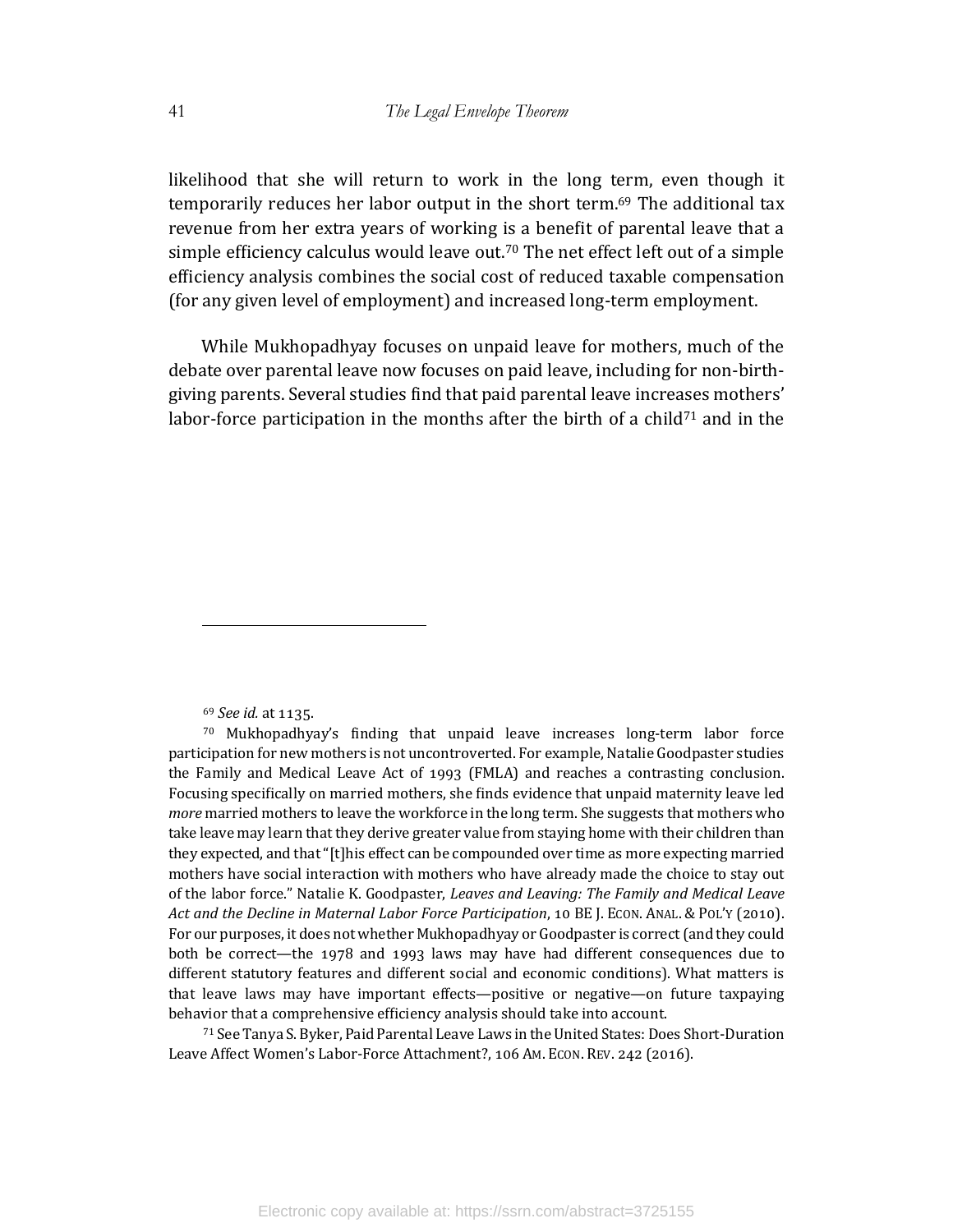likelihood that she will return to work in the long term, even though it temporarily reduces her labor output in the short term.[69] The additional tax revenue from her extra years of working is a benefit of parental leave that a simple efficiency calculus would leave out.[70] The net effect left out of a simple efficiency analysis combines the social cost of reduced taxable compensation (for any given level of employment) and increased long-term employment.

While Mukhopadhyay focuses on unpaid leave for mothers, much of the debate over parental leave now focuses on paid leave, including for non-birth-giving parents. Several studies find that paid parental leave increases mothers' labor-force participation in the months after the birth of a child[71] and in the

---

[69] *See id.* at 1135.

[70] Mukhopadhyay's finding that unpaid leave increases long-term labor force participation for new mothers is not uncontroverted. For example, Natalie Goodpaster studies the Family and Medical Leave Act of 1993 (FMLA) and reaches a contrasting conclusion. Focusing specifically on married mothers, she finds evidence that unpaid maternity leave led *more* married mothers to leave the workforce in the long term. She suggests that mothers who take leave may learn that they derive greater value from staying home with their children than they expected, and that "[t]his effect can be compounded over time as more expecting married mothers have social interaction with mothers who have already made the choice to stay out of the labor force." Natalie K. Goodpaster, *Leaves and Leaving: The Family and Medical Leave Act and the Decline in Maternal Labor Force Participation*, 10 BE J. ECON. ANAL. & POL'Y (2010). For our purposes, it does not whether Mukhopadhyay or Goodpaster is correct (and they could both be correct—the 1978 and 1993 laws may have had different consequences due to different statutory features and different social and economic conditions). What matters is that leave laws may have important effects—positive or negative—on future taxpaying behavior that a comprehensive efficiency analysis should take into account.

[71] See Tanya S. Byker, Paid Parental Leave Laws in the United States: Does Short-Duration Leave Affect Women's Labor-Force Attachment?, 106 AM. ECON. REV. 242 (2016).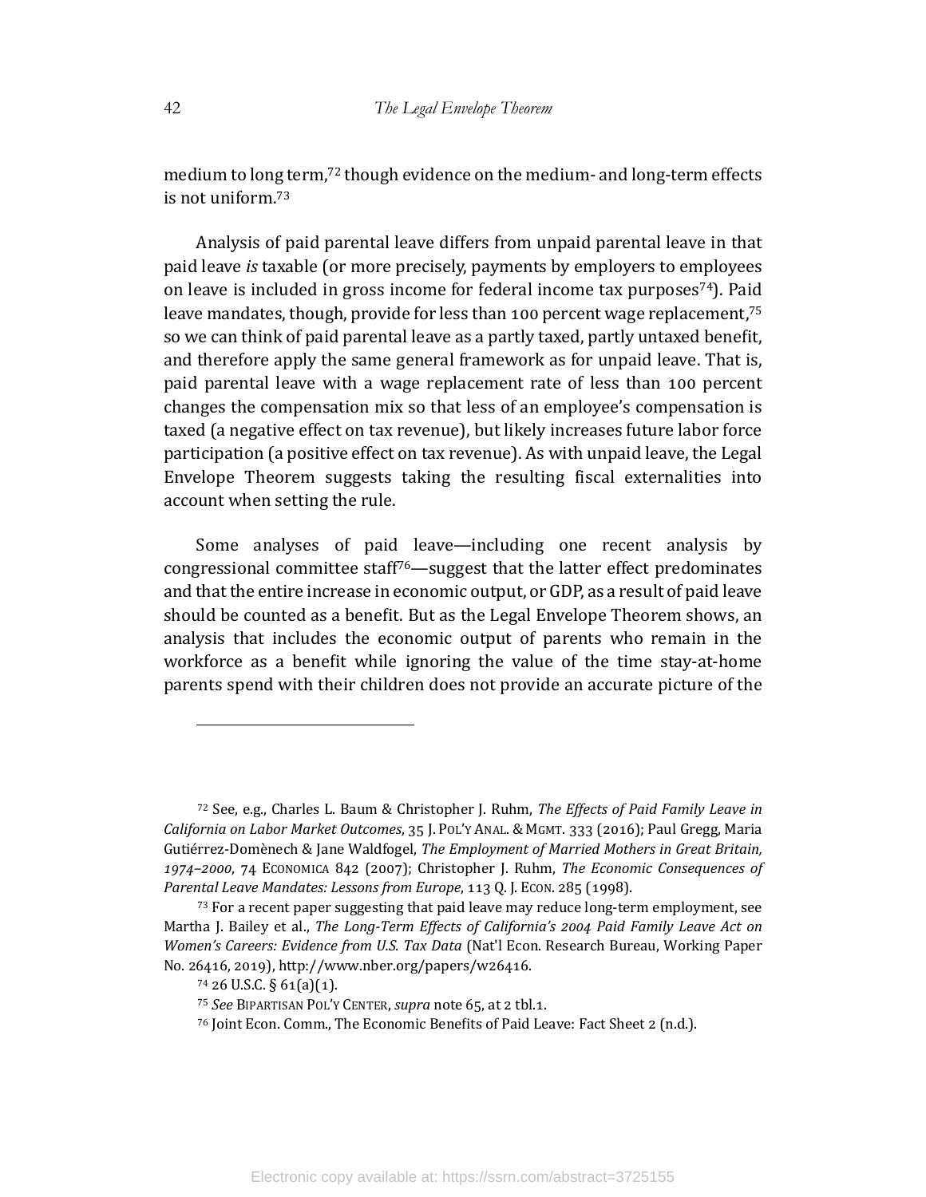medium to long term,[72] though evidence on the medium- and long-term effects is not uniform.[73]

Analysis of paid parental leave differs from unpaid parental leave in that paid leave *is* taxable (or more precisely, payments by employers to employees on leave is included in gross income for federal income tax purposes[74]). Paid leave mandates, though, provide for less than 100 percent wage replacement,[75] so we can think of paid parental leave as a partly taxed, partly untaxed benefit, and therefore apply the same general framework as for unpaid leave. That is, paid parental leave with a wage replacement rate of less than 100 percent changes the compensation mix so that less of an employee's compensation is taxed (a negative effect on tax revenue), but likely increases future labor force participation (a positive effect on tax revenue). As with unpaid leave, the Legal Envelope Theorem suggests taking the resulting fiscal externalities into account when setting the rule.

Some analyses of paid leave—including one recent analysis by congressional committee staff[76]—suggest that the latter effect predominates and that the entire increase in economic output, or GDP, as a result of paid leave should be counted as a benefit. But as the Legal Envelope Theorem shows, an analysis that includes the economic output of parents who remain in the workforce as a benefit while ignoring the value of the time stay-at-home parents spend with their children does not provide an accurate picture of the

---

[72] See, e.g., Charles L. Baum & Christopher J. Ruhm, *The Effects of Paid Family Leave in California on Labor Market Outcomes*, 35 J. POL'Y ANAL. & MGMT. 333 (2016); Paul Gregg, Maria Gutiérrez-Domènech & Jane Waldfogel, *The Employment of Married Mothers in Great Britain, 1974–2000*, 74 ECONOMICA 842 (2007); Christopher J. Ruhm, *The Economic Consequences of Parental Leave Mandates: Lessons from Europe*, 113 Q. J. ECON. 285 (1998).

[73] For a recent paper suggesting that paid leave may reduce long-term employment, see Martha J. Bailey et al., *The Long-Term Effects of California's 2004 Paid Family Leave Act on Women's Careers: Evidence from U.S. Tax Data* (Nat'l Econ. Research Bureau, Working Paper No. 26416, 2019), http://www.nber.org/papers/w26416.

[74] 26 U.S.C. § 61(a)(1).

[75] *See* BIPARTISAN POL'Y CENTER, *supra* note 65, at 2 tbl.1.

[76] Joint Econ. Comm., The Economic Benefits of Paid Leave: Fact Sheet 2 (n.d.).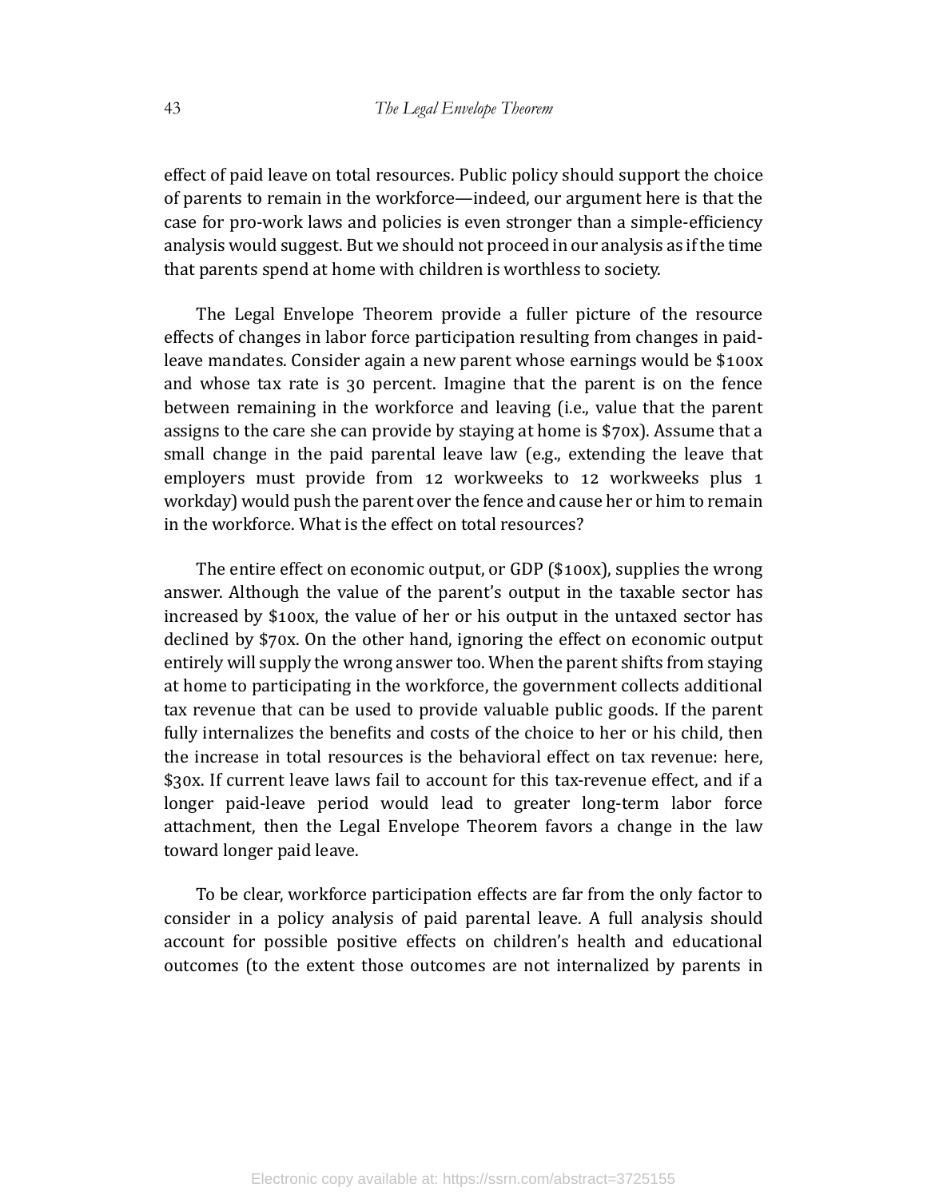effect of paid leave on total resources. Public policy should support the choice of parents to remain in the workforce—indeed, our argument here is that the case for pro-work laws and policies is even stronger than a simple-efficiency analysis would suggest. But we should not proceed in our analysis as if the time that parents spend at home with children is worthless to society.

The Legal Envelope Theorem provide a fuller picture of the resource effects of changes in labor force participation resulting from changes in paid-leave mandates. Consider again a new parent whose earnings would be $100x and whose tax rate is 30 percent. Imagine that the parent is on the fence between remaining in the workforce and leaving (i.e., value that the parent assigns to the care she can provide by staying at home is $70x). Assume that a small change in the paid parental leave law (e.g., extending the leave that employers must provide from 12 workweeks to 12 workweeks plus 1 workday) would push the parent over the fence and cause her or him to remain in the workforce. What is the effect on total resources?

The entire effect on economic output, or GDP ($100x), supplies the wrong answer. Although the value of the parent's output in the taxable sector has increased by $100x, the value of her or his output in the untaxed sector has declined by $70x. On the other hand, ignoring the effect on economic output entirely will supply the wrong answer too. When the parent shifts from staying at home to participating in the workforce, the government collects additional tax revenue that can be used to provide valuable public goods. If the parent fully internalizes the benefits and costs of the choice to her or his child, then the increase in total resources is the behavioral effect on tax revenue: here, $30x. If current leave laws fail to account for this tax-revenue effect, and if a longer paid-leave period would lead to greater long-term labor force attachment, then the Legal Envelope Theorem favors a change in the law toward longer paid leave.

To be clear, workforce participation effects are far from the only factor to consider in a policy analysis of paid parental leave. A full analysis should account for possible positive effects on children's health and educational outcomes (to the extent those outcomes are not internalized by parents in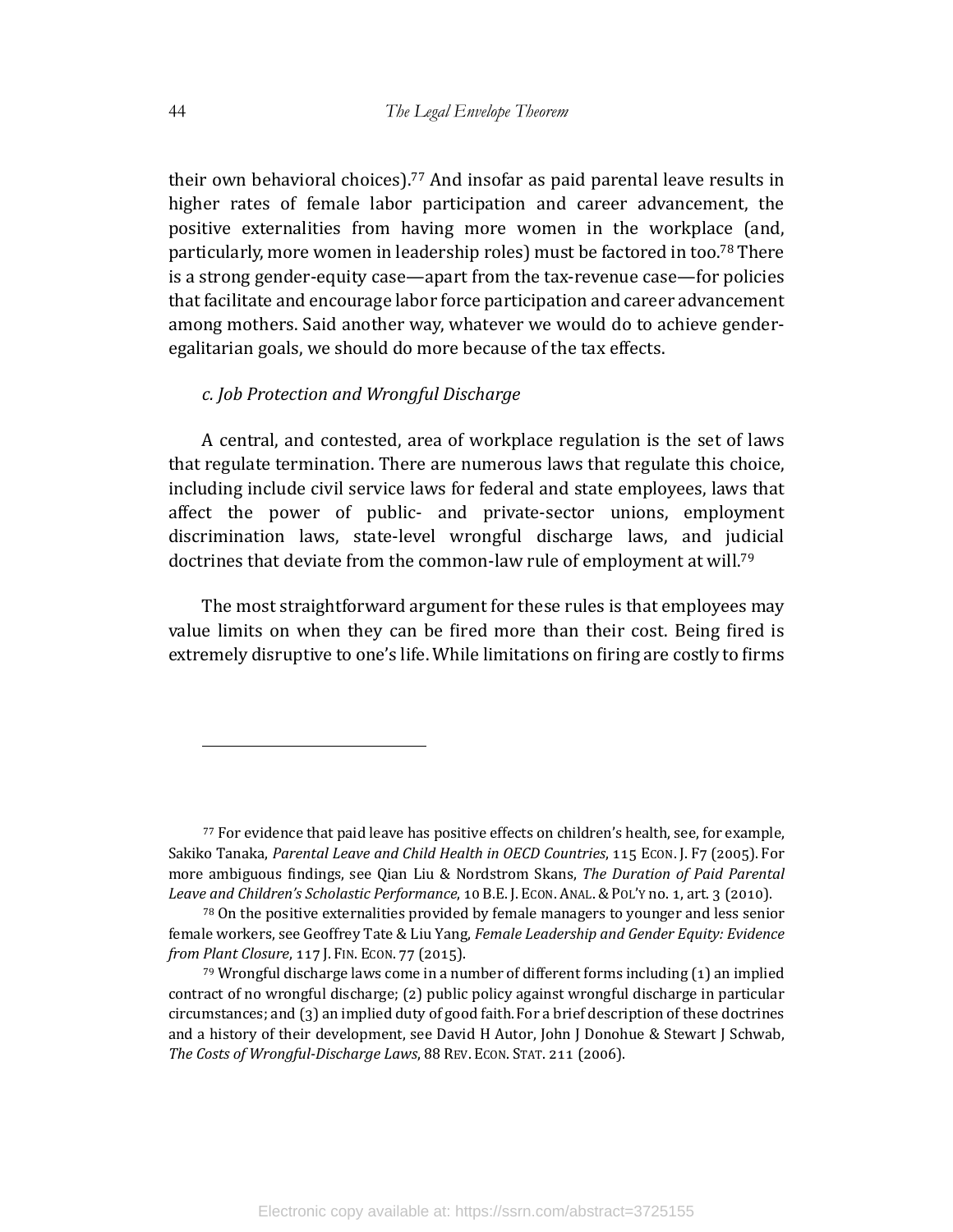their own behavioral choices).[77] And insofar as paid parental leave results in higher rates of female labor participation and career advancement, the positive externalities from having more women in the workplace (and, particularly, more women in leadership roles) must be factored in too.[78] There is a strong gender-equity case—apart from the tax-revenue case—for policies that facilitate and encourage labor force participation and career advancement among mothers. Said another way, whatever we would do to achieve gender-egalitarian goals, we should do more because of the tax effects.

*c. Job Protection and Wrongful Discharge*

A central, and contested, area of workplace regulation is the set of laws that regulate termination. There are numerous laws that regulate this choice, including include civil service laws for federal and state employees, laws that affect the power of public- and private-sector unions, employment discrimination laws, state-level wrongful discharge laws, and judicial doctrines that deviate from the common-law rule of employment at will.[79]

The most straightforward argument for these rules is that employees may value limits on when they can be fired more than their cost. Being fired is extremely disruptive to one's life. While limitations on firing are costly to firms

---

[77] For evidence that paid leave has positive effects on children's health, see, for example, Sakiko Tanaka, *Parental Leave and Child Health in OECD Countries*, 115 ECON. J. F7 (2005). For more ambiguous findings, see Qian Liu & Nordstrom Skans, *The Duration of Paid Parental Leave and Children's Scholastic Performance*, 10 B.E. J. ECON. ANAL. & POL'Y no. 1, art. 3 (2010).

[78] On the positive externalities provided by female managers to younger and less senior female workers, see Geoffrey Tate & Liu Yang, *Female Leadership and Gender Equity: Evidence from Plant Closure*, 117 J. FIN. ECON. 77 (2015).

[79] Wrongful discharge laws come in a number of different forms including (1) an implied contract of no wrongful discharge; (2) public policy against wrongful discharge in particular circumstances; and (3) an implied duty of good faith. For a brief description of these doctrines and a history of their development, see David H Autor, John J Donohue & Stewart J Schwab, *The Costs of Wrongful-Discharge Laws*, 88 REV. ECON. STAT. 211 (2006).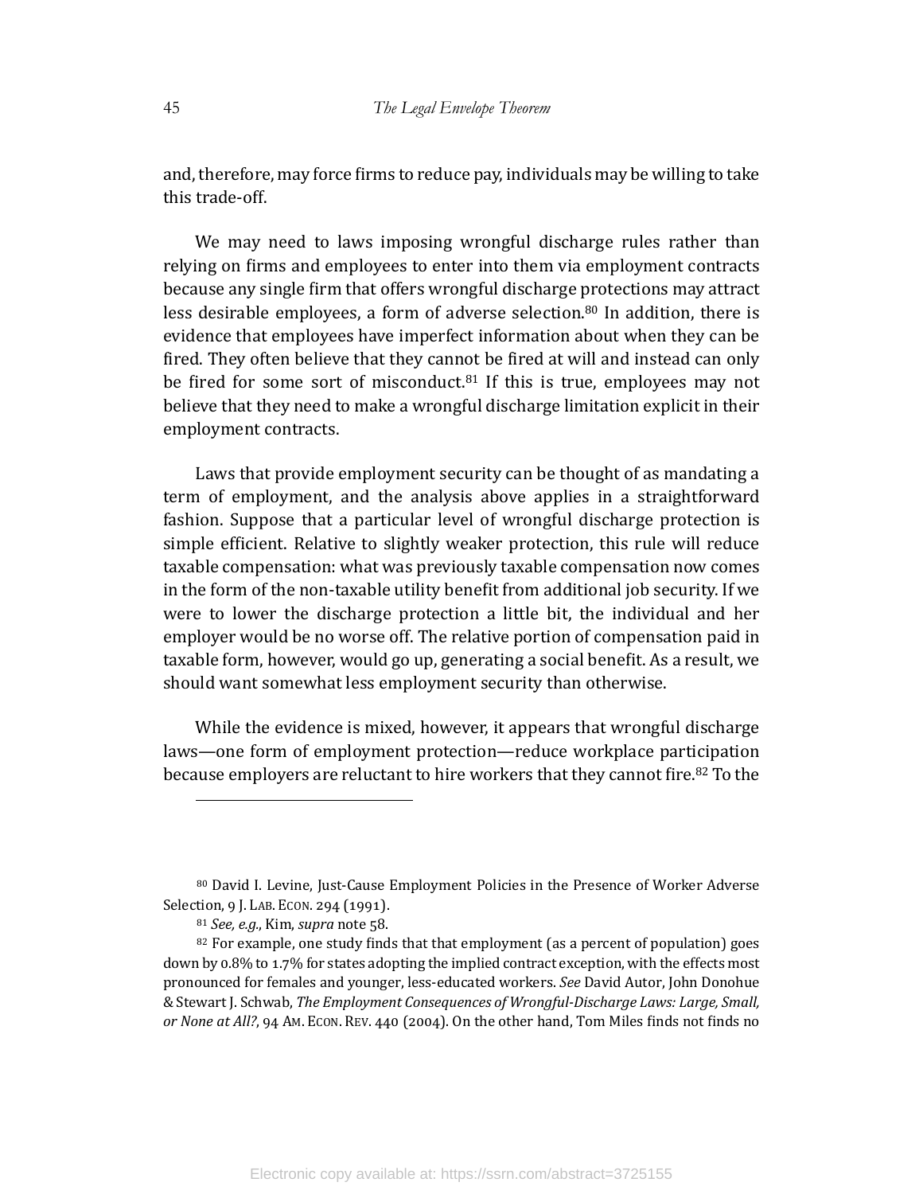and, therefore, may force firms to reduce pay, individuals may be willing to take this trade-off.

We may need to laws imposing wrongful discharge rules rather than relying on firms and employees to enter into them via employment contracts because any single firm that offers wrongful discharge protections may attract less desirable employees, a form of adverse selection.[80] In addition, there is evidence that employees have imperfect information about when they can be fired. They often believe that they cannot be fired at will and instead can only be fired for some sort of misconduct.[81] If this is true, employees may not believe that they need to make a wrongful discharge limitation explicit in their employment contracts.

Laws that provide employment security can be thought of as mandating a term of employment, and the analysis above applies in a straightforward fashion. Suppose that a particular level of wrongful discharge protection is simple efficient. Relative to slightly weaker protection, this rule will reduce taxable compensation: what was previously taxable compensation now comes in the form of the non-taxable utility benefit from additional job security. If we were to lower the discharge protection a little bit, the individual and her employer would be no worse off. The relative portion of compensation paid in taxable form, however, would go up, generating a social benefit. As a result, we should want somewhat less employment security than otherwise.

While the evidence is mixed, however, it appears that wrongful discharge laws—one form of employment protection—reduce workplace participation because employers are reluctant to hire workers that they cannot fire.[82] To the

---

[80] David I. Levine, Just-Cause Employment Policies in the Presence of Worker Adverse Selection, 9 J. LAB. ECON. 294 (1991).

[81] *See, e.g.*, Kim, *supra* note 58.

[82] For example, one study finds that that employment (as a percent of population) goes down by 0.8% to 1.7% for states adopting the implied contract exception, with the effects most pronounced for females and younger, less-educated workers. *See* David Autor, John Donohue & Stewart J. Schwab, *The Employment Consequences of Wrongful-Discharge Laws: Large, Small, or None at All?*, 94 AM. ECON. REV. 440 (2004). On the other hand, Tom Miles finds not finds no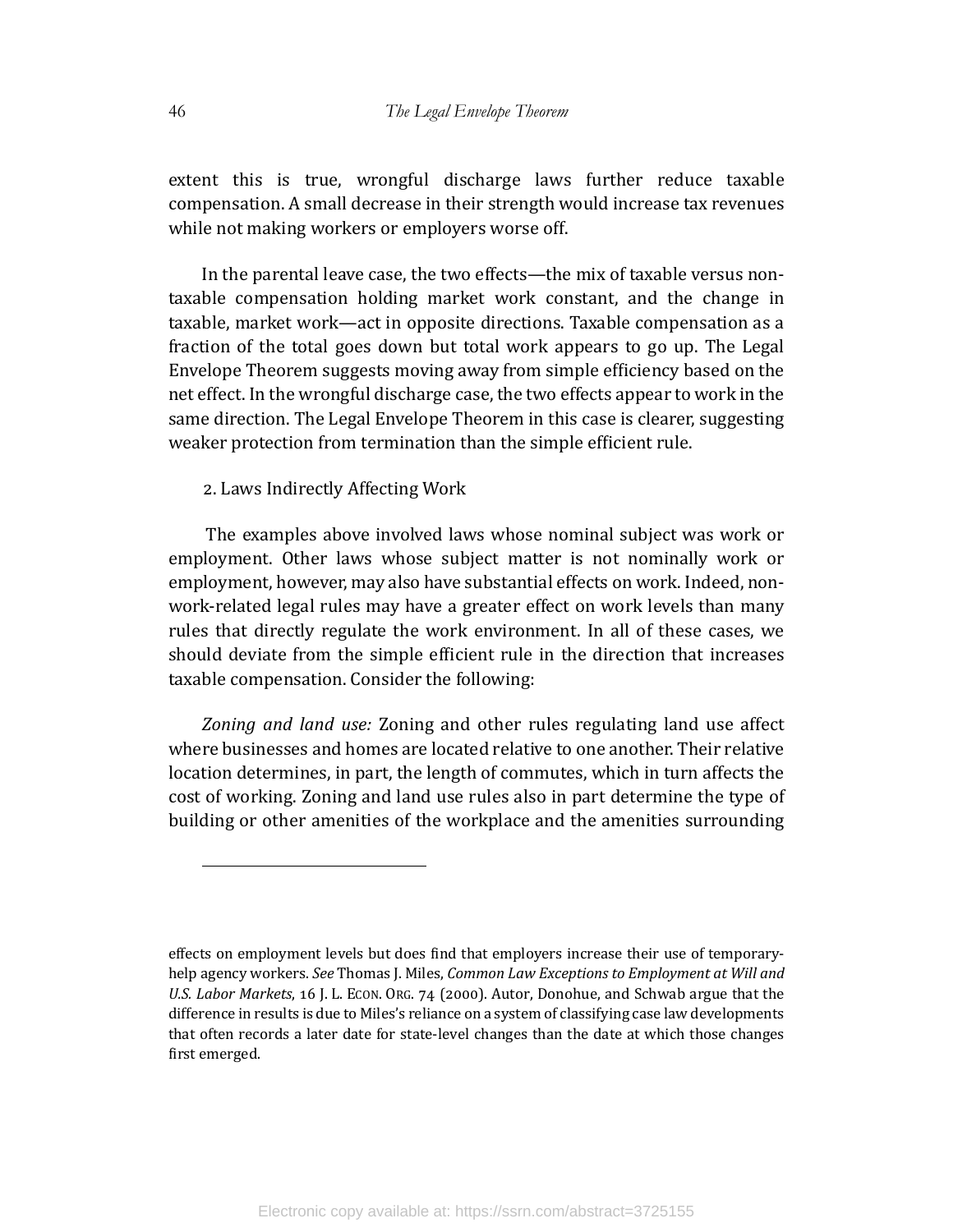extent this is true, wrongful discharge laws further reduce taxable compensation. A small decrease in their strength would increase tax revenues while not making workers or employers worse off.

In the parental leave case, the two effects—the mix of taxable versus non-taxable compensation holding market work constant, and the change in taxable, market work—act in opposite directions. Taxable compensation as a fraction of the total goes down but total work appears to go up. The Legal Envelope Theorem suggests moving away from simple efficiency based on the net effect. In the wrongful discharge case, the two effects appear to work in the same direction. The Legal Envelope Theorem in this case is clearer, suggesting weaker protection from termination than the simple efficient rule.

2. Laws Indirectly Affecting Work

The examples above involved laws whose nominal subject was work or employment. Other laws whose subject matter is not nominally work or employment, however, may also have substantial effects on work. Indeed, non-work-related legal rules may have a greater effect on work levels than many rules that directly regulate the work environment. In all of these cases, we should deviate from the simple efficient rule in the direction that increases taxable compensation. Consider the following:

*Zoning and land use:* Zoning and other rules regulating land use affect where businesses and homes are located relative to one another. Their relative location determines, in part, the length of commutes, which in turn affects the cost of working. Zoning and land use rules also in part determine the type of building or other amenities of the workplace and the amenities surrounding

---

effects on employment levels but does find that employers increase their use of temporary-help agency workers. *See* Thomas J. Miles, *Common Law Exceptions to Employment at Will and U.S. Labor Markets*, 16 J. L. ECON. ORG. 74 (2000). Autor, Donohue, and Schwab argue that the difference in results is due to Miles's reliance on a system of classifying case law developments that often records a later date for state-level changes than the date at which those changes first emerged.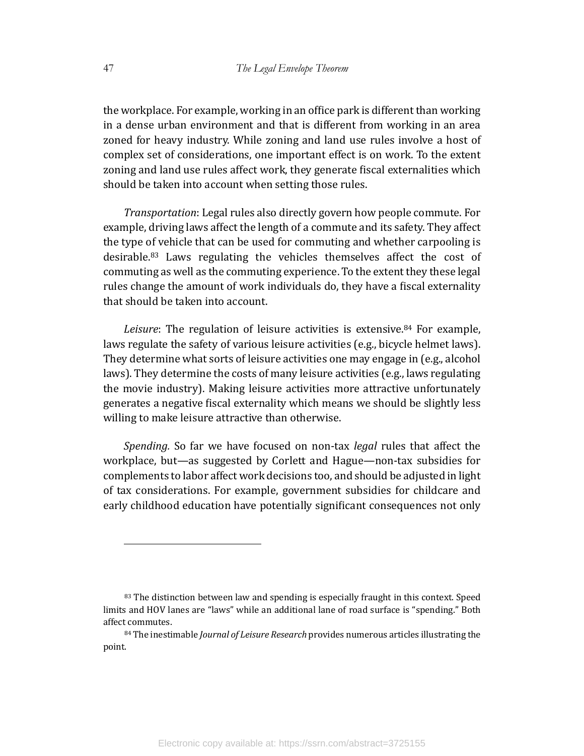the workplace. For example, working in an office park is different than working in a dense urban environment and that is different from working in an area zoned for heavy industry. While zoning and land use rules involve a host of complex set of considerations, one important effect is on work. To the extent zoning and land use rules affect work, they generate fiscal externalities which should be taken into account when setting those rules.

*Transportation*: Legal rules also directly govern how people commute. For example, driving laws affect the length of a commute and its safety. They affect the type of vehicle that can be used for commuting and whether carpooling is desirable.[83] Laws regulating the vehicles themselves affect the cost of commuting as well as the commuting experience. To the extent they these legal rules change the amount of work individuals do, they have a fiscal externality that should be taken into account.

*Leisure*: The regulation of leisure activities is extensive.[84] For example, laws regulate the safety of various leisure activities (e.g., bicycle helmet laws). They determine what sorts of leisure activities one may engage in (e.g., alcohol laws). They determine the costs of many leisure activities (e.g., laws regulating the movie industry). Making leisure activities more attractive unfortunately generates a negative fiscal externality which means we should be slightly less willing to make leisure attractive than otherwise.

*Spending.* So far we have focused on non-tax *legal* rules that affect the workplace, but—as suggested by Corlett and Hague—non-tax subsidies for complements to labor affect work decisions too, and should be adjusted in light of tax considerations. For example, government subsidies for childcare and early childhood education have potentially significant consequences not only

---

[83] The distinction between law and spending is especially fraught in this context. Speed limits and HOV lanes are "laws" while an additional lane of road surface is "spending." Both affect commutes.

[84] The inestimable *Journal of Leisure Research* provides numerous articles illustrating the point.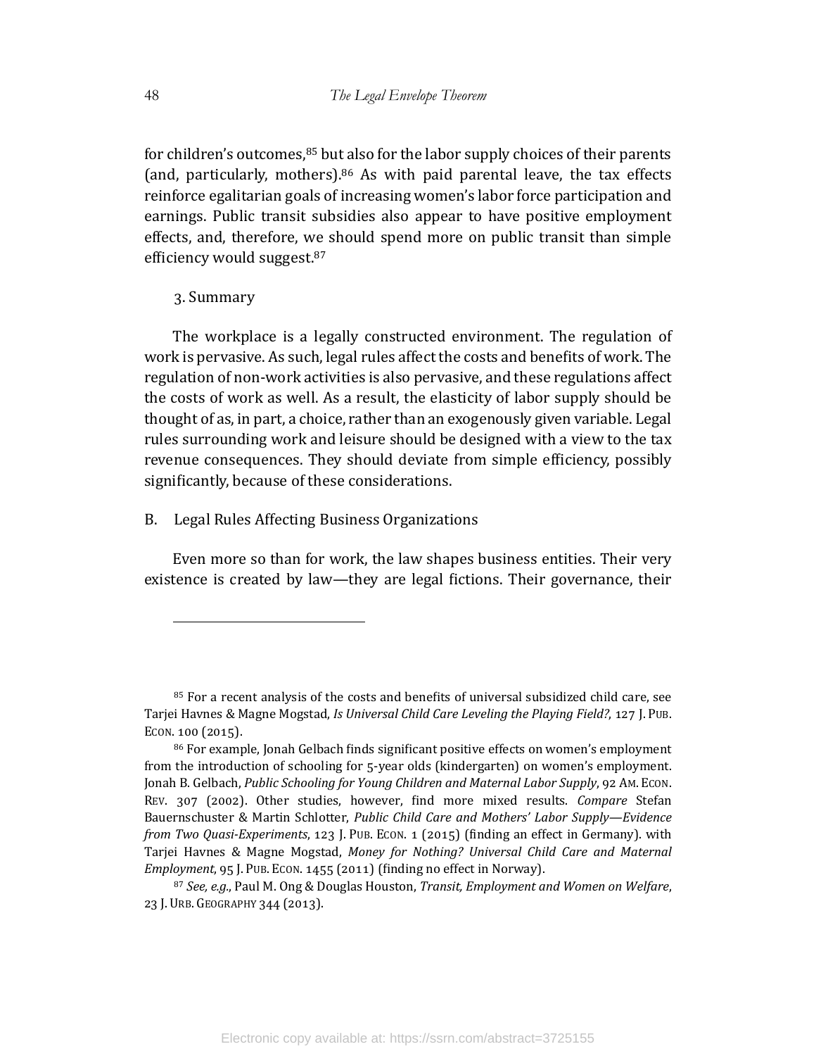for children's outcomes,[85] but also for the labor supply choices of their parents (and, particularly, mothers).[86] As with paid parental leave, the tax effects reinforce egalitarian goals of increasing women's labor force participation and earnings. Public transit subsidies also appear to have positive employment effects, and, therefore, we should spend more on public transit than simple efficiency would suggest.[87]

### 3. Summary

The workplace is a legally constructed environment. The regulation of work is pervasive. As such, legal rules affect the costs and benefits of work. The regulation of non-work activities is also pervasive, and these regulations affect the costs of work as well. As a result, the elasticity of labor supply should be thought of as, in part, a choice, rather than an exogenously given variable. Legal rules surrounding work and leisure should be designed with a view to the tax revenue consequences. They should deviate from simple efficiency, possibly significantly, because of these considerations.

## B. Legal Rules Affecting Business Organizations

Even more so than for work, the law shapes business entities. Their very existence is created by law—they are legal fictions. Their governance, their

---

[85] For a recent analysis of the costs and benefits of universal subsidized child care, see Tarjei Havnes & Magne Mogstad, *Is Universal Child Care Leveling the Playing Field?*, 127 J. PUB. ECON. 100 (2015).

[86] For example, Jonah Gelbach finds significant positive effects on women's employment from the introduction of schooling for 5-year olds (kindergarten) on women's employment. Jonah B. Gelbach, *Public Schooling for Young Children and Maternal Labor Supply*, 92 AM. ECON. REV. 307 (2002). Other studies, however, find more mixed results. *Compare* Stefan Bauernschuster & Martin Schlotter, *Public Child Care and Mothers' Labor Supply—Evidence from Two Quasi-Experiments*, 123 J. PUB. ECON. 1 (2015) (finding an effect in Germany). with Tarjei Havnes & Magne Mogstad, *Money for Nothing? Universal Child Care and Maternal Employment*, 95 J. PUB. ECON. 1455 (2011) (finding no effect in Norway).

[87] *See, e.g.*, Paul M. Ong & Douglas Houston, *Transit, Employment and Women on Welfare*, 23 J. URB. GEOGRAPHY 344 (2013).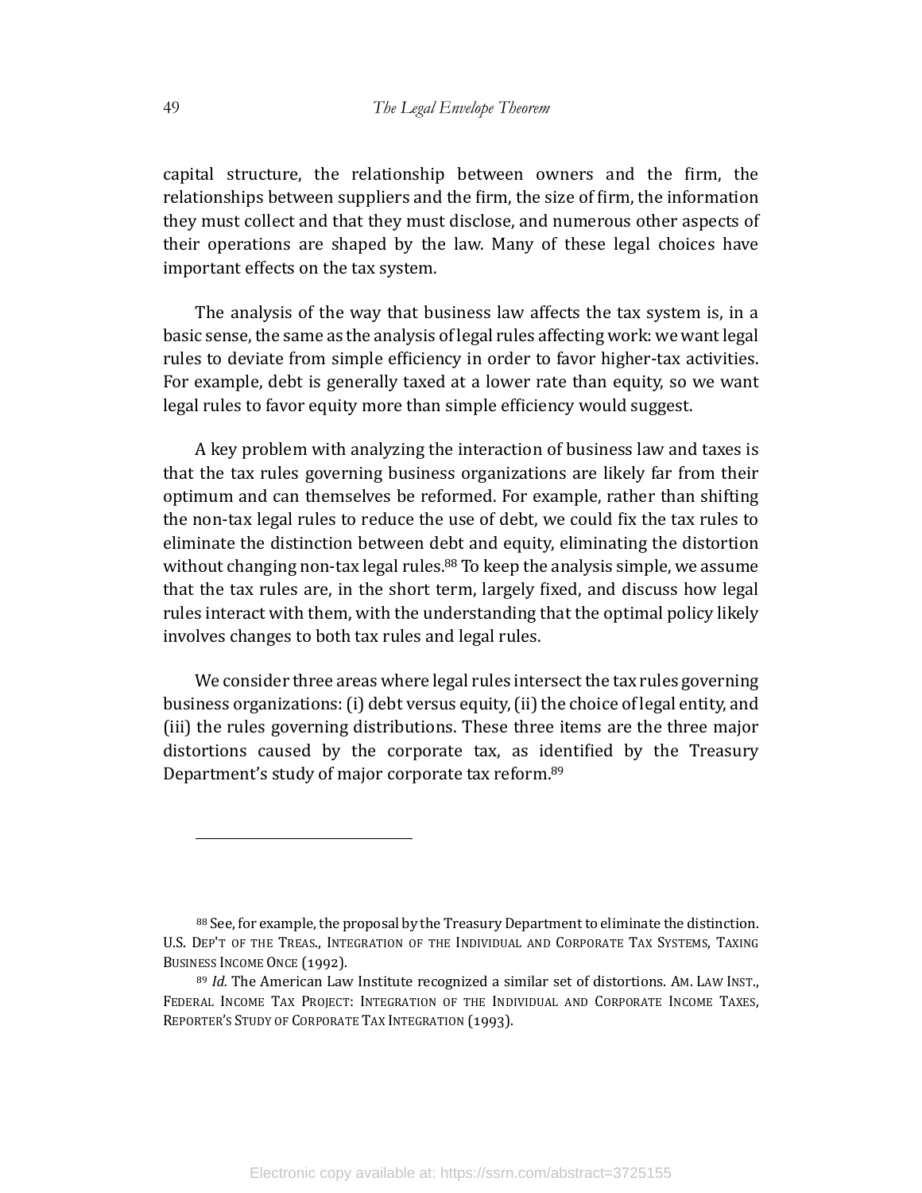capital structure, the relationship between owners and the firm, the relationships between suppliers and the firm, the size of firm, the information they must collect and that they must disclose, and numerous other aspects of their operations are shaped by the law. Many of these legal choices have important effects on the tax system.

The analysis of the way that business law affects the tax system is, in a basic sense, the same as the analysis of legal rules affecting work: we want legal rules to deviate from simple efficiency in order to favor higher-tax activities. For example, debt is generally taxed at a lower rate than equity, so we want legal rules to favor equity more than simple efficiency would suggest.

A key problem with analyzing the interaction of business law and taxes is that the tax rules governing business organizations are likely far from their optimum and can themselves be reformed. For example, rather than shifting the non-tax legal rules to reduce the use of debt, we could fix the tax rules to eliminate the distinction between debt and equity, eliminating the distortion without changing non-tax legal rules.[88] To keep the analysis simple, we assume that the tax rules are, in the short term, largely fixed, and discuss how legal rules interact with them, with the understanding that the optimal policy likely involves changes to both tax rules and legal rules.

We consider three areas where legal rules intersect the tax rules governing business organizations: (i) debt versus equity, (ii) the choice of legal entity, and (iii) the rules governing distributions. These three items are the three major distortions caused by the corporate tax, as identified by the Treasury Department's study of major corporate tax reform.[89]

---

[88] See, for example, the proposal by the Treasury Department to eliminate the distinction. U.S. DEP'T OF THE TREAS., INTEGRATION OF THE INDIVIDUAL AND CORPORATE TAX SYSTEMS, TAXING BUSINESS INCOME ONCE (1992).

[89] *Id.* The American Law Institute recognized a similar set of distortions. AM. LAW INST., FEDERAL INCOME TAX PROJECT: INTEGRATION OF THE INDIVIDUAL AND CORPORATE INCOME TAXES, REPORTER'S STUDY OF CORPORATE TAX INTEGRATION (1993).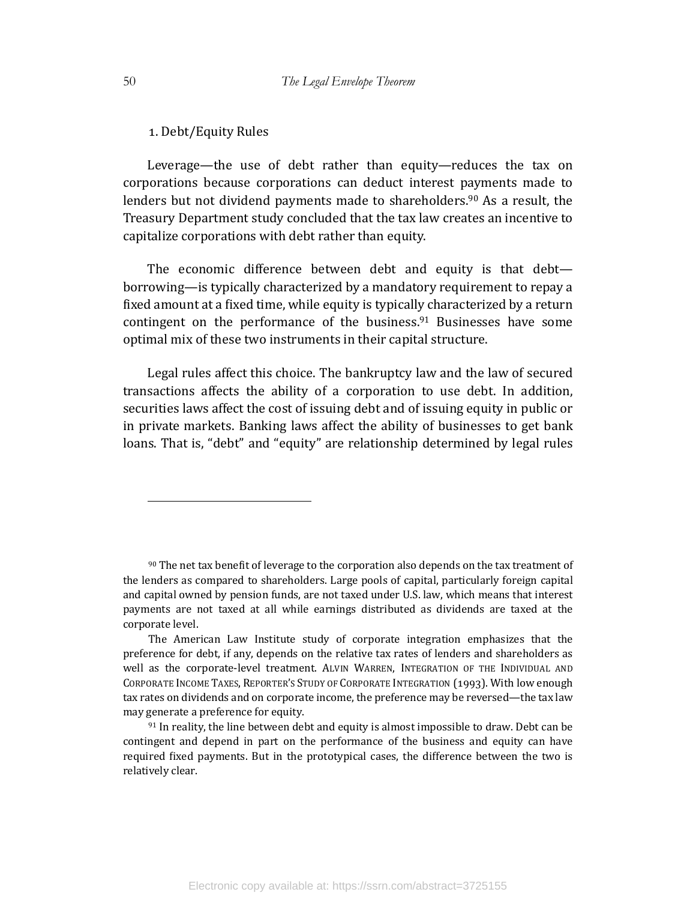### 1. Debt/Equity Rules

Leverage—the use of debt rather than equity—reduces the tax on corporations because corporations can deduct interest payments made to lenders but not dividend payments made to shareholders.[90] As a result, the Treasury Department study concluded that the tax law creates an incentive to capitalize corporations with debt rather than equity.

The economic difference between debt and equity is that debt—borrowing—is typically characterized by a mandatory requirement to repay a fixed amount at a fixed time, while equity is typically characterized by a return contingent on the performance of the business.[91] Businesses have some optimal mix of these two instruments in their capital structure.

Legal rules affect this choice. The bankruptcy law and the law of secured transactions affects the ability of a corporation to use debt. In addition, securities laws affect the cost of issuing debt and of issuing equity in public or in private markets. Banking laws affect the ability of businesses to get bank loans. That is, "debt" and "equity" are relationship determined by legal rules

---

[90] The net tax benefit of leverage to the corporation also depends on the tax treatment of the lenders as compared to shareholders. Large pools of capital, particularly foreign capital and capital owned by pension funds, are not taxed under U.S. law, which means that interest payments are not taxed at all while earnings distributed as dividends are taxed at the corporate level.

The American Law Institute study of corporate integration emphasizes that the preference for debt, if any, depends on the relative tax rates of lenders and shareholders as well as the corporate-level treatment. ALVIN WARREN, INTEGRATION OF THE INDIVIDUAL AND CORPORATE INCOME TAXES, REPORTER'S STUDY OF CORPORATE INTEGRATION (1993). With low enough tax rates on dividends and on corporate income, the preference may be reversed—the tax law may generate a preference for equity.

[91] In reality, the line between debt and equity is almost impossible to draw. Debt can be contingent and depend in part on the performance of the business and equity can have required fixed payments. But in the prototypical cases, the difference between the two is relatively clear.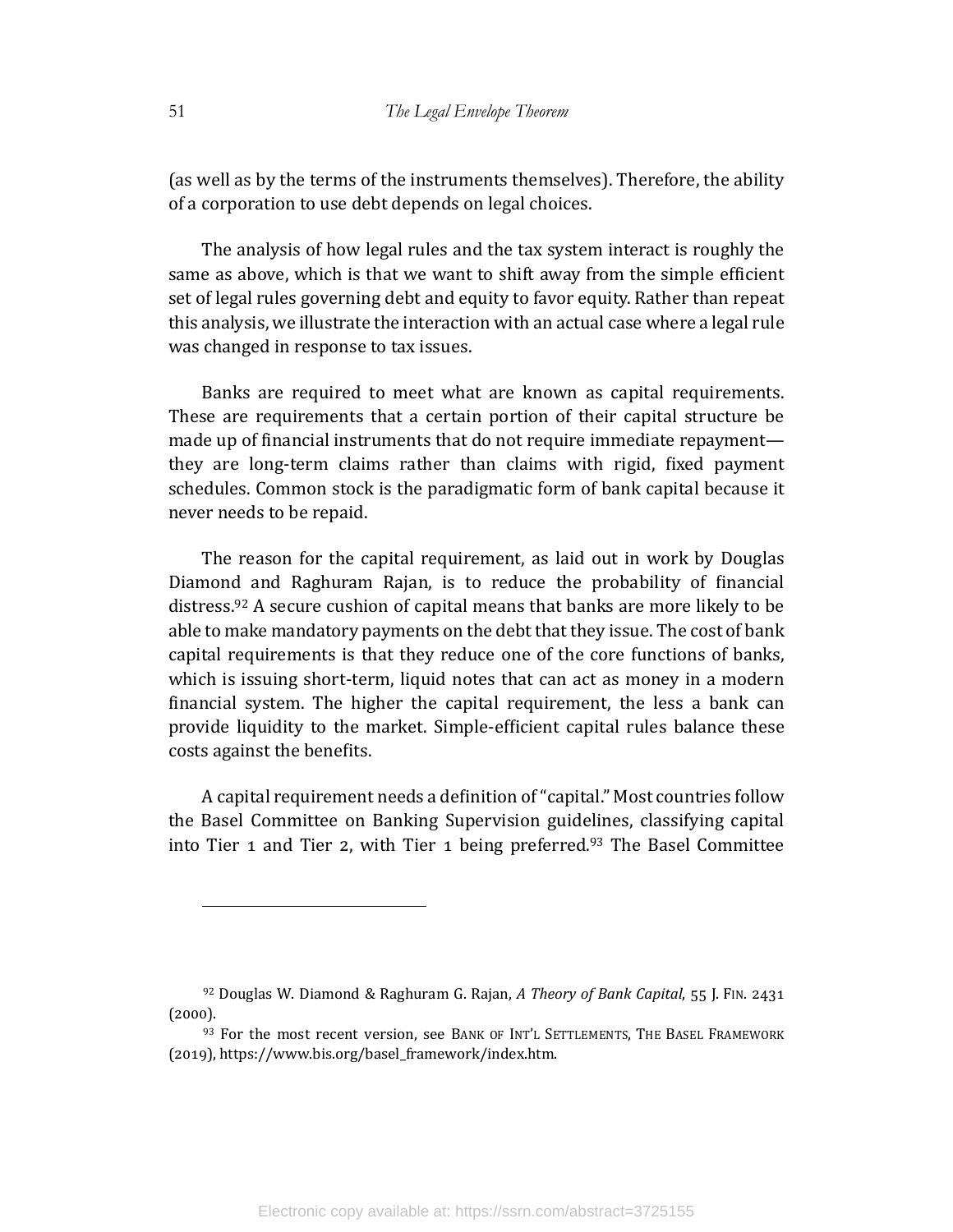(as well as by the terms of the instruments themselves). Therefore, the ability of a corporation to use debt depends on legal choices.

The analysis of how legal rules and the tax system interact is roughly the same as above, which is that we want to shift away from the simple efficient set of legal rules governing debt and equity to favor equity. Rather than repeat this analysis, we illustrate the interaction with an actual case where a legal rule was changed in response to tax issues.

Banks are required to meet what are known as capital requirements. These are requirements that a certain portion of their capital structure be made up of financial instruments that do not require immediate repayment—they are long-term claims rather than claims with rigid, fixed payment schedules. Common stock is the paradigmatic form of bank capital because it never needs to be repaid.

The reason for the capital requirement, as laid out in work by Douglas Diamond and Raghuram Rajan, is to reduce the probability of financial distress.[92] A secure cushion of capital means that banks are more likely to be able to make mandatory payments on the debt that they issue. The cost of bank capital requirements is that they reduce one of the core functions of banks, which is issuing short-term, liquid notes that can act as money in a modern financial system. The higher the capital requirement, the less a bank can provide liquidity to the market. Simple-efficient capital rules balance these costs against the benefits.

A capital requirement needs a definition of "capital." Most countries follow the Basel Committee on Banking Supervision guidelines, classifying capital into Tier 1 and Tier 2, with Tier 1 being preferred.[93] The Basel Committee

---

[92] Douglas W. Diamond & Raghuram G. Rajan, *A Theory of Bank Capital*, 55 J. FIN. 2431 (2000).

[93] For the most recent version, see BANK OF INT'L SETTLEMENTS, THE BASEL FRAMEWORK (2019), https://www.bis.org/basel_framework/index.htm.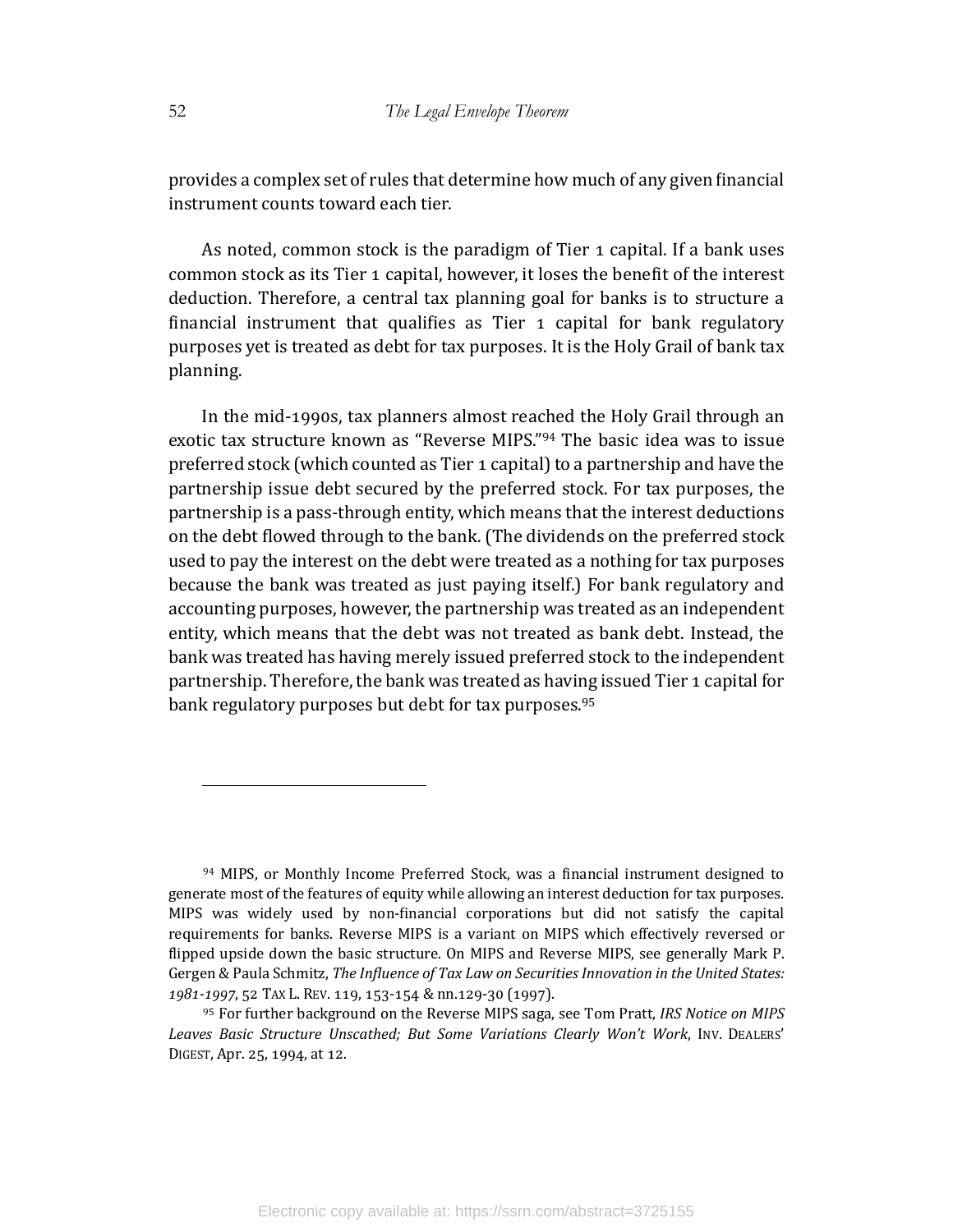provides a complex set of rules that determine how much of any given financial instrument counts toward each tier.

As noted, common stock is the paradigm of Tier 1 capital. If a bank uses common stock as its Tier 1 capital, however, it loses the benefit of the interest deduction. Therefore, a central tax planning goal for banks is to structure a financial instrument that qualifies as Tier 1 capital for bank regulatory purposes yet is treated as debt for tax purposes. It is the Holy Grail of bank tax planning.

In the mid-1990s, tax planners almost reached the Holy Grail through an exotic tax structure known as "Reverse MIPS."[94] The basic idea was to issue preferred stock (which counted as Tier 1 capital) to a partnership and have the partnership issue debt secured by the preferred stock. For tax purposes, the partnership is a pass-through entity, which means that the interest deductions on the debt flowed through to the bank. (The dividends on the preferred stock used to pay the interest on the debt were treated as a nothing for tax purposes because the bank was treated as just paying itself.) For bank regulatory and accounting purposes, however, the partnership was treated as an independent entity, which means that the debt was not treated as bank debt. Instead, the bank was treated has having merely issued preferred stock to the independent partnership. Therefore, the bank was treated as having issued Tier 1 capital for bank regulatory purposes but debt for tax purposes.[95]

---

[94] MIPS, or Monthly Income Preferred Stock, was a financial instrument designed to generate most of the features of equity while allowing an interest deduction for tax purposes. MIPS was widely used by non-financial corporations but did not satisfy the capital requirements for banks. Reverse MIPS is a variant on MIPS which effectively reversed or flipped upside down the basic structure. On MIPS and Reverse MIPS, see generally Mark P. Gergen & Paula Schmitz, *The Influence of Tax Law on Securities Innovation in the United States: 1981-1997*, 52 TAX L. REV. 119, 153-154 & nn.129-30 (1997).

[95] For further background on the Reverse MIPS saga, see Tom Pratt, *IRS Notice on MIPS Leaves Basic Structure Unscathed; But Some Variations Clearly Won't Work*, INV. DEALERS' DIGEST, Apr. 25, 1994, at 12.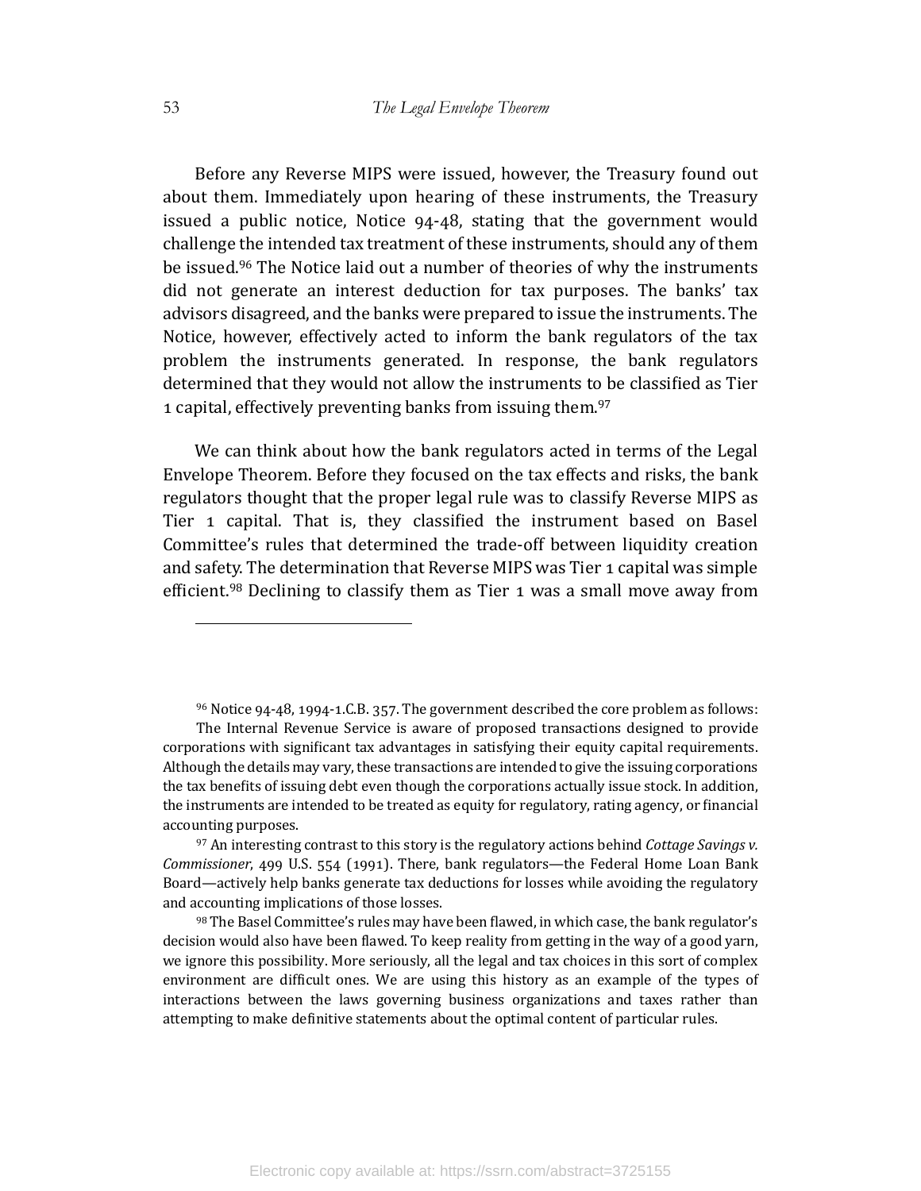Before any Reverse MIPS were issued, however, the Treasury found out about them. Immediately upon hearing of these instruments, the Treasury issued a public notice, Notice 94-48, stating that the government would challenge the intended tax treatment of these instruments, should any of them be issued.[96] The Notice laid out a number of theories of why the instruments did not generate an interest deduction for tax purposes. The banks' tax advisors disagreed, and the banks were prepared to issue the instruments. The Notice, however, effectively acted to inform the bank regulators of the tax problem the instruments generated. In response, the bank regulators determined that they would not allow the instruments to be classified as Tier 1 capital, effectively preventing banks from issuing them.[97]

We can think about how the bank regulators acted in terms of the Legal Envelope Theorem. Before they focused on the tax effects and risks, the bank regulators thought that the proper legal rule was to classify Reverse MIPS as Tier 1 capital. That is, they classified the instrument based on Basel Committee's rules that determined the trade-off between liquidity creation and safety. The determination that Reverse MIPS was Tier 1 capital was simple efficient.[98] Declining to classify them as Tier 1 was a small move away from

---

[96] Notice 94-48, 1994-1.C.B. 357. The government described the core problem as follows:

> The Internal Revenue Service is aware of proposed transactions designed to provide corporations with significant tax advantages in satisfying their equity capital requirements. Although the details may vary, these transactions are intended to give the issuing corporations the tax benefits of issuing debt even though the corporations actually issue stock. In addition, the instruments are intended to be treated as equity for regulatory, rating agency, or financial accounting purposes.

[97] An interesting contrast to this story is the regulatory actions behind *Cottage Savings v. Commissioner*, 499 U.S. 554 (1991). There, bank regulators—the Federal Home Loan Bank Board—actively help banks generate tax deductions for losses while avoiding the regulatory and accounting implications of those losses.

[98] The Basel Committee's rules may have been flawed, in which case, the bank regulator's decision would also have been flawed. To keep reality from getting in the way of a good yarn, we ignore this possibility. More seriously, all the legal and tax choices in this sort of complex environment are difficult ones. We are using this history as an example of the types of interactions between the laws governing business organizations and taxes rather than attempting to make definitive statements about the optimal content of particular rules.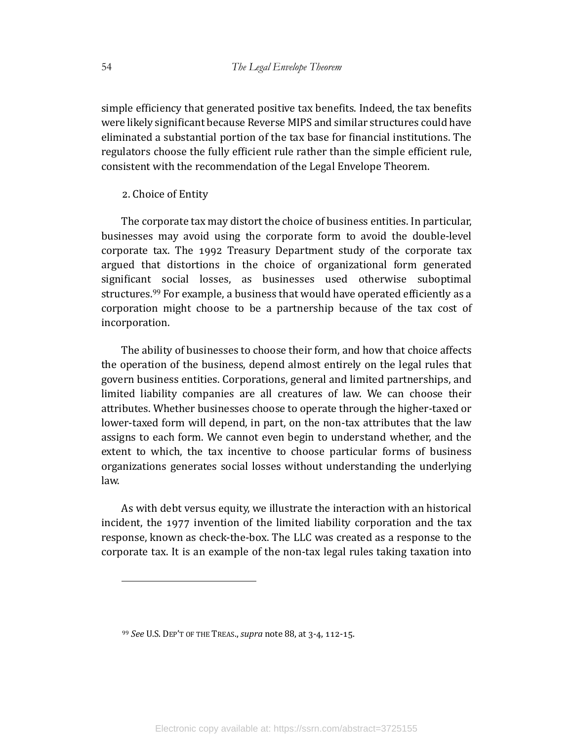simple efficiency that generated positive tax benefits. Indeed, the tax benefits were likely significant because Reverse MIPS and similar structures could have eliminated a substantial portion of the tax base for financial institutions. The regulators choose the fully efficient rule rather than the simple efficient rule, consistent with the recommendation of the Legal Envelope Theorem.

#### 2. Choice of Entity

The corporate tax may distort the choice of business entities. In particular, businesses may avoid using the corporate form to avoid the double-level corporate tax. The 1992 Treasury Department study of the corporate tax argued that distortions in the choice of organizational form generated significant social losses, as businesses used otherwise suboptimal structures.[99] For example, a business that would have operated efficiently as a corporation might choose to be a partnership because of the tax cost of incorporation.

The ability of businesses to choose their form, and how that choice affects the operation of the business, depend almost entirely on the legal rules that govern business entities. Corporations, general and limited partnerships, and limited liability companies are all creatures of law. We can choose their attributes. Whether businesses choose to operate through the higher-taxed or lower-taxed form will depend, in part, on the non-tax attributes that the law assigns to each form. We cannot even begin to understand whether, and the extent to which, the tax incentive to choose particular forms of business organizations generates social losses without understanding the underlying law.

As with debt versus equity, we illustrate the interaction with an historical incident, the 1977 invention of the limited liability corporation and the tax response, known as check-the-box. The LLC was created as a response to the corporate tax. It is an example of the non-tax legal rules taking taxation into

---

[99] *See* U.S. DEP'T OF THE TREAS., *supra* note 88, at 3-4, 112-15.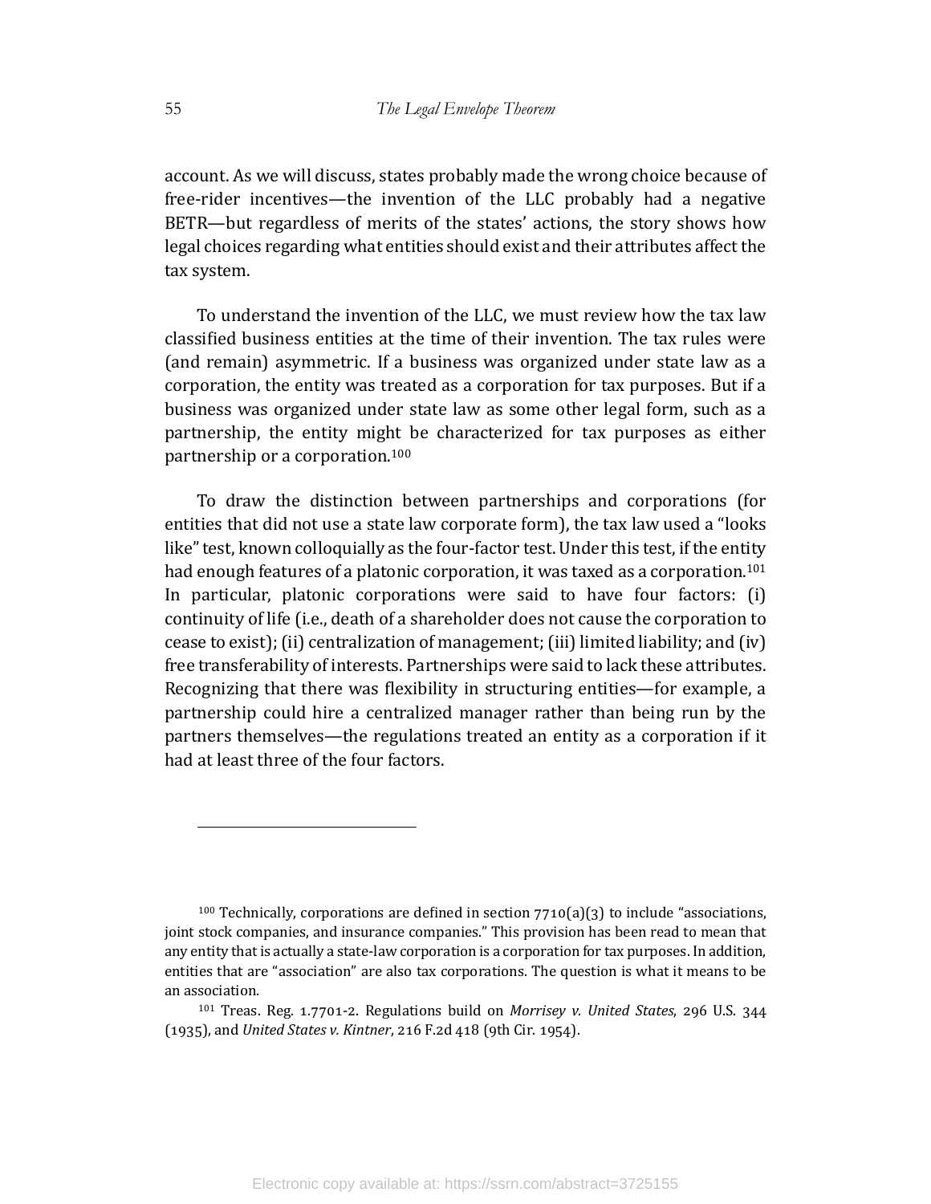account. As we will discuss, states probably made the wrong choice because of free-rider incentives—the invention of the LLC probably had a negative BETR—but regardless of merits of the states' actions, the story shows how legal choices regarding what entities should exist and their attributes affect the tax system.

To understand the invention of the LLC, we must review how the tax law classified business entities at the time of their invention. The tax rules were (and remain) asymmetric. If a business was organized under state law as a corporation, the entity was treated as a corporation for tax purposes. But if a business was organized under state law as some other legal form, such as a partnership, the entity might be characterized for tax purposes as either partnership or a corporation.[100]

To draw the distinction between partnerships and corporations (for entities that did not use a state law corporate form), the tax law used a "looks like" test, known colloquially as the four-factor test. Under this test, if the entity had enough features of a platonic corporation, it was taxed as a corporation.[101] In particular, platonic corporations were said to have four factors: (i) continuity of life (i.e., death of a shareholder does not cause the corporation to cease to exist); (ii) centralization of management; (iii) limited liability; and (iv) free transferability of interests. Partnerships were said to lack these attributes. Recognizing that there was flexibility in structuring entities—for example, a partnership could hire a centralized manager rather than being run by the partners themselves—the regulations treated an entity as a corporation if it had at least three of the four factors.

---

[100] Technically, corporations are defined in section 7710(a)(3) to include "associations, joint stock companies, and insurance companies." This provision has been read to mean that any entity that is actually a state-law corporation is a corporation for tax purposes. In addition, entities that are "association" are also tax corporations. The question is what it means to be an association.

[101] Treas. Reg. 1.7701-2. Regulations build on *Morrisey v. United States*, 296 U.S. 344 (1935), and *United States v. Kintner*, 216 F.2d 418 (9th Cir. 1954).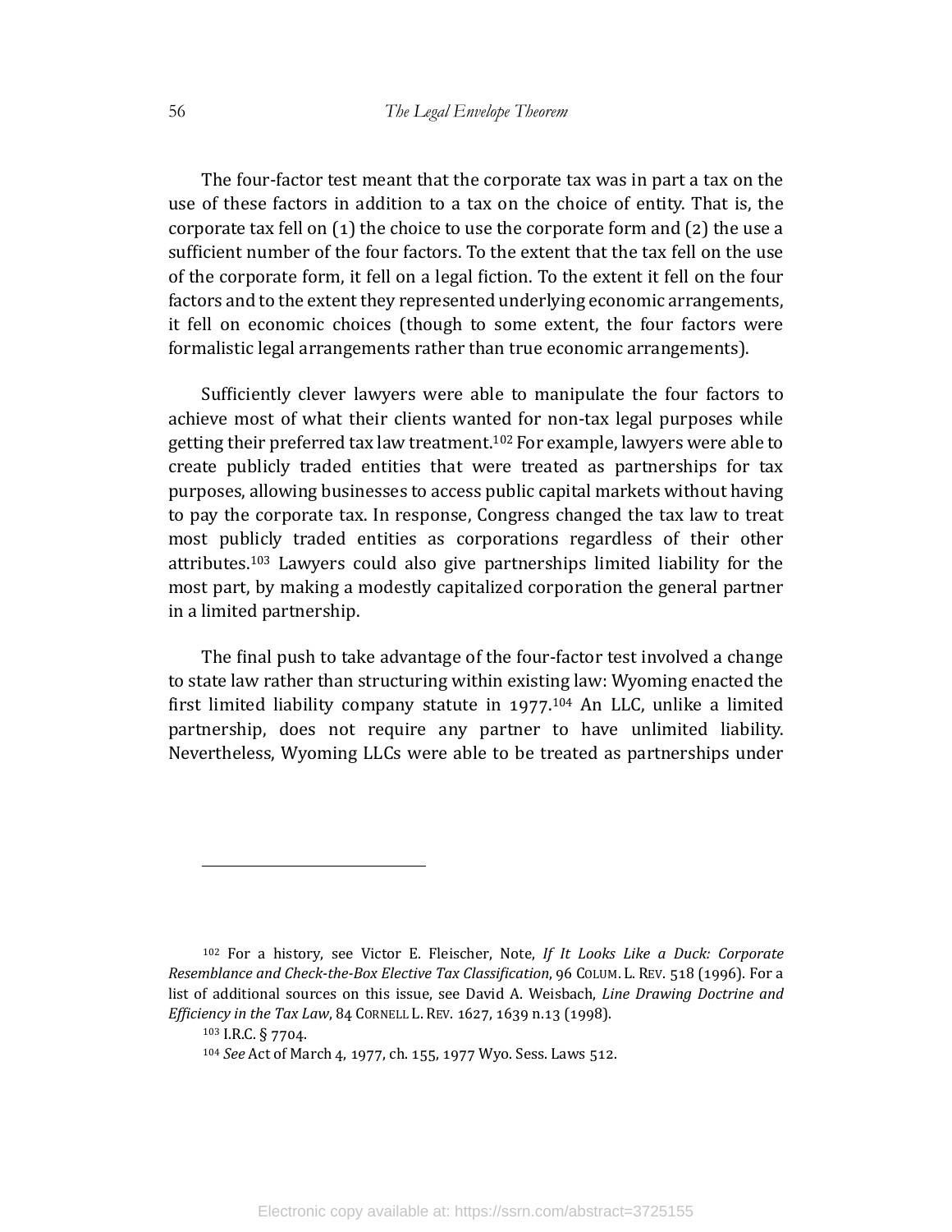The four-factor test meant that the corporate tax was in part a tax on the use of these factors in addition to a tax on the choice of entity. That is, the corporate tax fell on (1) the choice to use the corporate form and (2) the use a sufficient number of the four factors. To the extent that the tax fell on the use of the corporate form, it fell on a legal fiction. To the extent it fell on the four factors and to the extent they represented underlying economic arrangements, it fell on economic choices (though to some extent, the four factors were formalistic legal arrangements rather than true economic arrangements).

Sufficiently clever lawyers were able to manipulate the four factors to achieve most of what their clients wanted for non-tax legal purposes while getting their preferred tax law treatment.[102] For example, lawyers were able to create publicly traded entities that were treated as partnerships for tax purposes, allowing businesses to access public capital markets without having to pay the corporate tax. In response, Congress changed the tax law to treat most publicly traded entities as corporations regardless of their other attributes.[103] Lawyers could also give partnerships limited liability for the most part, by making a modestly capitalized corporation the general partner in a limited partnership.

The final push to take advantage of the four-factor test involved a change to state law rather than structuring within existing law: Wyoming enacted the first limited liability company statute in 1977.[104] An LLC, unlike a limited partnership, does not require any partner to have unlimited liability. Nevertheless, Wyoming LLCs were able to be treated as partnerships under

---

[102] For a history, see Victor E. Fleischer, Note, *If It Looks Like a Duck: Corporate Resemblance and Check-the-Box Elective Tax Classification*, 96 COLUM. L. REV. 518 (1996). For a list of additional sources on this issue, see David A. Weisbach, *Line Drawing Doctrine and Efficiency in the Tax Law*, 84 CORNELL L. REV. 1627, 1639 n.13 (1998).

[103] I.R.C. § 7704.

[104] *See* Act of March 4, 1977, ch. 155, 1977 Wyo. Sess. Laws 512.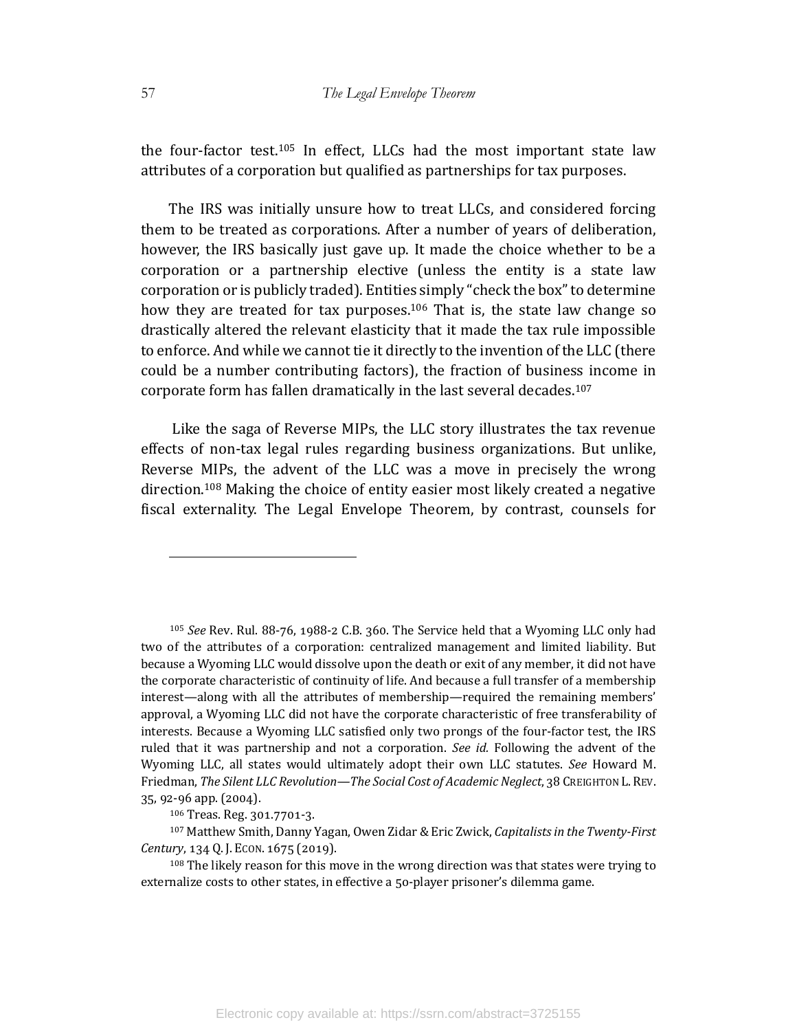the four-factor test.[105] In effect, LLCs had the most important state law attributes of a corporation but qualified as partnerships for tax purposes.

The IRS was initially unsure how to treat LLCs, and considered forcing them to be treated as corporations. After a number of years of deliberation, however, the IRS basically just gave up. It made the choice whether to be a corporation or a partnership elective (unless the entity is a state law corporation or is publicly traded). Entities simply "check the box" to determine how they are treated for tax purposes.[106] That is, the state law change so drastically altered the relevant elasticity that it made the tax rule impossible to enforce. And while we cannot tie it directly to the invention of the LLC (there could be a number contributing factors), the fraction of business income in corporate form has fallen dramatically in the last several decades.[107]

Like the saga of Reverse MIPs, the LLC story illustrates the tax revenue effects of non-tax legal rules regarding business organizations. But unlike, Reverse MIPs, the advent of the LLC was a move in precisely the wrong direction.[108] Making the choice of entity easier most likely created a negative fiscal externality. The Legal Envelope Theorem, by contrast, counsels for

---

[105] *See* Rev. Rul. 88-76, 1988-2 C.B. 360. The Service held that a Wyoming LLC only had two of the attributes of a corporation: centralized management and limited liability. But because a Wyoming LLC would dissolve upon the death or exit of any member, it did not have the corporate characteristic of continuity of life. And because a full transfer of a membership interest—along with all the attributes of membership—required the remaining members' approval, a Wyoming LLC did not have the corporate characteristic of free transferability of interests. Because a Wyoming LLC satisfied only two prongs of the four-factor test, the IRS ruled that it was partnership and not a corporation. *See id.* Following the advent of the Wyoming LLC, all states would ultimately adopt their own LLC statutes. *See* Howard M. Friedman, *The Silent LLC Revolution—The Social Cost of Academic Neglect*, 38 CREIGHTON L. REV. 35, 92-96 app. (2004).

[106] Treas. Reg. 301.7701-3.

[107] Matthew Smith, Danny Yagan, Owen Zidar & Eric Zwick, *Capitalists in the Twenty-First Century*, 134 Q. J. ECON. 1675 (2019).

[108] The likely reason for this move in the wrong direction was that states were trying to externalize costs to other states, in effective a 50-player prisoner's dilemma game.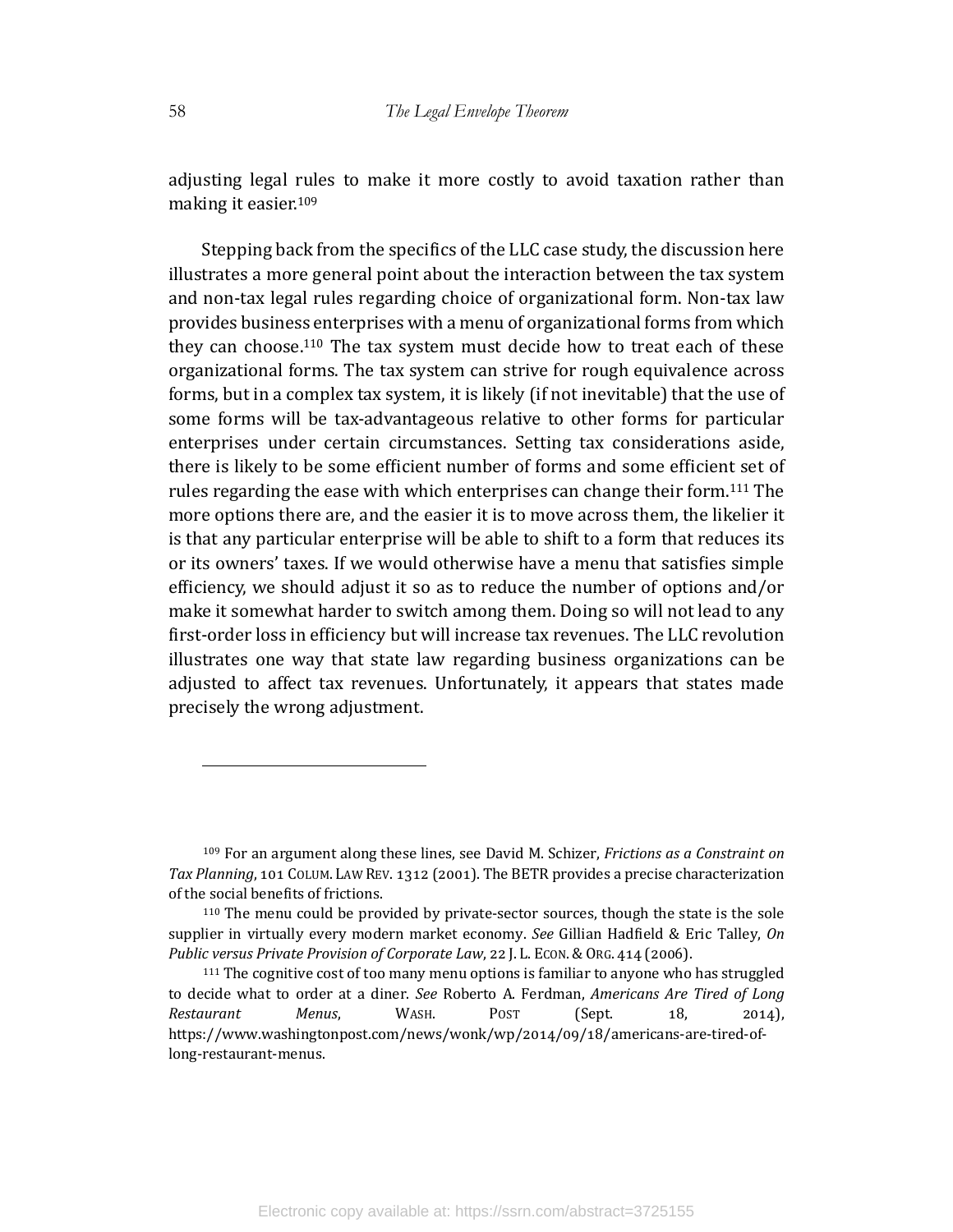adjusting legal rules to make it more costly to avoid taxation rather than making it easier.[109]

Stepping back from the specifics of the LLC case study, the discussion here illustrates a more general point about the interaction between the tax system and non-tax legal rules regarding choice of organizational form. Non-tax law provides business enterprises with a menu of organizational forms from which they can choose.[110] The tax system must decide how to treat each of these organizational forms. The tax system can strive for rough equivalence across forms, but in a complex tax system, it is likely (if not inevitable) that the use of some forms will be tax-advantageous relative to other forms for particular enterprises under certain circumstances. Setting tax considerations aside, there is likely to be some efficient number of forms and some efficient set of rules regarding the ease with which enterprises can change their form.[111] The more options there are, and the easier it is to move across them, the likelier it is that any particular enterprise will be able to shift to a form that reduces its or its owners' taxes. If we would otherwise have a menu that satisfies simple efficiency, we should adjust it so as to reduce the number of options and/or make it somewhat harder to switch among them. Doing so will not lead to any first-order loss in efficiency but will increase tax revenues. The LLC revolution illustrates one way that state law regarding business organizations can be adjusted to affect tax revenues. Unfortunately, it appears that states made precisely the wrong adjustment.

---

[109] For an argument along these lines, see David M. Schizer, *Frictions as a Constraint on Tax Planning*, 101 COLUM. LAW REV. 1312 (2001). The BETR provides a precise characterization of the social benefits of frictions.

[110] The menu could be provided by private-sector sources, though the state is the sole supplier in virtually every modern market economy. *See* Gillian Hadfield & Eric Talley, *On Public versus Private Provision of Corporate Law*, 22 J. L. ECON. & ORG. 414 (2006).

[111] The cognitive cost of too many menu options is familiar to anyone who has struggled to decide what to order at a diner. *See* Roberto A. Ferdman, *Americans Are Tired of Long Restaurant Menus*, WASH. POST (Sept. 18, 2014), https://www.washingtonpost.com/news/wonk/wp/2014/09/18/americans-are-tired-of-long-restaurant-menus.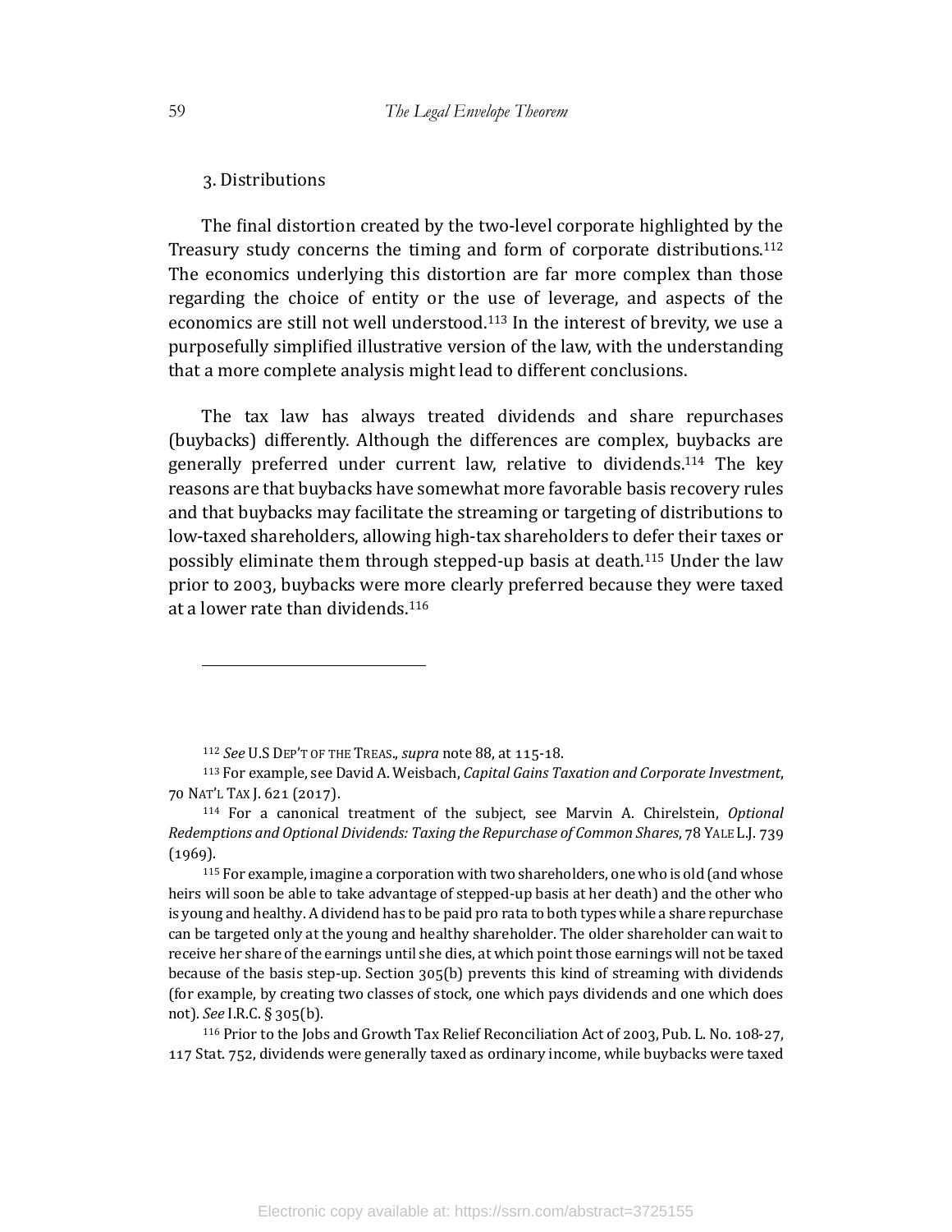### 3. Distributions

The final distortion created by the two-level corporate highlighted by the Treasury study concerns the timing and form of corporate distributions.[112] The economics underlying this distortion are far more complex than those regarding the choice of entity or the use of leverage, and aspects of the economics are still not well understood.[113] In the interest of brevity, we use a purposefully simplified illustrative version of the law, with the understanding that a more complete analysis might lead to different conclusions.

The tax law has always treated dividends and share repurchases (buybacks) differently. Although the differences are complex, buybacks are generally preferred under current law, relative to dividends.[114] The key reasons are that buybacks have somewhat more favorable basis recovery rules and that buybacks may facilitate the streaming or targeting of distributions to low-taxed shareholders, allowing high-tax shareholders to defer their taxes or possibly eliminate them through stepped-up basis at death.[115] Under the law prior to 2003, buybacks were more clearly preferred because they were taxed at a lower rate than dividends.[116]

---

[112] *See* U.S DEP'T OF THE TREAS., *supra* note 88, at 115-18.

[113] For example, see David A. Weisbach, *Capital Gains Taxation and Corporate Investment*, 70 NAT'L TAX J. 621 (2017).

[114] For a canonical treatment of the subject, see Marvin A. Chirelstein, *Optional Redemptions and Optional Dividends: Taxing the Repurchase of Common Shares*, 78 YALE L.J. 739 (1969).

[115] For example, imagine a corporation with two shareholders, one who is old (and whose heirs will soon be able to take advantage of stepped-up basis at her death) and the other who is young and healthy. A dividend has to be paid pro rata to both types while a share repurchase can be targeted only at the young and healthy shareholder. The older shareholder can wait to receive her share of the earnings until she dies, at which point those earnings will not be taxed because of the basis step-up. Section 305(b) prevents this kind of streaming with dividends (for example, by creating two classes of stock, one which pays dividends and one which does not). *See* I.R.C. § 305(b).

[116] Prior to the Jobs and Growth Tax Relief Reconciliation Act of 2003, Pub. L. No. 108-27, 117 Stat. 752, dividends were generally taxed as ordinary income, while buybacks were taxed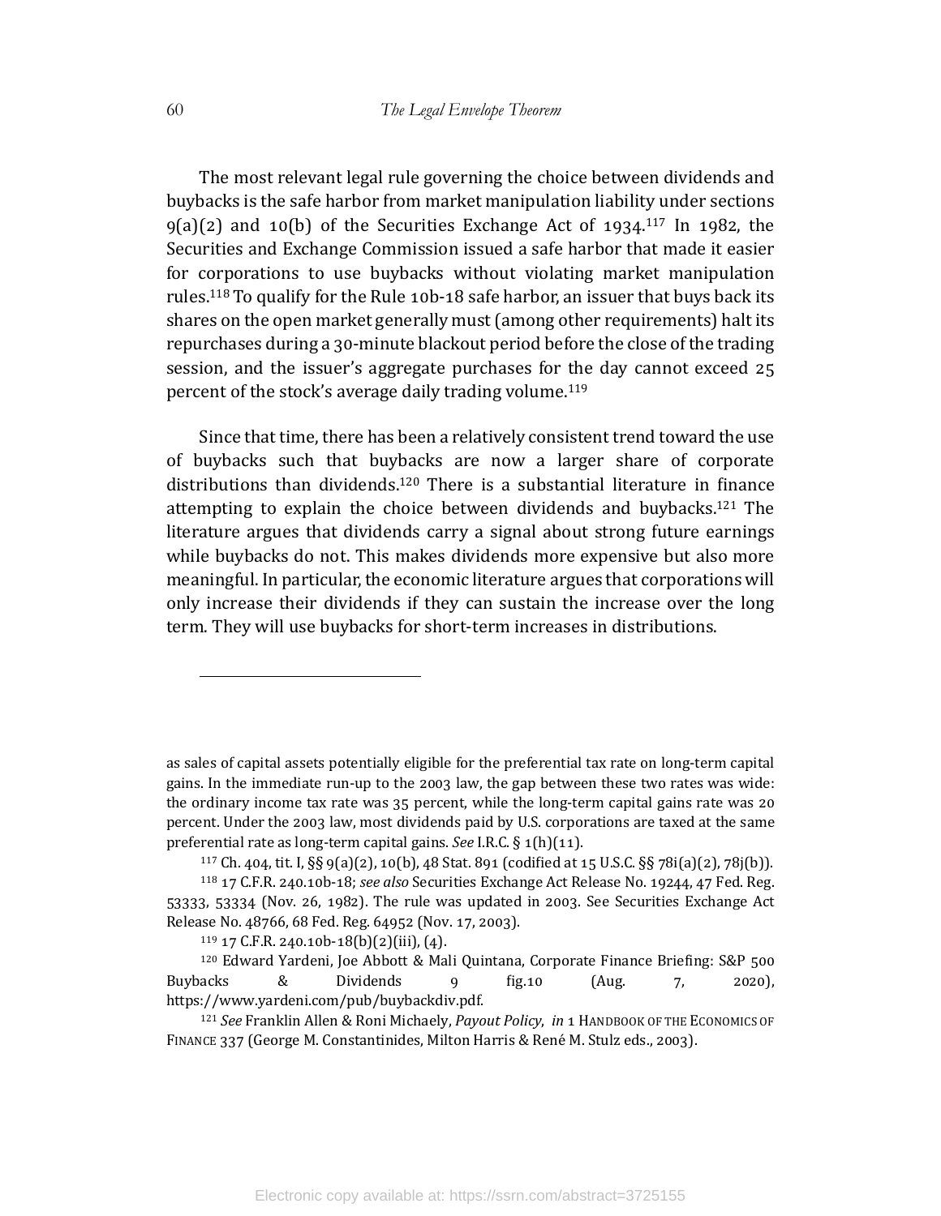The most relevant legal rule governing the choice between dividends and buybacks is the safe harbor from market manipulation liability under sections 9(a)(2) and 10(b) of the Securities Exchange Act of 1934.[117] In 1982, the Securities and Exchange Commission issued a safe harbor that made it easier for corporations to use buybacks without violating market manipulation rules.[118] To qualify for the Rule 10b-18 safe harbor, an issuer that buys back its shares on the open market generally must (among other requirements) halt its repurchases during a 30-minute blackout period before the close of the trading session, and the issuer's aggregate purchases for the day cannot exceed 25 percent of the stock's average daily trading volume.[119]

Since that time, there has been a relatively consistent trend toward the use of buybacks such that buybacks are now a larger share of corporate distributions than dividends.[120] There is a substantial literature in finance attempting to explain the choice between dividends and buybacks.[121] The literature argues that dividends carry a signal about strong future earnings while buybacks do not. This makes dividends more expensive but also more meaningful. In particular, the economic literature argues that corporations will only increase their dividends if they can sustain the increase over the long term. They will use buybacks for short-term increases in distributions.

---

as sales of capital assets potentially eligible for the preferential tax rate on long-term capital gains. In the immediate run-up to the 2003 law, the gap between these two rates was wide: the ordinary income tax rate was 35 percent, while the long-term capital gains rate was 20 percent. Under the 2003 law, most dividends paid by U.S. corporations are taxed at the same preferential rate as long-term capital gains. *See* I.R.C. § 1(h)(11).

[117] Ch. 404, tit. I, §§ 9(a)(2), 10(b), 48 Stat. 891 (codified at 15 U.S.C. §§ 78i(a)(2), 78j(b)).

[118] 17 C.F.R. 240.10b-18; *see also* Securities Exchange Act Release No. 19244, 47 Fed. Reg. 53333, 53334 (Nov. 26, 1982). The rule was updated in 2003. See Securities Exchange Act Release No. 48766, 68 Fed. Reg. 64952 (Nov. 17, 2003).

[119] 17 C.F.R. 240.10b-18(b)(2)(iii), (4).

[120] Edward Yardeni, Joe Abbott & Mali Quintana, Corporate Finance Briefing: S&P 500 Buybacks & Dividends 9 fig.10 (Aug. 7, 2020), https://www.yardeni.com/pub/buybackdiv.pdf.

[121] *See* Franklin Allen & Roni Michaely, *Payout Policy*, *in* 1 HANDBOOK OF THE ECONOMICS OF FINANCE 337 (George M. Constantinides, Milton Harris & René M. Stulz eds., 2003).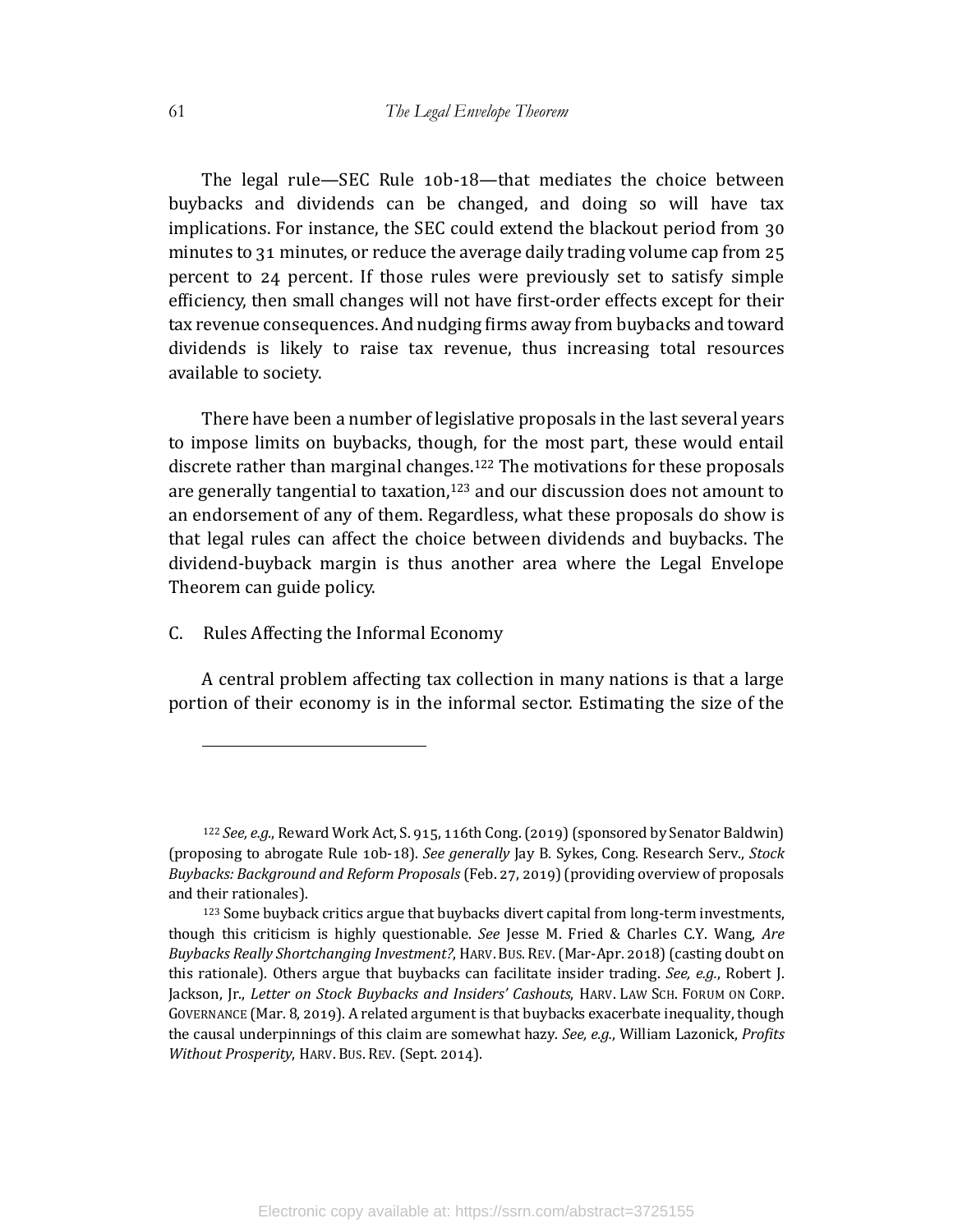The legal rule—SEC Rule 10b-18—that mediates the choice between buybacks and dividends can be changed, and doing so will have tax implications. For instance, the SEC could extend the blackout period from 30 minutes to 31 minutes, or reduce the average daily trading volume cap from 25 percent to 24 percent. If those rules were previously set to satisfy simple efficiency, then small changes will not have first-order effects except for their tax revenue consequences. And nudging firms away from buybacks and toward dividends is likely to raise tax revenue, thus increasing total resources available to society.

There have been a number of legislative proposals in the last several years to impose limits on buybacks, though, for the most part, these would entail discrete rather than marginal changes.[122] The motivations for these proposals are generally tangential to taxation,[123] and our discussion does not amount to an endorsement of any of them. Regardless, what these proposals do show is that legal rules can affect the choice between dividends and buybacks. The dividend-buyback margin is thus another area where the Legal Envelope Theorem can guide policy.

## C. Rules Affecting the Informal Economy

A central problem affecting tax collection in many nations is that a large portion of their economy is in the informal sector. Estimating the size of the

---

[122] *See, e.g.*, Reward Work Act, S. 915, 116th Cong. (2019) (sponsored by Senator Baldwin) (proposing to abrogate Rule 10b-18). *See generally* Jay B. Sykes, Cong. Research Serv., *Stock Buybacks: Background and Reform Proposals* (Feb. 27, 2019) (providing overview of proposals and their rationales).

[123] Some buyback critics argue that buybacks divert capital from long-term investments, though this criticism is highly questionable. *See* Jesse M. Fried & Charles C.Y. Wang, *Are Buybacks Really Shortchanging Investment?*, HARV. BUS. REV. (Mar-Apr. 2018) (casting doubt on this rationale). Others argue that buybacks can facilitate insider trading. *See, e.g.*, Robert J. Jackson, Jr., *Letter on Stock Buybacks and Insiders' Cashouts*, HARV. LAW SCH. FORUM ON CORP. GOVERNANCE (Mar. 8, 2019). A related argument is that buybacks exacerbate inequality, though the causal underpinnings of this claim are somewhat hazy. *See, e.g.*, William Lazonick, *Profits Without Prosperity*, HARV. BUS. REV. (Sept. 2014).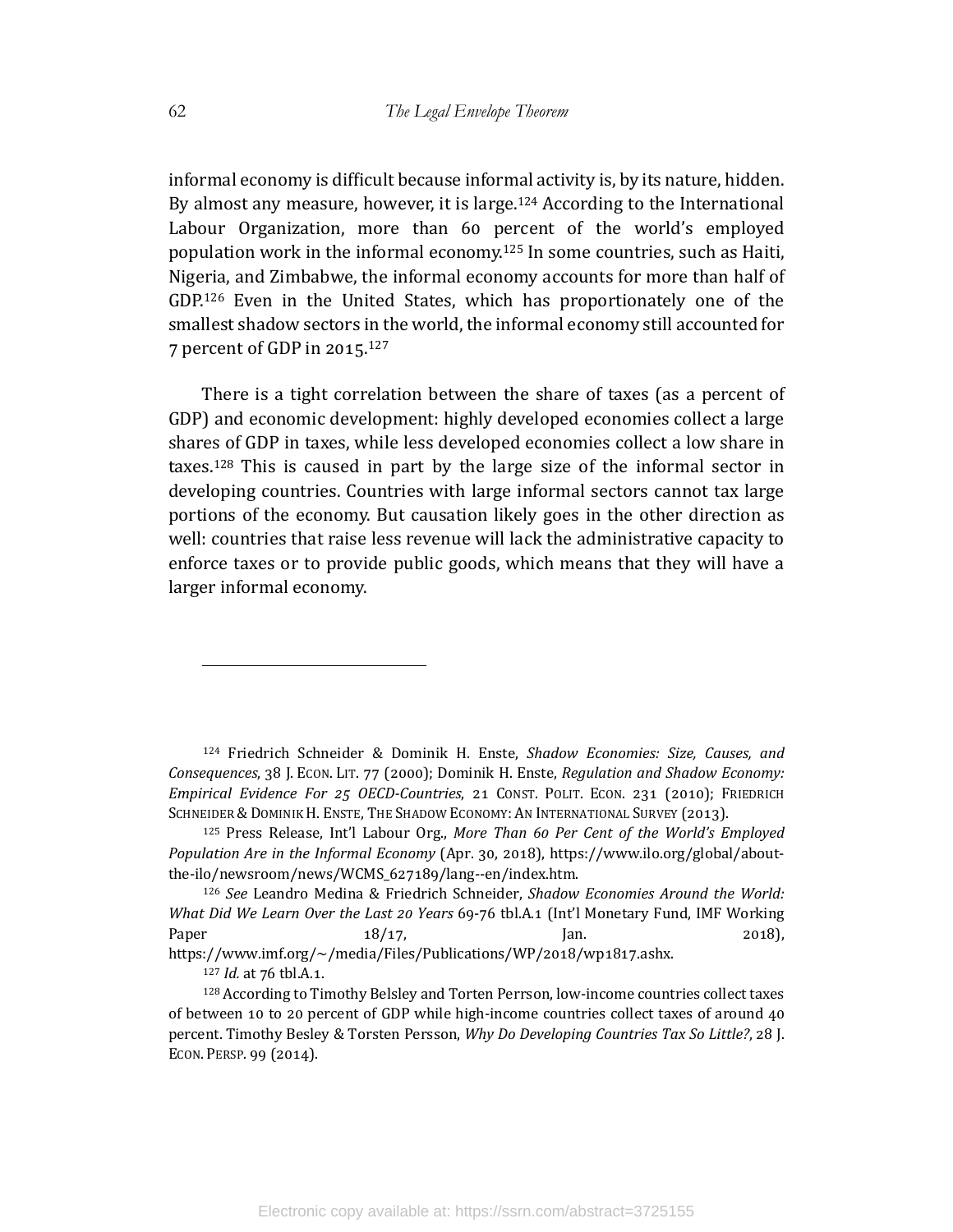informal economy is difficult because informal activity is, by its nature, hidden. By almost any measure, however, it is large.[124] According to the International Labour Organization, more than 60 percent of the world's employed population work in the informal economy.[125] In some countries, such as Haiti, Nigeria, and Zimbabwe, the informal economy accounts for more than half of GDP.[126] Even in the United States, which has proportionately one of the smallest shadow sectors in the world, the informal economy still accounted for 7 percent of GDP in 2015.[127]

There is a tight correlation between the share of taxes (as a percent of GDP) and economic development: highly developed economies collect a large shares of GDP in taxes, while less developed economies collect a low share in taxes.[128] This is caused in part by the large size of the informal sector in developing countries. Countries with large informal sectors cannot tax large portions of the economy. But causation likely goes in the other direction as well: countries that raise less revenue will lack the administrative capacity to enforce taxes or to provide public goods, which means that they will have a larger informal economy.

---

[124] Friedrich Schneider & Dominik H. Enste, *Shadow Economies: Size, Causes, and Consequences*, 38 J. ECON. LIT. 77 (2000); Dominik H. Enste, *Regulation and Shadow Economy: Empirical Evidence For 25 OECD-Countries*, 21 CONST. POLIT. ECON. 231 (2010); FRIEDRICH SCHNEIDER & DOMINIK H. ENSTE, THE SHADOW ECONOMY: AN INTERNATIONAL SURVEY (2013).

[125] Press Release, Int'l Labour Org., *More Than 60 Per Cent of the World's Employed Population Are in the Informal Economy* (Apr. 30, 2018), https://www.ilo.org/global/about-the-ilo/newsroom/news/WCMS_627189/lang--en/index.htm.

[126] *See* Leandro Medina & Friedrich Schneider, *Shadow Economies Around the World: What Did We Learn Over the Last 20 Years* 69-76 tbl.A.1 (Int'l Monetary Fund, IMF Working Paper 18/17, Jan. 2018), https://www.imf.org/~/media/Files/Publications/WP/2018/wp1817.ashx.

[127] *Id.* at 76 tbl.A.1.

[128] According to Timothy Belsley and Torten Perrson, low-income countries collect taxes of between 10 to 20 percent of GDP while high-income countries collect taxes of around 40 percent. Timothy Besley & Torsten Persson, *Why Do Developing Countries Tax So Little?*, 28 J. ECON. PERSP. 99 (2014).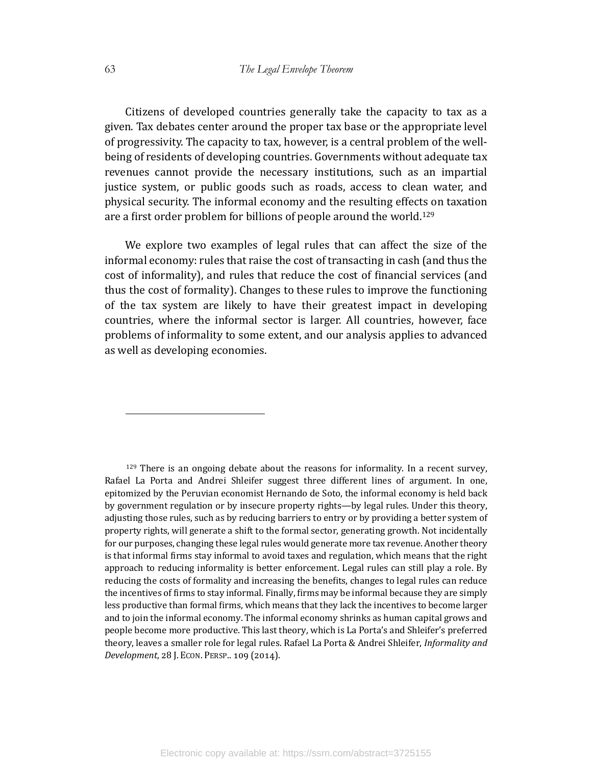Citizens of developed countries generally take the capacity to tax as a given. Tax debates center around the proper tax base or the appropriate level of progressivity. The capacity to tax, however, is a central problem of the well-being of residents of developing countries. Governments without adequate tax revenues cannot provide the necessary institutions, such as an impartial justice system, or public goods such as roads, access to clean water, and physical security. The informal economy and the resulting effects on taxation are a first order problem for billions of people around the world.[129]

We explore two examples of legal rules that can affect the size of the informal economy: rules that raise the cost of transacting in cash (and thus the cost of informality), and rules that reduce the cost of financial services (and thus the cost of formality). Changes to these rules to improve the functioning of the tax system are likely to have their greatest impact in developing countries, where the informal sector is larger. All countries, however, face problems of informality to some extent, and our analysis applies to advanced as well as developing economies.

---

[129] There is an ongoing debate about the reasons for informality. In a recent survey, Rafael La Porta and Andrei Shleifer suggest three different lines of argument. In one, epitomized by the Peruvian economist Hernando de Soto, the informal economy is held back by government regulation or by insecure property rights—by legal rules. Under this theory, adjusting those rules, such as by reducing barriers to entry or by providing a better system of property rights, will generate a shift to the formal sector, generating growth. Not incidentally for our purposes, changing these legal rules would generate more tax revenue. Another theory is that informal firms stay informal to avoid taxes and regulation, which means that the right approach to reducing informality is better enforcement. Legal rules can still play a role. By reducing the costs of formality and increasing the benefits, changes to legal rules can reduce the incentives of firms to stay informal. Finally, firms may be informal because they are simply less productive than formal firms, which means that they lack the incentives to become larger and to join the informal economy. The informal economy shrinks as human capital grows and people become more productive. This last theory, which is La Porta's and Shleifer's preferred theory, leaves a smaller role for legal rules. Rafael La Porta & Andrei Shleifer, *Informality and Development*, 28 J. ECON. PERSP.. 109 (2014).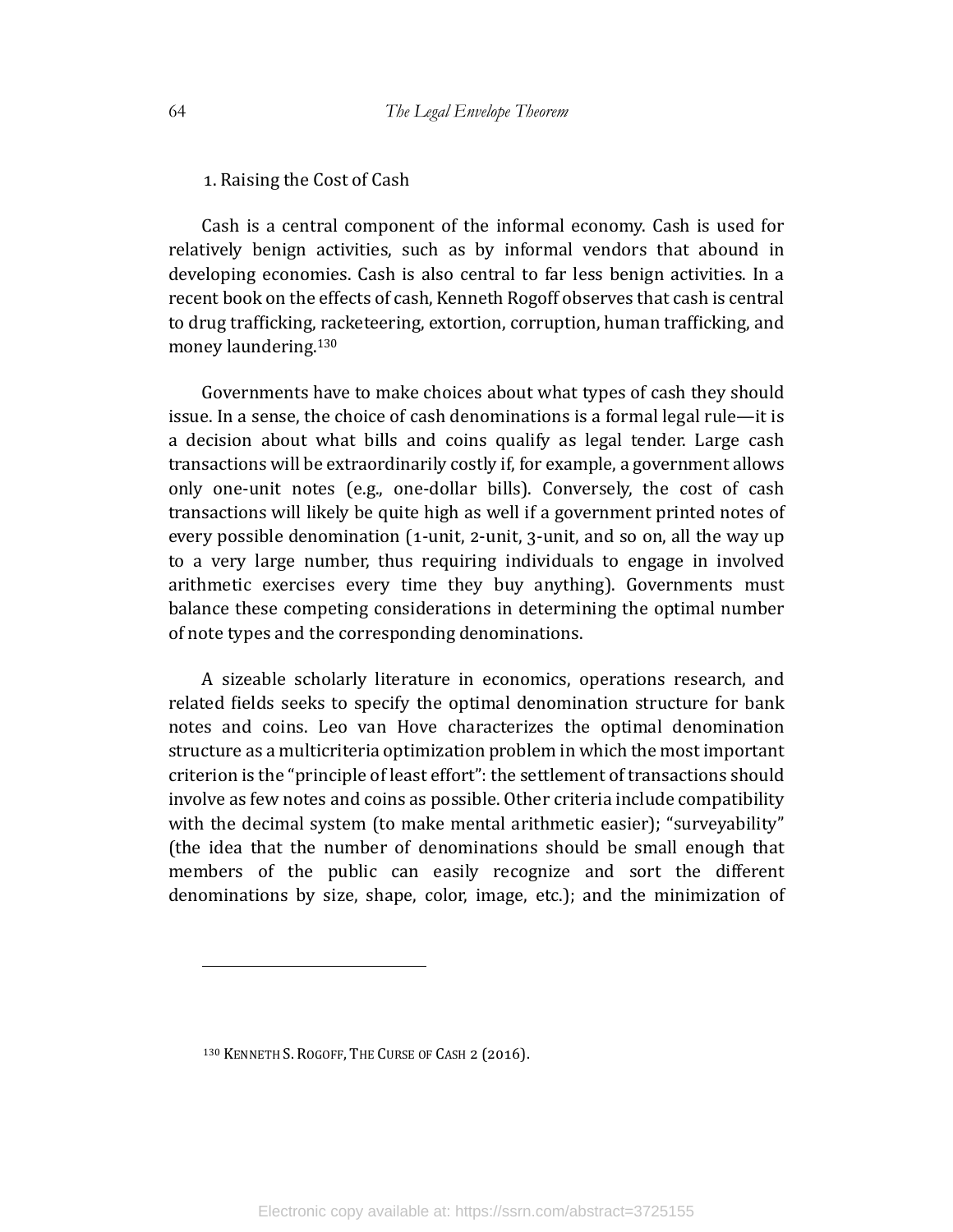### 1. Raising the Cost of Cash

Cash is a central component of the informal economy. Cash is used for relatively benign activities, such as by informal vendors that abound in developing economies. Cash is also central to far less benign activities. In a recent book on the effects of cash, Kenneth Rogoff observes that cash is central to drug trafficking, racketeering, extortion, corruption, human trafficking, and money laundering.[130]

Governments have to make choices about what types of cash they should issue. In a sense, the choice of cash denominations is a formal legal rule—it is a decision about what bills and coins qualify as legal tender. Large cash transactions will be extraordinarily costly if, for example, a government allows only one-unit notes (e.g., one-dollar bills). Conversely, the cost of cash transactions will likely be quite high as well if a government printed notes of every possible denomination (1-unit, 2-unit, 3-unit, and so on, all the way up to a very large number, thus requiring individuals to engage in involved arithmetic exercises every time they buy anything). Governments must balance these competing considerations in determining the optimal number of note types and the corresponding denominations.

A sizeable scholarly literature in economics, operations research, and related fields seeks to specify the optimal denomination structure for bank notes and coins. Leo van Hove characterizes the optimal denomination structure as a multicriteria optimization problem in which the most important criterion is the "principle of least effort": the settlement of transactions should involve as few notes and coins as possible. Other criteria include compatibility with the decimal system (to make mental arithmetic easier); "surveyability" (the idea that the number of denominations should be small enough that members of the public can easily recognize and sort the different denominations by size, shape, color, image, etc.); and the minimization of

---

[130] KENNETH S. ROGOFF, THE CURSE OF CASH 2 (2016).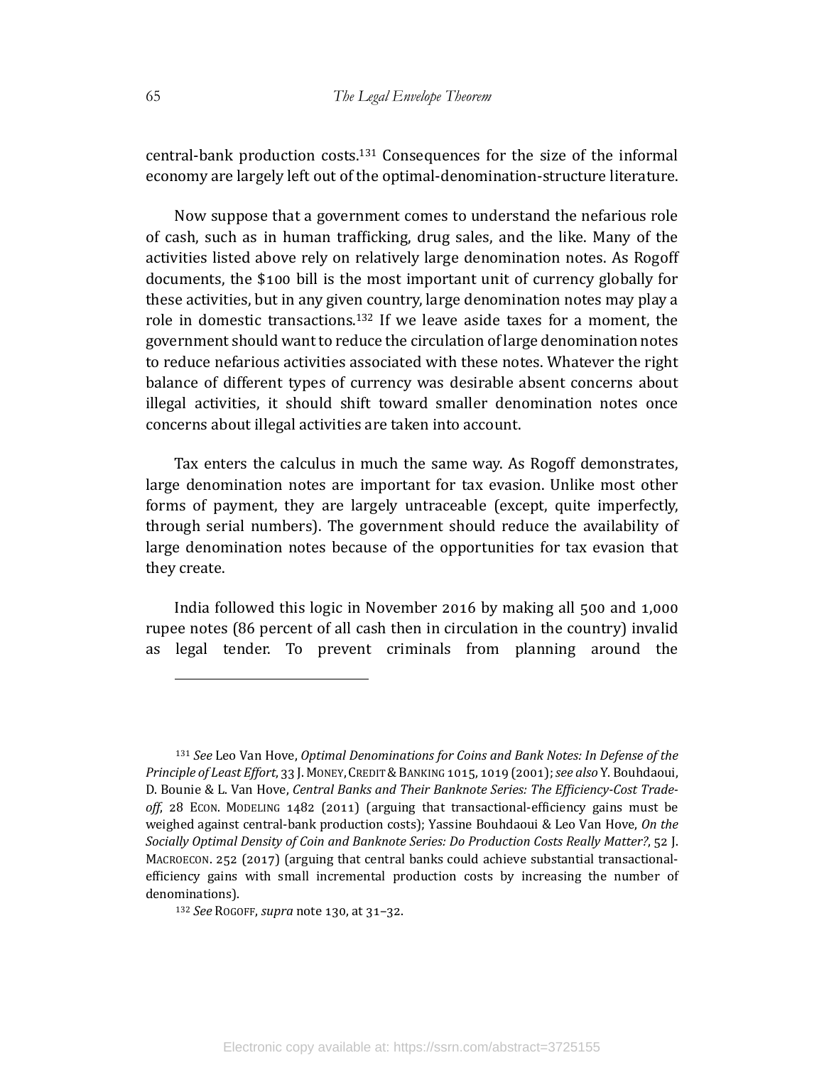central-bank production costs.[131] Consequences for the size of the informal economy are largely left out of the optimal-denomination-structure literature.

Now suppose that a government comes to understand the nefarious role of cash, such as in human trafficking, drug sales, and the like. Many of the activities listed above rely on relatively large denomination notes. As Rogoff documents, the $100 bill is the most important unit of currency globally for these activities, but in any given country, large denomination notes may play a role in domestic transactions.[132] If we leave aside taxes for a moment, the government should want to reduce the circulation of large denomination notes to reduce nefarious activities associated with these notes. Whatever the right balance of different types of currency was desirable absent concerns about illegal activities, it should shift toward smaller denomination notes once concerns about illegal activities are taken into account.

Tax enters the calculus in much the same way. As Rogoff demonstrates, large denomination notes are important for tax evasion. Unlike most other forms of payment, they are largely untraceable (except, quite imperfectly, through serial numbers). The government should reduce the availability of large denomination notes because of the opportunities for tax evasion that they create.

India followed this logic in November 2016 by making all 500 and 1,000 rupee notes (86 percent of all cash then in circulation in the country) invalid as legal tender. To prevent criminals from planning around the

---

[131] *See* Leo Van Hove, *Optimal Denominations for Coins and Bank Notes: In Defense of the Principle of Least Effort*, 33 J. MONEY, CREDIT & BANKING 1015, 1019 (2001); *see also* Y. Bouhdaoui, D. Bounie & L. Van Hove, *Central Banks and Their Banknote Series: The Efficiency-Cost Trade-off*, 28 ECON. MODELING 1482 (2011) (arguing that transactional-efficiency gains must be weighed against central-bank production costs); Yassine Bouhdaoui & Leo Van Hove, *On the Socially Optimal Density of Coin and Banknote Series: Do Production Costs Really Matter?*, 52 J. MACROECON. 252 (2017) (arguing that central banks could achieve substantial transactional-efficiency gains with small incremental production costs by increasing the number of denominations).

[132] *See* ROGOFF, *supra* note 130, at 31–32.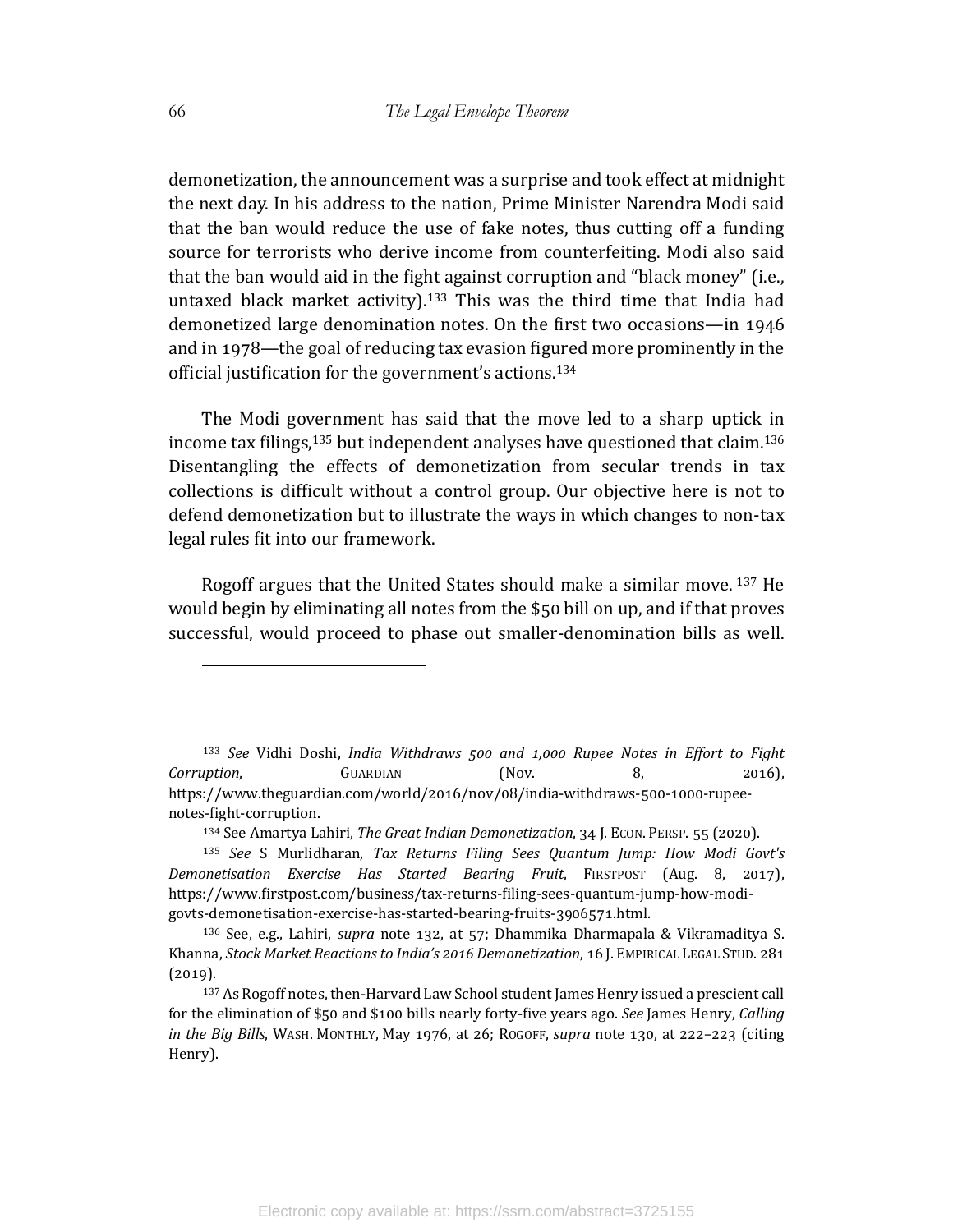demonetization, the announcement was a surprise and took effect at midnight the next day. In his address to the nation, Prime Minister Narendra Modi said that the ban would reduce the use of fake notes, thus cutting off a funding source for terrorists who derive income from counterfeiting. Modi also said that the ban would aid in the fight against corruption and "black money" (i.e., untaxed black market activity).[133] This was the third time that India had demonetized large denomination notes. On the first two occasions—in 1946 and in 1978—the goal of reducing tax evasion figured more prominently in the official justification for the government's actions.[134]

The Modi government has said that the move led to a sharp uptick in income tax filings,[135] but independent analyses have questioned that claim.[136] Disentangling the effects of demonetization from secular trends in tax collections is difficult without a control group. Our objective here is not to defend demonetization but to illustrate the ways in which changes to non-tax legal rules fit into our framework.

Rogoff argues that the United States should make a similar move. [137] He would begin by eliminating all notes from the $50 bill on up, and if that proves successful, would proceed to phase out smaller-denomination bills as well.

---

[133] *See* Vidhi Doshi, *India Withdraws 500 and 1,000 Rupee Notes in Effort to Fight Corruption*, GUARDIAN (Nov. 8, 2016), https://www.theguardian.com/world/2016/nov/08/india-withdraws-500-1000-rupee-notes-fight-corruption.

[134] See Amartya Lahiri, *The Great Indian Demonetization*, 34 J. ECON. PERSP. 55 (2020).

[135] *See* S Murlidharan, *Tax Returns Filing Sees Quantum Jump: How Modi Govt's Demonetisation Exercise Has Started Bearing Fruit*, FIRSTPOST (Aug. 8, 2017), https://www.firstpost.com/business/tax-returns-filing-sees-quantum-jump-how-modi-govts-demonetisation-exercise-has-started-bearing-fruits-3906571.html.

[136] See, e.g., Lahiri, *supra* note 132, at 57; Dhammika Dharmapala & Vikramaditya S. Khanna, *Stock Market Reactions to India's 2016 Demonetization*, 16 J. EMPIRICAL LEGAL STUD. 281 (2019).

[137] As Rogoff notes, then-Harvard Law School student James Henry issued a prescient call for the elimination of $50 and $100 bills nearly forty-five years ago. *See* James Henry, *Calling in the Big Bills*, WASH. MONTHLY, May 1976, at 26; ROGOFF, *supra* note 130, at 222–223 (citing Henry).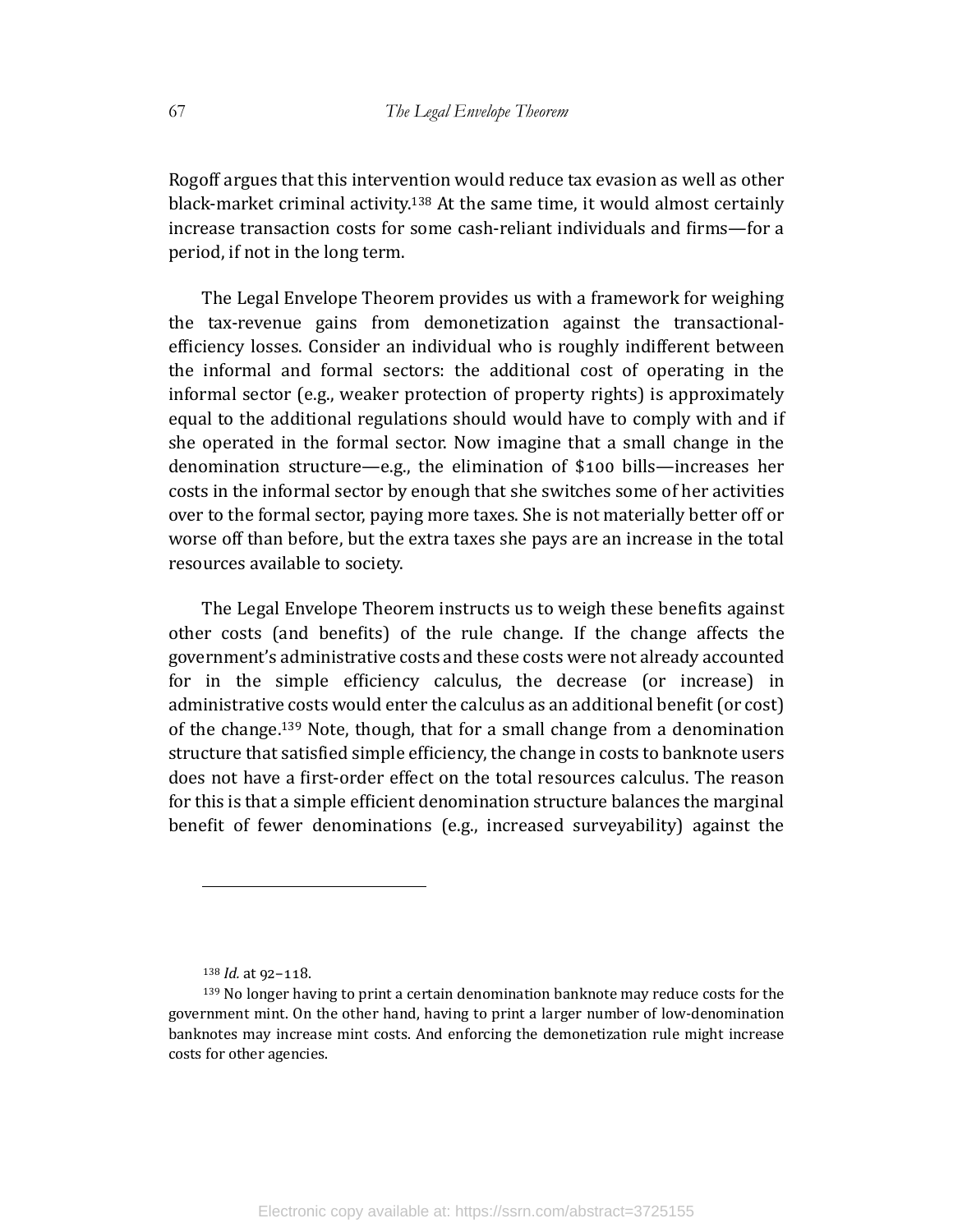Rogoff argues that this intervention would reduce tax evasion as well as other black-market criminal activity.[138] At the same time, it would almost certainly increase transaction costs for some cash-reliant individuals and firms—for a period, if not in the long term.

The Legal Envelope Theorem provides us with a framework for weighing the tax-revenue gains from demonetization against the transactional-efficiency losses. Consider an individual who is roughly indifferent between the informal and formal sectors: the additional cost of operating in the informal sector (e.g., weaker protection of property rights) is approximately equal to the additional regulations should would have to comply with and if she operated in the formal sector. Now imagine that a small change in the denomination structure—e.g., the elimination of $100 bills—increases her costs in the informal sector by enough that she switches some of her activities over to the formal sector, paying more taxes. She is not materially better off or worse off than before, but the extra taxes she pays are an increase in the total resources available to society.

The Legal Envelope Theorem instructs us to weigh these benefits against other costs (and benefits) of the rule change. If the change affects the government's administrative costs and these costs were not already accounted for in the simple efficiency calculus, the decrease (or increase) in administrative costs would enter the calculus as an additional benefit (or cost) of the change.[139] Note, though, that for a small change from a denomination structure that satisfied simple efficiency, the change in costs to banknote users does not have a first-order effect on the total resources calculus. The reason for this is that a simple efficient denomination structure balances the marginal benefit of fewer denominations (e.g., increased surveyability) against the

---

[138] *Id.* at 92–118.

[139] No longer having to print a certain denomination banknote may reduce costs for the government mint. On the other hand, having to print a larger number of low-denomination banknotes may increase mint costs. And enforcing the demonetization rule might increase costs for other agencies.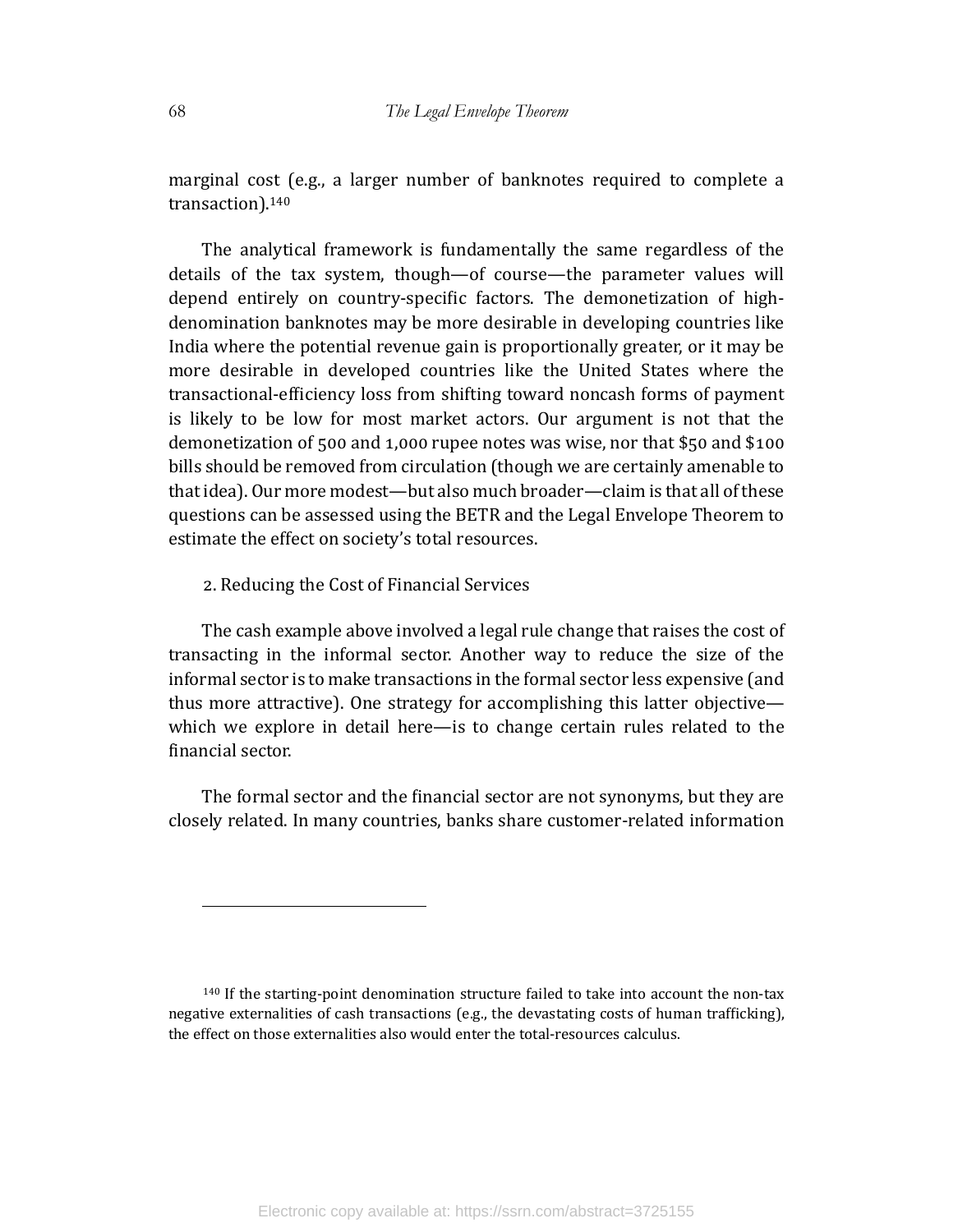marginal cost (e.g., a larger number of banknotes required to complete a transaction).[140]

The analytical framework is fundamentally the same regardless of the details of the tax system, though—of course—the parameter values will depend entirely on country-specific factors. The demonetization of high-denomination banknotes may be more desirable in developing countries like India where the potential revenue gain is proportionally greater, or it may be more desirable in developed countries like the United States where the transactional-efficiency loss from shifting toward noncash forms of payment is likely to be low for most market actors. Our argument is not that the demonetization of 500 and 1,000 rupee notes was wise, nor that $50 and $100 bills should be removed from circulation (though we are certainly amenable to that idea). Our more modest—but also much broader—claim is that all of these questions can be assessed using the BETR and the Legal Envelope Theorem to estimate the effect on society's total resources.

2. Reducing the Cost of Financial Services

The cash example above involved a legal rule change that raises the cost of transacting in the informal sector. Another way to reduce the size of the informal sector is to make transactions in the formal sector less expensive (and thus more attractive). One strategy for accomplishing this latter objective—which we explore in detail here—is to change certain rules related to the financial sector.

The formal sector and the financial sector are not synonyms, but they are closely related. In many countries, banks share customer-related information

---

[140] If the starting-point denomination structure failed to take into account the non-tax negative externalities of cash transactions (e.g., the devastating costs of human trafficking), the effect on those externalities also would enter the total-resources calculus.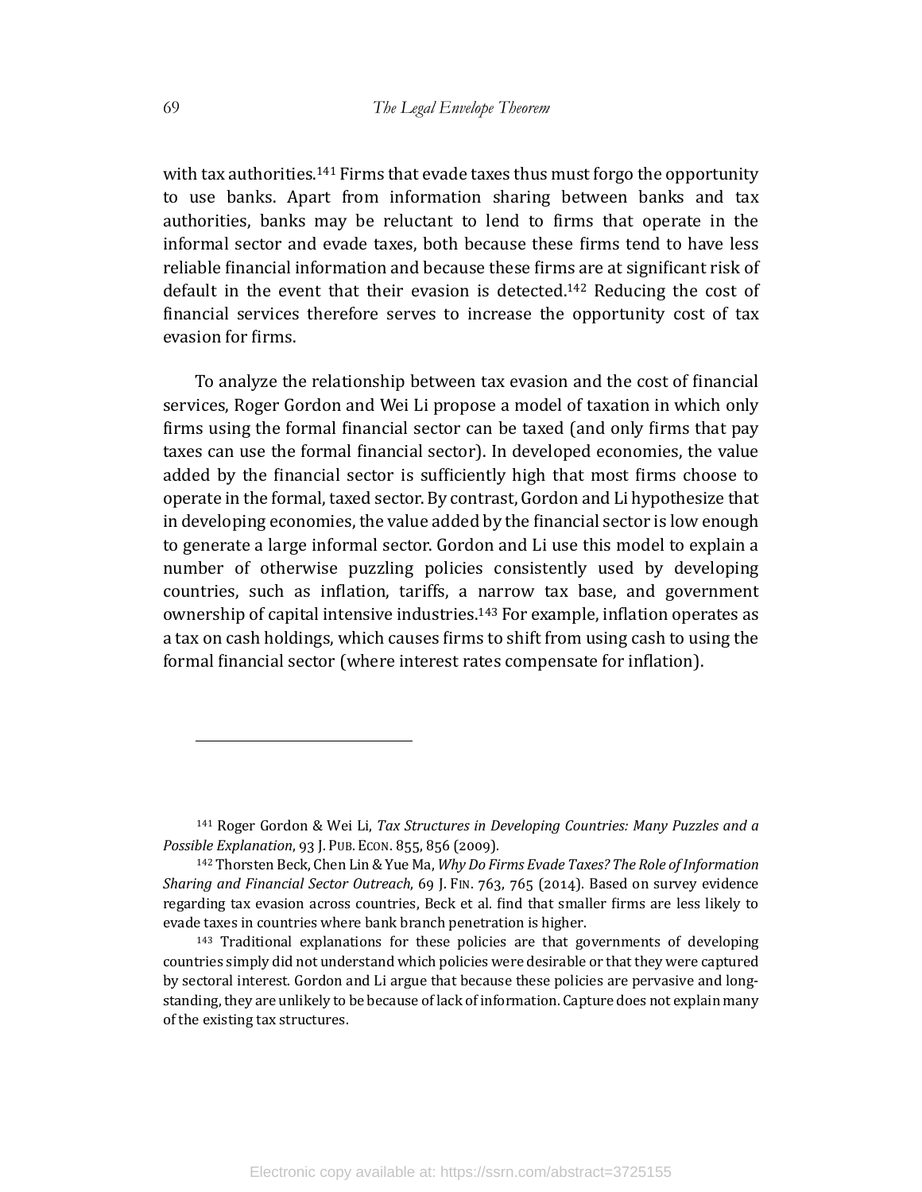with tax authorities.[141] Firms that evade taxes thus must forgo the opportunity to use banks. Apart from information sharing between banks and tax authorities, banks may be reluctant to lend to firms that operate in the informal sector and evade taxes, both because these firms tend to have less reliable financial information and because these firms are at significant risk of default in the event that their evasion is detected.[142] Reducing the cost of financial services therefore serves to increase the opportunity cost of tax evasion for firms.

To analyze the relationship between tax evasion and the cost of financial services, Roger Gordon and Wei Li propose a model of taxation in which only firms using the formal financial sector can be taxed (and only firms that pay taxes can use the formal financial sector). In developed economies, the value added by the financial sector is sufficiently high that most firms choose to operate in the formal, taxed sector. By contrast, Gordon and Li hypothesize that in developing economies, the value added by the financial sector is low enough to generate a large informal sector. Gordon and Li use this model to explain a number of otherwise puzzling policies consistently used by developing countries, such as inflation, tariffs, a narrow tax base, and government ownership of capital intensive industries.[143] For example, inflation operates as a tax on cash holdings, which causes firms to shift from using cash to using the formal financial sector (where interest rates compensate for inflation).

---

[141] Roger Gordon & Wei Li, *Tax Structures in Developing Countries: Many Puzzles and a Possible Explanation*, 93 J. PUB. ECON. 855, 856 (2009).

[142] Thorsten Beck, Chen Lin & Yue Ma, *Why Do Firms Evade Taxes? The Role of Information Sharing and Financial Sector Outreach*, 69 J. FIN. 763, 765 (2014). Based on survey evidence regarding tax evasion across countries, Beck et al. find that smaller firms are less likely to evade taxes in countries where bank branch penetration is higher.

[143] Traditional explanations for these policies are that governments of developing countries simply did not understand which policies were desirable or that they were captured by sectoral interest. Gordon and Li argue that because these policies are pervasive and long-standing, they are unlikely to be because of lack of information. Capture does not explain many of the existing tax structures.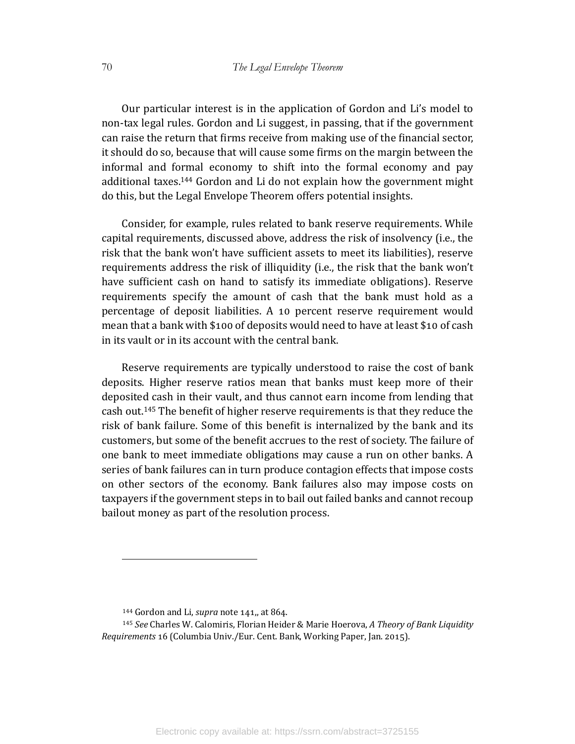Our particular interest is in the application of Gordon and Li's model to non-tax legal rules. Gordon and Li suggest, in passing, that if the government can raise the return that firms receive from making use of the financial sector, it should do so, because that will cause some firms on the margin between the informal and formal economy to shift into the formal economy and pay additional taxes.[144] Gordon and Li do not explain how the government might do this, but the Legal Envelope Theorem offers potential insights.

Consider, for example, rules related to bank reserve requirements. While capital requirements, discussed above, address the risk of insolvency (i.e., the risk that the bank won't have sufficient assets to meet its liabilities), reserve requirements address the risk of illiquidity (i.e., the risk that the bank won't have sufficient cash on hand to satisfy its immediate obligations). Reserve requirements specify the amount of cash that the bank must hold as a percentage of deposit liabilities. A 10 percent reserve requirement would mean that a bank with $100 of deposits would need to have at least $10 of cash in its vault or in its account with the central bank.

Reserve requirements are typically understood to raise the cost of bank deposits. Higher reserve ratios mean that banks must keep more of their deposited cash in their vault, and thus cannot earn income from lending that cash out.[145] The benefit of higher reserve requirements is that they reduce the risk of bank failure. Some of this benefit is internalized by the bank and its customers, but some of the benefit accrues to the rest of society. The failure of one bank to meet immediate obligations may cause a run on other banks. A series of bank failures can in turn produce contagion effects that impose costs on other sectors of the economy. Bank failures also may impose costs on taxpayers if the government steps in to bail out failed banks and cannot recoup bailout money as part of the resolution process.

---

[144] Gordon and Li, *supra* note 141,, at 864.

[145] *See* Charles W. Calomiris, Florian Heider & Marie Hoerova, *A Theory of Bank Liquidity Requirements* 16 (Columbia Univ./Eur. Cent. Bank, Working Paper, Jan. 2015).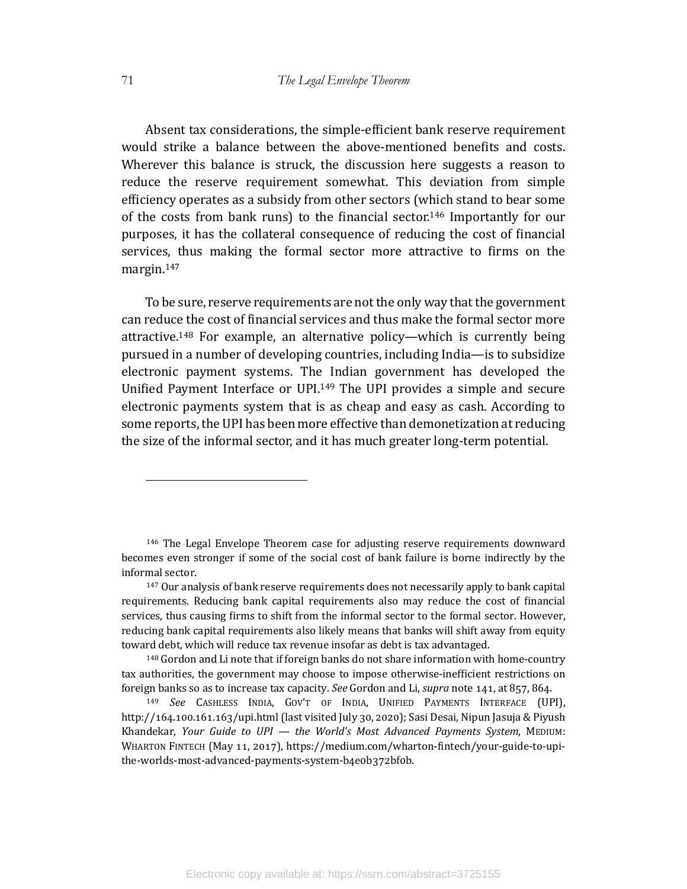Absent tax considerations, the simple-efficient bank reserve requirement would strike a balance between the above-mentioned benefits and costs. Wherever this balance is struck, the discussion here suggests a reason to reduce the reserve requirement somewhat. This deviation from simple efficiency operates as a subsidy from other sectors (which stand to bear some of the costs from bank runs) to the financial sector.[146] Importantly for our purposes, it has the collateral consequence of reducing the cost of financial services, thus making the formal sector more attractive to firms on the margin.[147]

To be sure, reserve requirements are not the only way that the government can reduce the cost of financial services and thus make the formal sector more attractive.[148] For example, an alternative policy—which is currently being pursued in a number of developing countries, including India—is to subsidize electronic payment systems. The Indian government has developed the Unified Payment Interface or UPI.[149] The UPI provides a simple and secure electronic payments system that is as cheap and easy as cash. According to some reports, the UPI has been more effective than demonetization at reducing the size of the informal sector, and it has much greater long-term potential.

---

[146] The Legal Envelope Theorem case for adjusting reserve requirements downward becomes even stronger if some of the social cost of bank failure is borne indirectly by the informal sector.

[147] Our analysis of bank reserve requirements does not necessarily apply to bank capital requirements. Reducing bank capital requirements also may reduce the cost of financial services, thus causing firms to shift from the informal sector to the formal sector. However, reducing bank capital requirements also likely means that banks will shift away from equity toward debt, which will reduce tax revenue insofar as debt is tax advantaged.

[148] Gordon and Li note that if foreign banks do not share information with home-country tax authorities, the government may choose to impose otherwise-inefficient restrictions on foreign banks so as to increase tax capacity. *See* Gordon and Li, *supra* note 141, at 857, 864.

[149] *See* CASHLESS INDIA, GOV'T OF INDIA, UNIFIED PAYMENTS INTERFACE (UPI), http://164.100.161.163/upi.html (last visited July 30, 2020); Sasi Desai, Nipun Jasuja & Piyush Khandekar, *Your Guide to UPI — the World's Most Advanced Payments System*, MEDIUM: WHARTON FINTECH (May 11, 2017), https://medium.com/wharton-fintech/your-guide-to-upi-the-worlds-most-advanced-payments-system-b4e0b372bf0b.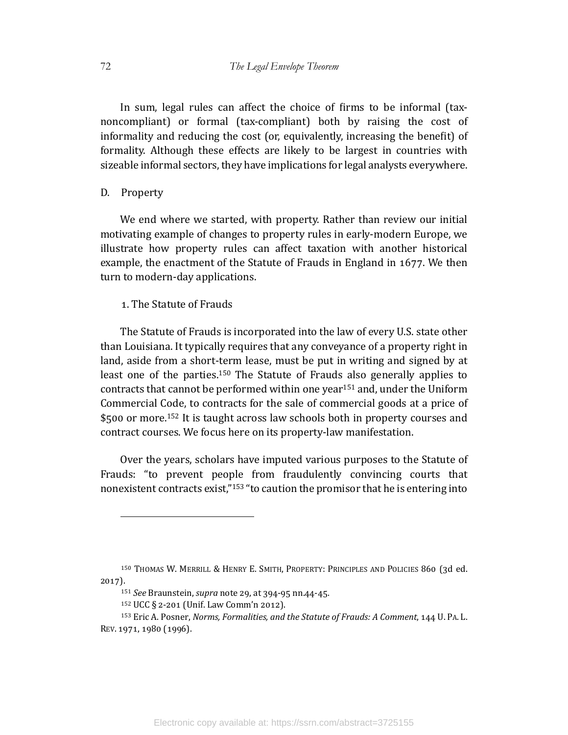In sum, legal rules can affect the choice of firms to be informal (tax-noncompliant) or formal (tax-compliant) both by raising the cost of informality and reducing the cost (or, equivalently, increasing the benefit) of formality. Although these effects are likely to be largest in countries with sizeable informal sectors, they have implications for legal analysts everywhere.

## D. Property

We end where we started, with property. Rather than review our initial motivating example of changes to property rules in early-modern Europe, we illustrate how property rules can affect taxation with another historical example, the enactment of the Statute of Frauds in England in 1677. We then turn to modern-day applications.

### 1. The Statute of Frauds

The Statute of Frauds is incorporated into the law of every U.S. state other than Louisiana. It typically requires that any conveyance of a property right in land, aside from a short-term lease, must be put in writing and signed by at least one of the parties.[150] The Statute of Frauds also generally applies to contracts that cannot be performed within one year[151] and, under the Uniform Commercial Code, to contracts for the sale of commercial goods at a price of $500 or more.[152] It is taught across law schools both in property courses and contract courses. We focus here on its property-law manifestation.

Over the years, scholars have imputed various purposes to the Statute of Frauds: "to prevent people from fraudulently convincing courts that nonexistent contracts exist,"[153] "to caution the promisor that he is entering into

---

[150] Thomas W. Merrill & Henry E. Smith, Property: Principles and Policies 860 (3d ed. 2017).

[151] *See* Braunstein, *supra* note 29, at 394-95 nn.44-45.

[152] UCC § 2-201 (Unif. Law Comm'n 2012).

[153] Eric A. Posner, *Norms, Formalities, and the Statute of Frauds: A Comment*, 144 U. Pa. L. Rev. 1971, 1980 (1996).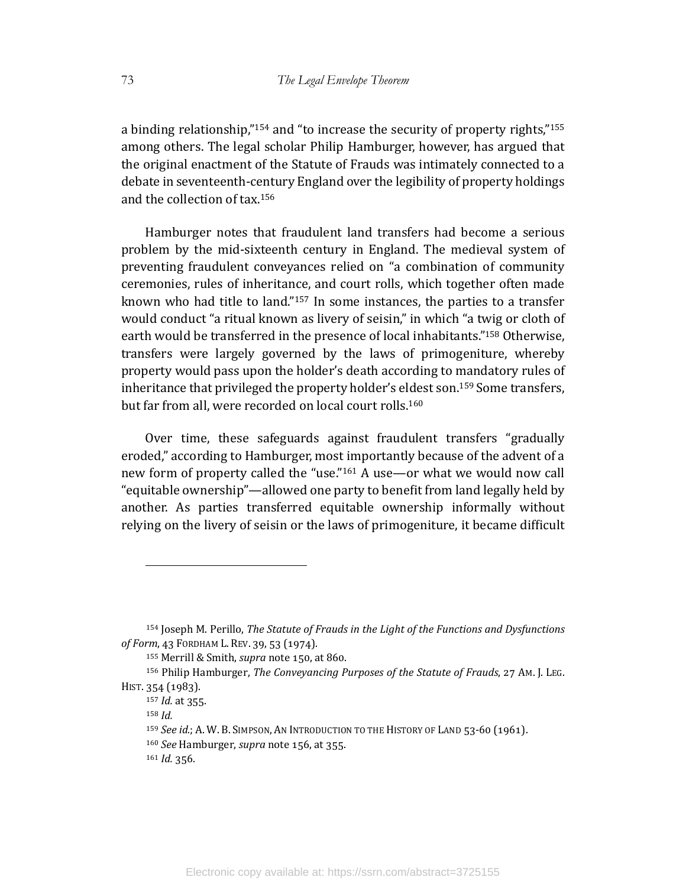a binding relationship,"[154] and "to increase the security of property rights,"[155] among others. The legal scholar Philip Hamburger, however, has argued that the original enactment of the Statute of Frauds was intimately connected to a debate in seventeenth-century England over the legibility of property holdings and the collection of tax.[156]

Hamburger notes that fraudulent land transfers had become a serious problem by the mid-sixteenth century in England. The medieval system of preventing fraudulent conveyances relied on "a combination of community ceremonies, rules of inheritance, and court rolls, which together often made known who had title to land."[157] In some instances, the parties to a transfer would conduct "a ritual known as livery of seisin," in which "a twig or cloth of earth would be transferred in the presence of local inhabitants."[158] Otherwise, transfers were largely governed by the laws of primogeniture, whereby property would pass upon the holder's death according to mandatory rules of inheritance that privileged the property holder's eldest son.[159] Some transfers, but far from all, were recorded on local court rolls.[160]

Over time, these safeguards against fraudulent transfers "gradually eroded," according to Hamburger, most importantly because of the advent of a new form of property called the "use."[161] A use—or what we would now call "equitable ownership"—allowed one party to benefit from land legally held by another. As parties transferred equitable ownership informally without relying on the livery of seisin or the laws of primogeniture, it became difficult

---

[154] Joseph M. Perillo, *The Statute of Frauds in the Light of the Functions and Dysfunctions of Form*, 43 FORDHAM L. REV. 39, 53 (1974).

[155] Merrill & Smith, *supra* note 150, at 860.

[156] Philip Hamburger, *The Conveyancing Purposes of the Statute of Frauds*, 27 AM. J. LEG. HIST. 354 (1983).

[157] *Id.* at 355.

[158] *Id.*

[159] *See id.*; A. W. B. SIMPSON, AN INTRODUCTION TO THE HISTORY OF LAND 53-60 (1961).

[160] *See* Hamburger, *supra* note 156, at 355.

[161] *Id.* 356.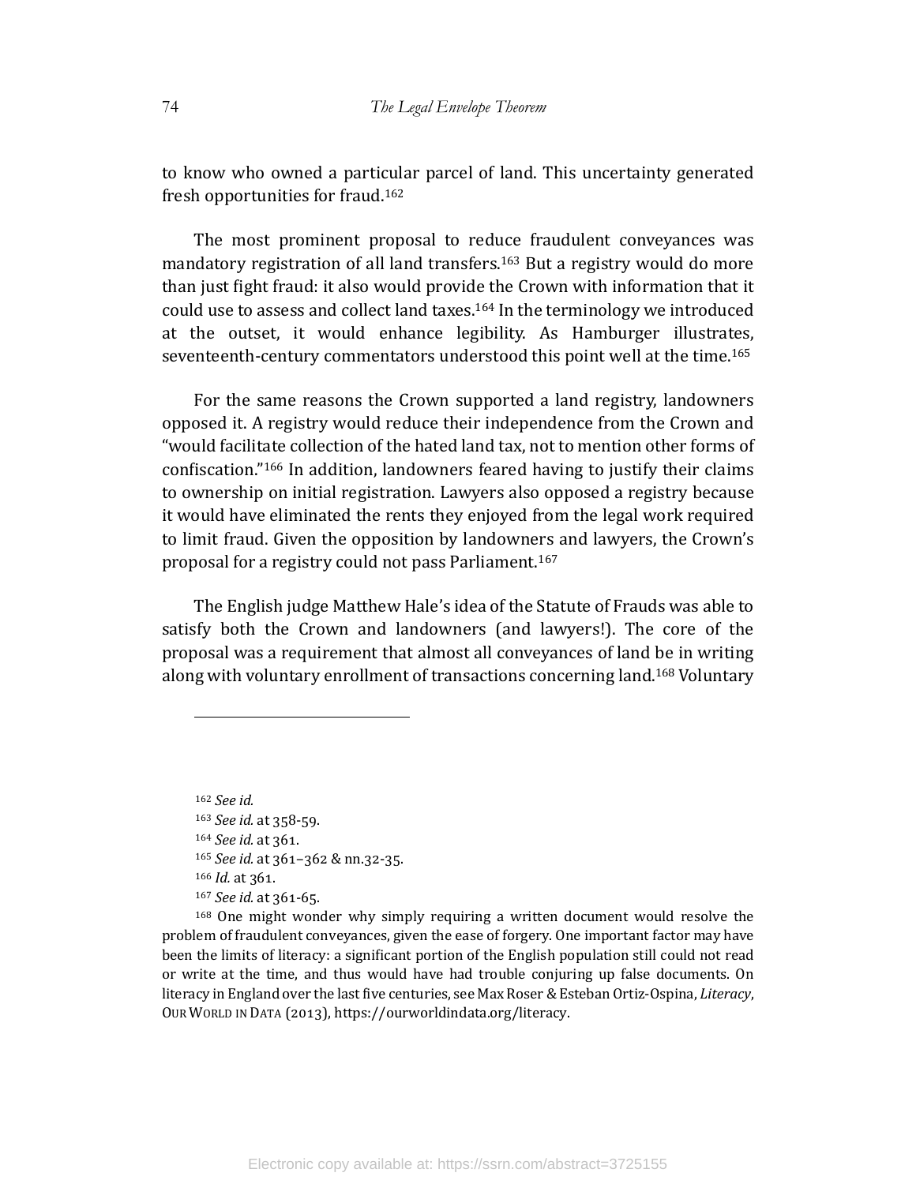to know who owned a particular parcel of land. This uncertainty generated fresh opportunities for fraud.[162]

The most prominent proposal to reduce fraudulent conveyances was mandatory registration of all land transfers.[163] But a registry would do more than just fight fraud: it also would provide the Crown with information that it could use to assess and collect land taxes.[164] In the terminology we introduced at the outset, it would enhance legibility. As Hamburger illustrates, seventeenth-century commentators understood this point well at the time.[165]

For the same reasons the Crown supported a land registry, landowners opposed it. A registry would reduce their independence from the Crown and "would facilitate collection of the hated land tax, not to mention other forms of confiscation."[166] In addition, landowners feared having to justify their claims to ownership on initial registration. Lawyers also opposed a registry because it would have eliminated the rents they enjoyed from the legal work required to limit fraud. Given the opposition by landowners and lawyers, the Crown's proposal for a registry could not pass Parliament.[167]

The English judge Matthew Hale's idea of the Statute of Frauds was able to satisfy both the Crown and landowners (and lawyers!). The core of the proposal was a requirement that almost all conveyances of land be in writing along with voluntary enrollment of transactions concerning land.[168] Voluntary

---

[162] *See id.*

[163] *See id.* at 358-59.

[164] *See id.* at 361.

[165] *See id.* at 361–362 & nn.32-35.

[166] *Id.* at 361.

[167] *See id.* at 361-65.

[168] One might wonder why simply requiring a written document would resolve the problem of fraudulent conveyances, given the ease of forgery. One important factor may have been the limits of literacy: a significant portion of the English population still could not read or write at the time, and thus would have had trouble conjuring up false documents. On literacy in England over the last five centuries, see Max Roser & Esteban Ortiz-Ospina, *Literacy*, OUR WORLD IN DATA (2013), https://ourworldindata.org/literacy.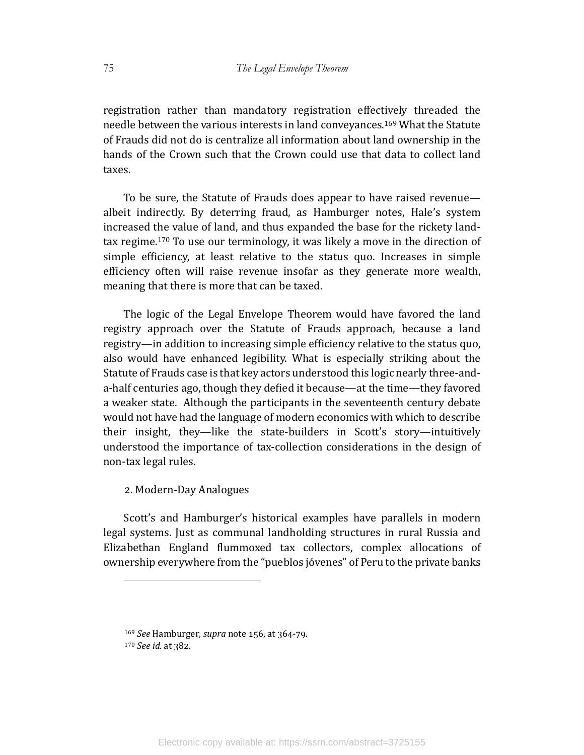registration rather than mandatory registration effectively threaded the needle between the various interests in land conveyances.[169] What the Statute of Frauds did not do is centralize all information about land ownership in the hands of the Crown such that the Crown could use that data to collect land taxes.

To be sure, the Statute of Frauds does appear to have raised revenue—albeit indirectly. By deterring fraud, as Hamburger notes, Hale's system increased the value of land, and thus expanded the base for the rickety land-tax regime.[170] To use our terminology, it was likely a move in the direction of simple efficiency, at least relative to the status quo. Increases in simple efficiency often will raise revenue insofar as they generate more wealth, meaning that there is more that can be taxed.

The logic of the Legal Envelope Theorem would have favored the land registry approach over the Statute of Frauds approach, because a land registry—in addition to increasing simple efficiency relative to the status quo, also would have enhanced legibility. What is especially striking about the Statute of Frauds case is that key actors understood this logic nearly three-and-a-half centuries ago, though they defied it because—at the time—they favored a weaker state. Although the participants in the seventeenth century debate would not have had the language of modern economics with which to describe their insight, they—like the state-builders in Scott's story—intuitively understood the importance of tax-collection considerations in the design of non-tax legal rules.

2. Modern-Day Analogues

Scott's and Hamburger's historical examples have parallels in modern legal systems. Just as communal landholding structures in rural Russia and Elizabethan England flummoxed tax collectors, complex allocations of ownership everywhere from the "pueblos jóvenes" of Peru to the private banks

---

[169] *See* Hamburger, *supra* note 156, at 364-79.

[170] *See id.* at 382.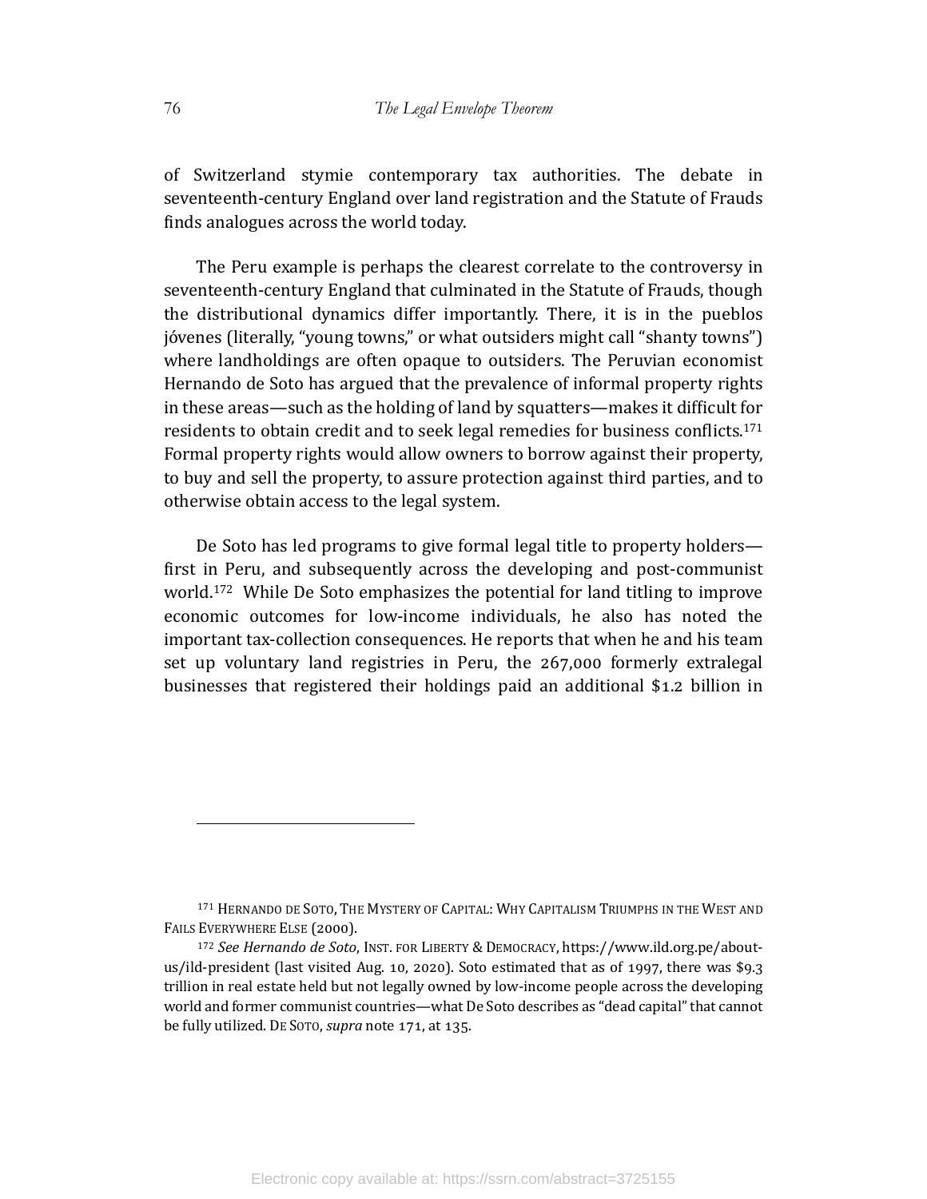of Switzerland stymie contemporary tax authorities. The debate in seventeenth-century England over land registration and the Statute of Frauds finds analogues across the world today.

The Peru example is perhaps the clearest correlate to the controversy in seventeenth-century England that culminated in the Statute of Frauds, though the distributional dynamics differ importantly. There, it is in the pueblos jóvenes (literally, "young towns," or what outsiders might call "shanty towns") where landholdings are often opaque to outsiders. The Peruvian economist Hernando de Soto has argued that the prevalence of informal property rights in these areas—such as the holding of land by squatters—makes it difficult for residents to obtain credit and to seek legal remedies for business conflicts.[171] Formal property rights would allow owners to borrow against their property, to buy and sell the property, to assure protection against third parties, and to otherwise obtain access to the legal system.

De Soto has led programs to give formal legal title to property holders—first in Peru, and subsequently across the developing and post-communist world.[172] While De Soto emphasizes the potential for land titling to improve economic outcomes for low-income individuals, he also has noted the important tax-collection consequences. He reports that when he and his team set up voluntary land registries in Peru, the 267,000 formerly extralegal businesses that registered their holdings paid an additional $1.2 billion in

---

[171] HERNANDO DE SOTO, THE MYSTERY OF CAPITAL: WHY CAPITALISM TRIUMPHS IN THE WEST AND FAILS EVERYWHERE ELSE (2000).

[172] *See Hernando de Soto*, INST. FOR LIBERTY & DEMOCRACY, https://www.ild.org.pe/about-us/ild-president (last visited Aug. 10, 2020). Soto estimated that as of 1997, there was $9.3 trillion in real estate held but not legally owned by low-income people across the developing world and former communist countries—what De Soto describes as "dead capital" that cannot be fully utilized. DE SOTO, *supra* note 171, at 135.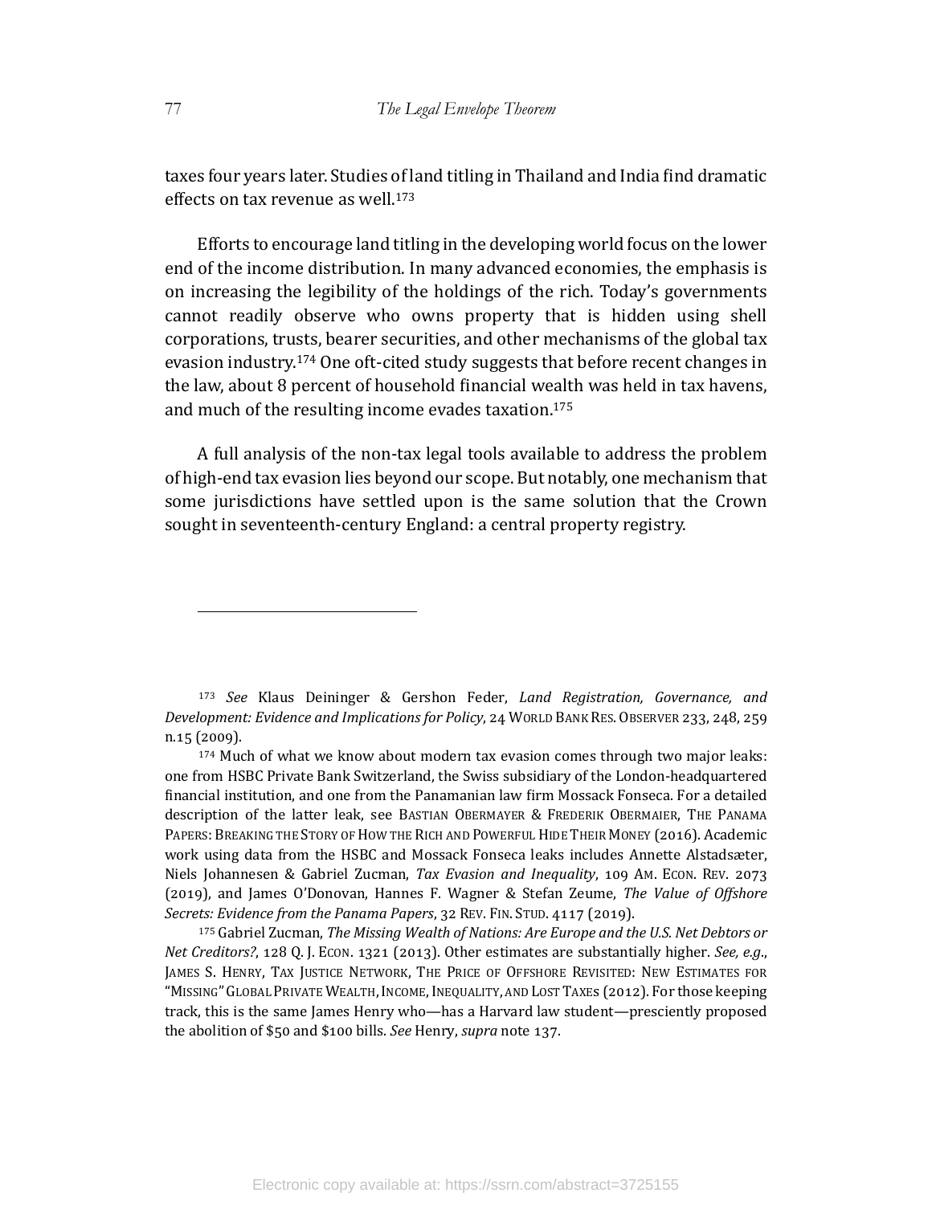taxes four years later. Studies of land titling in Thailand and India find dramatic effects on tax revenue as well.[173]

Efforts to encourage land titling in the developing world focus on the lower end of the income distribution. In many advanced economies, the emphasis is on increasing the legibility of the holdings of the rich. Today's governments cannot readily observe who owns property that is hidden using shell corporations, trusts, bearer securities, and other mechanisms of the global tax evasion industry.[174] One oft-cited study suggests that before recent changes in the law, about 8 percent of household financial wealth was held in tax havens, and much of the resulting income evades taxation.[175]

A full analysis of the non-tax legal tools available to address the problem of high-end tax evasion lies beyond our scope. But notably, one mechanism that some jurisdictions have settled upon is the same solution that the Crown sought in seventeenth-century England: a central property registry.

---

[173] *See* Klaus Deininger & Gershon Feder, *Land Registration, Governance, and Development: Evidence and Implications for Policy*, 24 WORLD BANK RES. OBSERVER 233, 248, 259 n.15 (2009).

[174] Much of what we know about modern tax evasion comes through two major leaks: one from HSBC Private Bank Switzerland, the Swiss subsidiary of the London-headquartered financial institution, and one from the Panamanian law firm Mossack Fonseca. For a detailed description of the latter leak, see BASTIAN OBERMAYER & FREDERIK OBERMAIER, THE PANAMA PAPERS: BREAKING THE STORY OF HOW THE RICH AND POWERFUL HIDE THEIR MONEY (2016). Academic work using data from the HSBC and Mossack Fonseca leaks includes Annette Alstadsæter, Niels Johannesen & Gabriel Zucman, *Tax Evasion and Inequality*, 109 AM. ECON. REV. 2073 (2019), and James O'Donovan, Hannes F. Wagner & Stefan Zeume, *The Value of Offshore Secrets: Evidence from the Panama Papers*, 32 REV. FIN. STUD. 4117 (2019).

[175] Gabriel Zucman, *The Missing Wealth of Nations: Are Europe and the U.S. Net Debtors or Net Creditors?*, 128 Q. J. ECON. 1321 (2013). Other estimates are substantially higher. *See, e.g.*, JAMES S. HENRY, TAX JUSTICE NETWORK, THE PRICE OF OFFSHORE REVISITED: NEW ESTIMATES FOR "MISSING" GLOBAL PRIVATE WEALTH, INCOME, INEQUALITY, AND LOST TAXES (2012). For those keeping track, this is the same James Henry who—has a Harvard law student—presciently proposed the abolition of $50 and $100 bills. *See* Henry, *supra* note 137.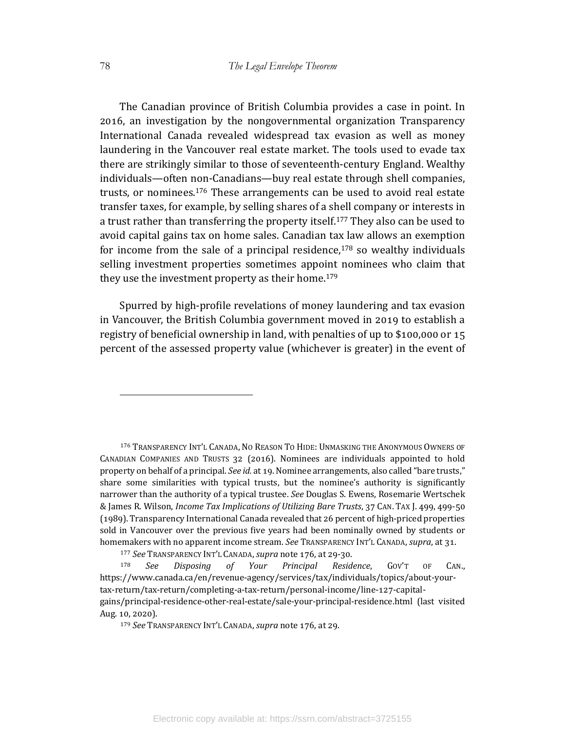The Canadian province of British Columbia provides a case in point. In 2016, an investigation by the nongovernmental organization Transparency International Canada revealed widespread tax evasion as well as money laundering in the Vancouver real estate market. The tools used to evade tax there are strikingly similar to those of seventeenth-century England. Wealthy individuals—often non-Canadians—buy real estate through shell companies, trusts, or nominees.[176] These arrangements can be used to avoid real estate transfer taxes, for example, by selling shares of a shell company or interests in a trust rather than transferring the property itself.[177] They also can be used to avoid capital gains tax on home sales. Canadian tax law allows an exemption for income from the sale of a principal residence,[178] so wealthy individuals selling investment properties sometimes appoint nominees who claim that they use the investment property as their home.[179]

Spurred by high-profile revelations of money laundering and tax evasion in Vancouver, the British Columbia government moved in 2019 to establish a registry of beneficial ownership in land, with penalties of up to $100,000 or 15 percent of the assessed property value (whichever is greater) in the event of

---

[176] TRANSPARENCY INT'L CANADA, NO REASON TO HIDE: UNMASKING THE ANONYMOUS OWNERS OF CANADIAN COMPANIES AND TRUSTS 32 (2016). Nominees are individuals appointed to hold property on behalf of a principal. *See id.* at 19. Nominee arrangements, also called "bare trusts," share some similarities with typical trusts, but the nominee's authority is significantly narrower than the authority of a typical trustee. *See* Douglas S. Ewens, Rosemarie Wertschek & James R. Wilson, *Income Tax Implications of Utilizing Bare Trusts*, 37 CAN. TAX J. 499, 499-50 (1989). Transparency International Canada revealed that 26 percent of high-priced properties sold in Vancouver over the previous five years had been nominally owned by students or homemakers with no apparent income stream. *See* TRANSPARENCY INT'L CANADA, *supra*, at 31.

[177] *See* TRANSPARENCY INT'L CANADA, *supra* note 176, at 29-30.

[178] *See Disposing of Your Principal Residence*, GOV'T OF CAN., https://www.canada.ca/en/revenue-agency/services/tax/individuals/topics/about-your-tax-return/tax-return/completing-a-tax-return/personal-income/line-127-capital-gains/principal-residence-other-real-estate/sale-your-principal-residence.html (last visited Aug. 10, 2020).

[179] *See* TRANSPARENCY INT'L CANADA, *supra* note 176, at 29.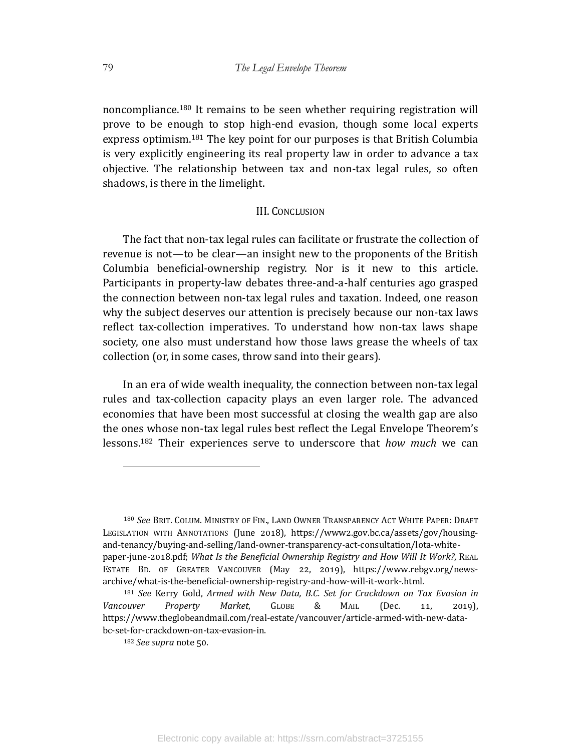noncompliance.[180] It remains to be seen whether requiring registration will prove to be enough to stop high-end evasion, though some local experts express optimism.[181] The key point for our purposes is that British Columbia is very explicitly engineering its real property law in order to advance a tax objective. The relationship between tax and non-tax legal rules, so often shadows, is there in the limelight.

## III. CONCLUSION

The fact that non-tax legal rules can facilitate or frustrate the collection of revenue is not—to be clear—an insight new to the proponents of the British Columbia beneficial-ownership registry. Nor is it new to this article. Participants in property-law debates three-and-a-half centuries ago grasped the connection between non-tax legal rules and taxation. Indeed, one reason why the subject deserves our attention is precisely because our non-tax laws reflect tax-collection imperatives. To understand how non-tax laws shape society, one also must understand how those laws grease the wheels of tax collection (or, in some cases, throw sand into their gears).

In an era of wide wealth inequality, the connection between non-tax legal rules and tax-collection capacity plays an even larger role. The advanced economies that have been most successful at closing the wealth gap are also the ones whose non-tax legal rules best reflect the Legal Envelope Theorem's lessons.[182] Their experiences serve to underscore that *how much* we can

---

[180] *See* BRIT. COLUM. MINISTRY OF FIN., LAND OWNER TRANSPARENCY ACT WHITE PAPER: DRAFT LEGISLATION WITH ANNOTATIONS (June 2018), https://www2.gov.bc.ca/assets/gov/housing-and-tenancy/buying-and-selling/land-owner-transparency-act-consultation/lota-white-paper-june-2018.pdf; *What Is the Beneficial Ownership Registry and How Will It Work?*, REAL ESTATE BD. OF GREATER VANCOUVER (May 22, 2019), https://www.rebgv.org/news-archive/what-is-the-beneficial-ownership-registry-and-how-will-it-work-.html.

[181] *See* Kerry Gold, *Armed with New Data, B.C. Set for Crackdown on Tax Evasion in Vancouver Property Market*, GLOBE & MAIL (Dec. 11, 2019), https://www.theglobeandmail.com/real-estate/vancouver/article-armed-with-new-data-bc-set-for-crackdown-on-tax-evasion-in.

[182] *See supra* note 50.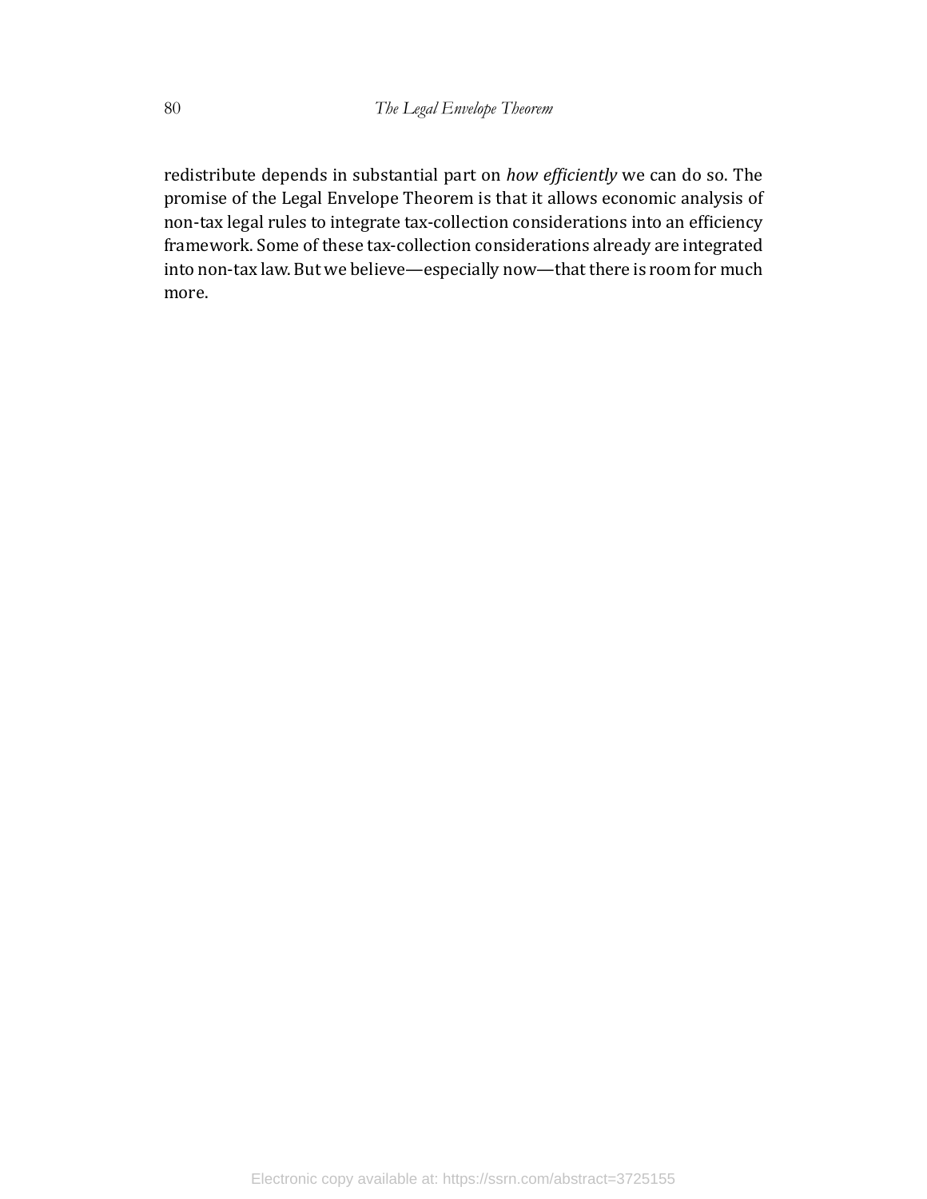redistribute depends in substantial part on *how efficiently* we can do so. The promise of the Legal Envelope Theorem is that it allows economic analysis of non-tax legal rules to integrate tax-collection considerations into an efficiency framework. Some of these tax-collection considerations already are integrated into non-tax law. But we believe—especially now—that there is room for much more.